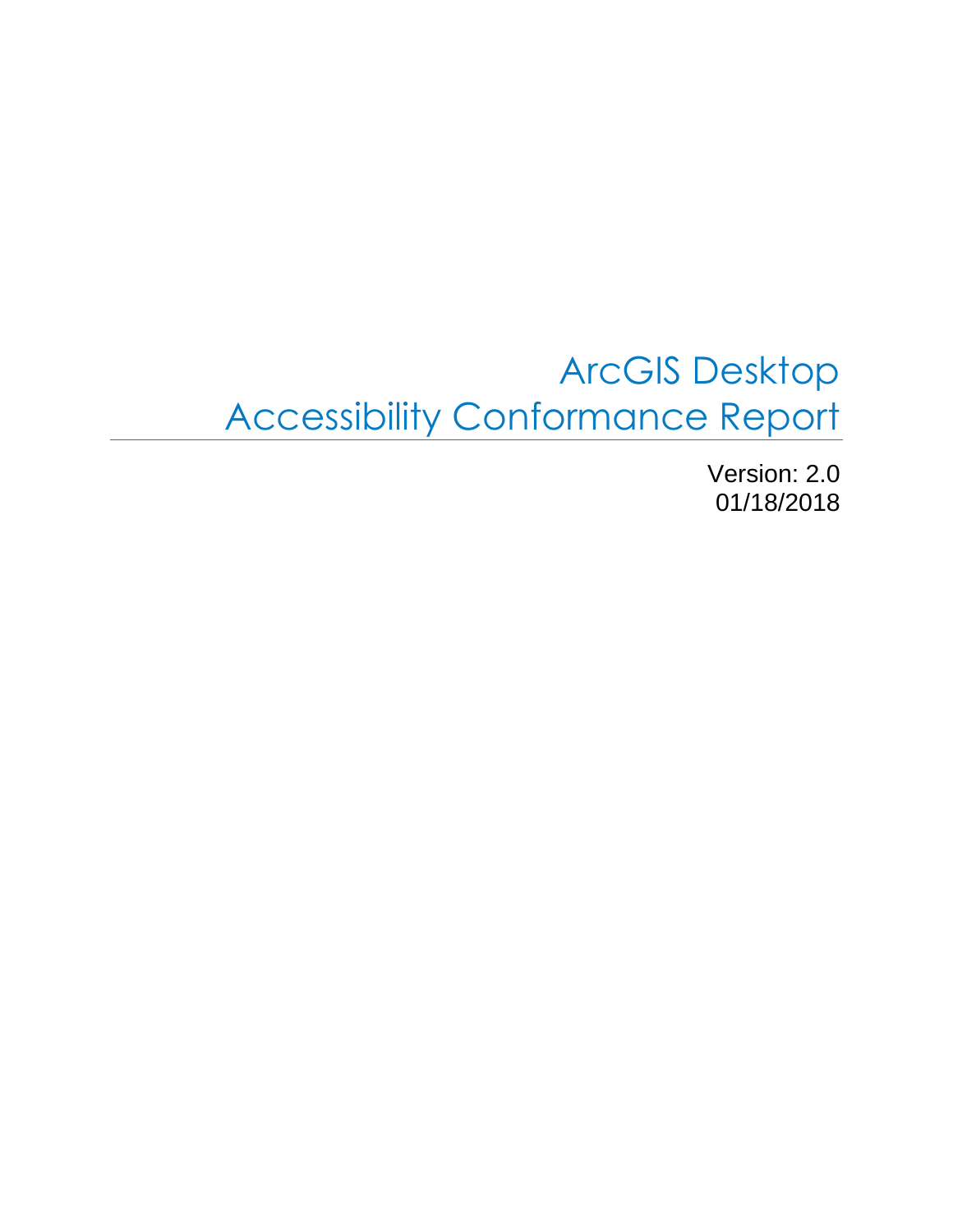# ArcGIS Desktop
# Accessibility Conformance Report

Version: 2.0
01/18/2018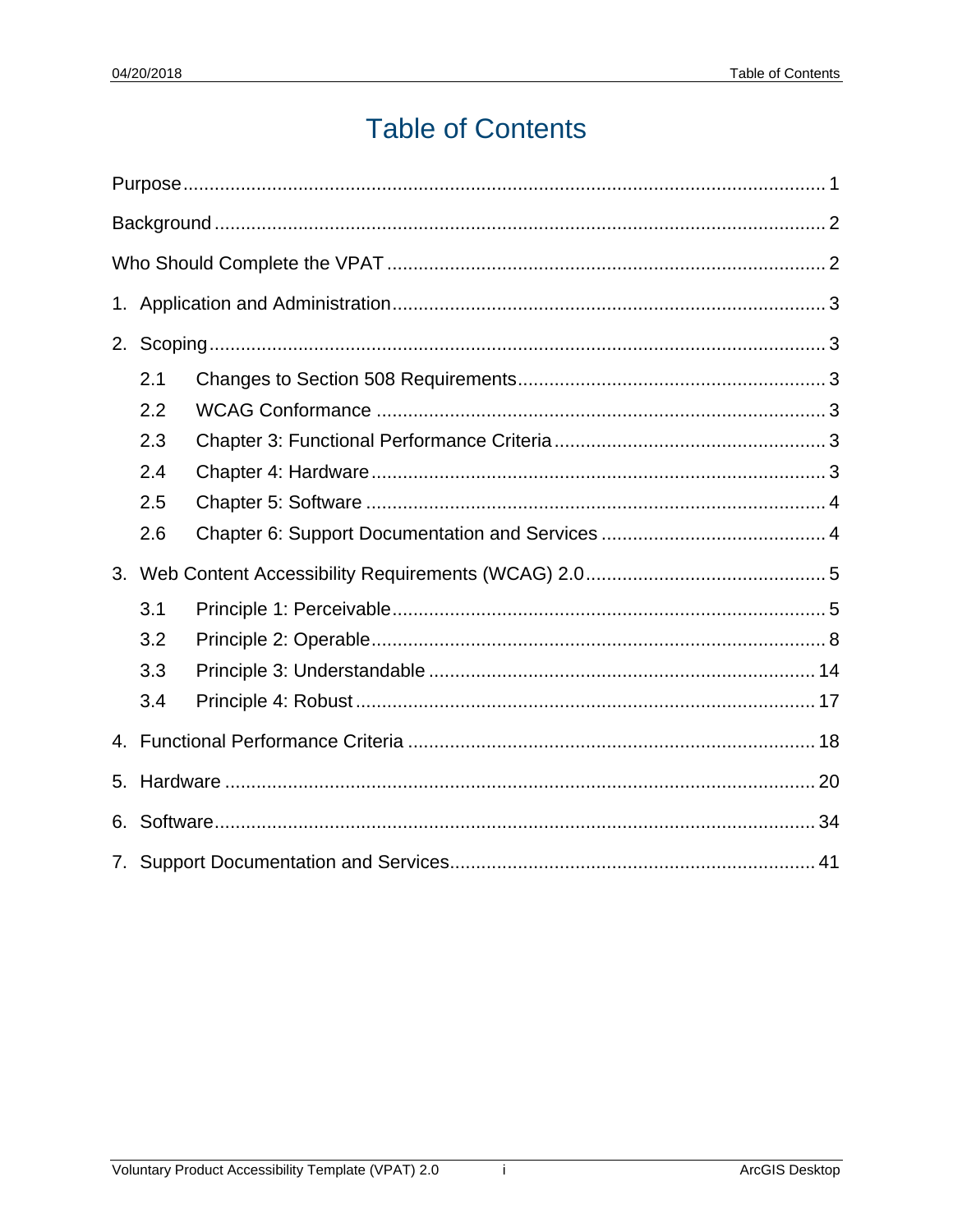# Table of Contents

Purpose .......... 1

Background .......... 2

Who Should Complete the VPAT .......... 2

1. Application and Administration .......... 3

2. Scoping .......... 3
   - 2.1 Changes to Section 508 Requirements .......... 3
   - 2.2 WCAG Conformance .......... 3
   - 2.3 Chapter 3: Functional Performance Criteria .......... 3
   - 2.4 Chapter 4: Hardware .......... 3
   - 2.5 Chapter 5: Software .......... 4
   - 2.6 Chapter 6: Support Documentation and Services .......... 4

3. Web Content Accessibility Requirements (WCAG) 2.0 .......... 5
   - 3.1 Principle 1: Perceivable .......... 5
   - 3.2 Principle 2: Operable .......... 8
   - 3.3 Principle 3: Understandable .......... 14
   - 3.4 Principle 4: Robust .......... 17

4. Functional Performance Criteria .......... 18

5. Hardware .......... 20

6. Software .......... 34

7. Support Documentation and Services .......... 41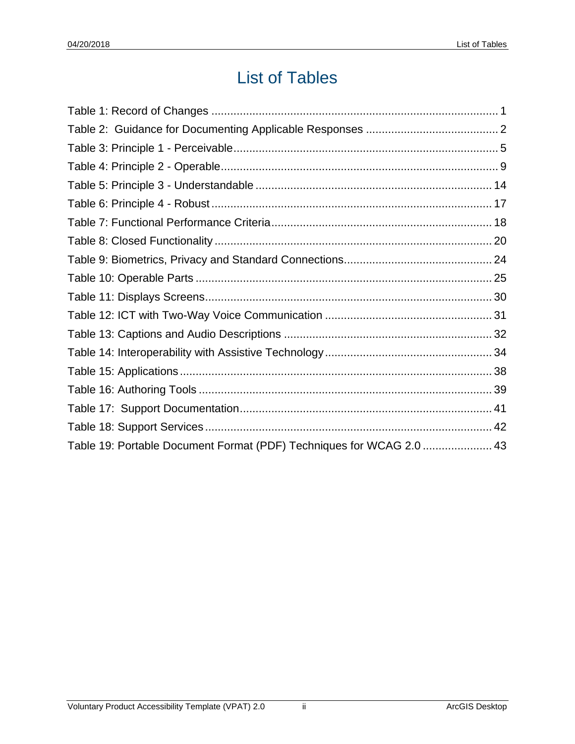# List of Tables

Table 1: Record of Changes .......................................................................................... 1
Table 2: Guidance for Documenting Applicable Responses .......................................... 2
Table 3: Principle 1 - Perceivable.................................................................................... 5
Table 4: Principle 2 - Operable........................................................................................ 9
Table 5: Principle 3 - Understandable ........................................................................... 14
Table 6: Principle 4 - Robust ......................................................................................... 17
Table 7: Functional Performance Criteria...................................................................... 18
Table 8: Closed Functionality ........................................................................................ 20
Table 9: Biometrics, Privacy and Standard Connections............................................... 24
Table 10: Operable Parts .............................................................................................. 25
Table 11: Displays Screens........................................................................................... 30
Table 12: ICT with Two-Way Voice Communication ..................................................... 31
Table 13: Captions and Audio Descriptions .................................................................. 32
Table 14: Interoperability with Assistive Technology..................................................... 34
Table 15: Applications ................................................................................................... 38
Table 16: Authoring Tools ............................................................................................. 39
Table 17: Support Documentation................................................................................. 41
Table 18: Support Services ........................................................................................... 42
Table 19: Portable Document Format (PDF) Techniques for WCAG 2.0 ...................... 43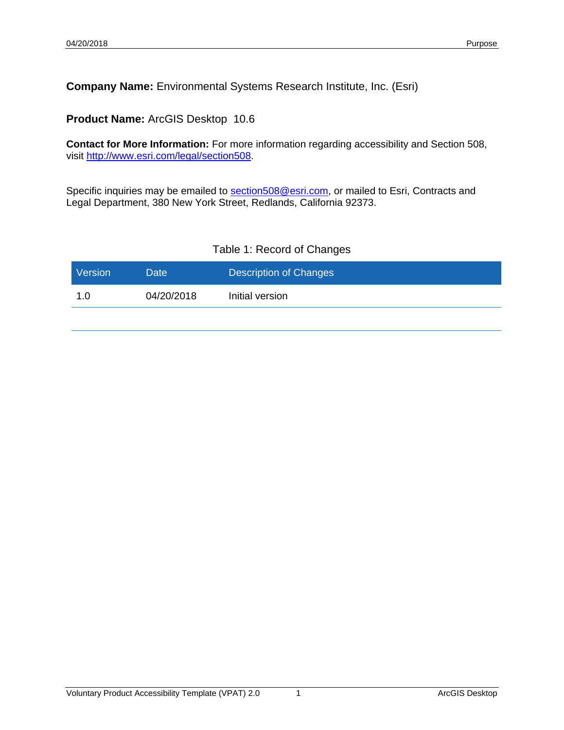**Company Name:** Environmental Systems Research Institute, Inc. (Esri)

**Product Name:** ArcGIS Desktop 10.6

**Contact for More Information:** For more information regarding accessibility and Section 508, visit [http://www.esri.com/legal/section508](http://www.esri.com/legal/section508).

Specific inquiries may be emailed to [section508@esri.com](mailto:section508@esri.com), or mailed to Esri, Contracts and Legal Department, 380 New York Street, Redlands, California 92373.

Table 1: Record of Changes

| Version | Date | Description of Changes |
|---|---|---|
| 1.0 | 04/20/2018 | Initial version |
| | | |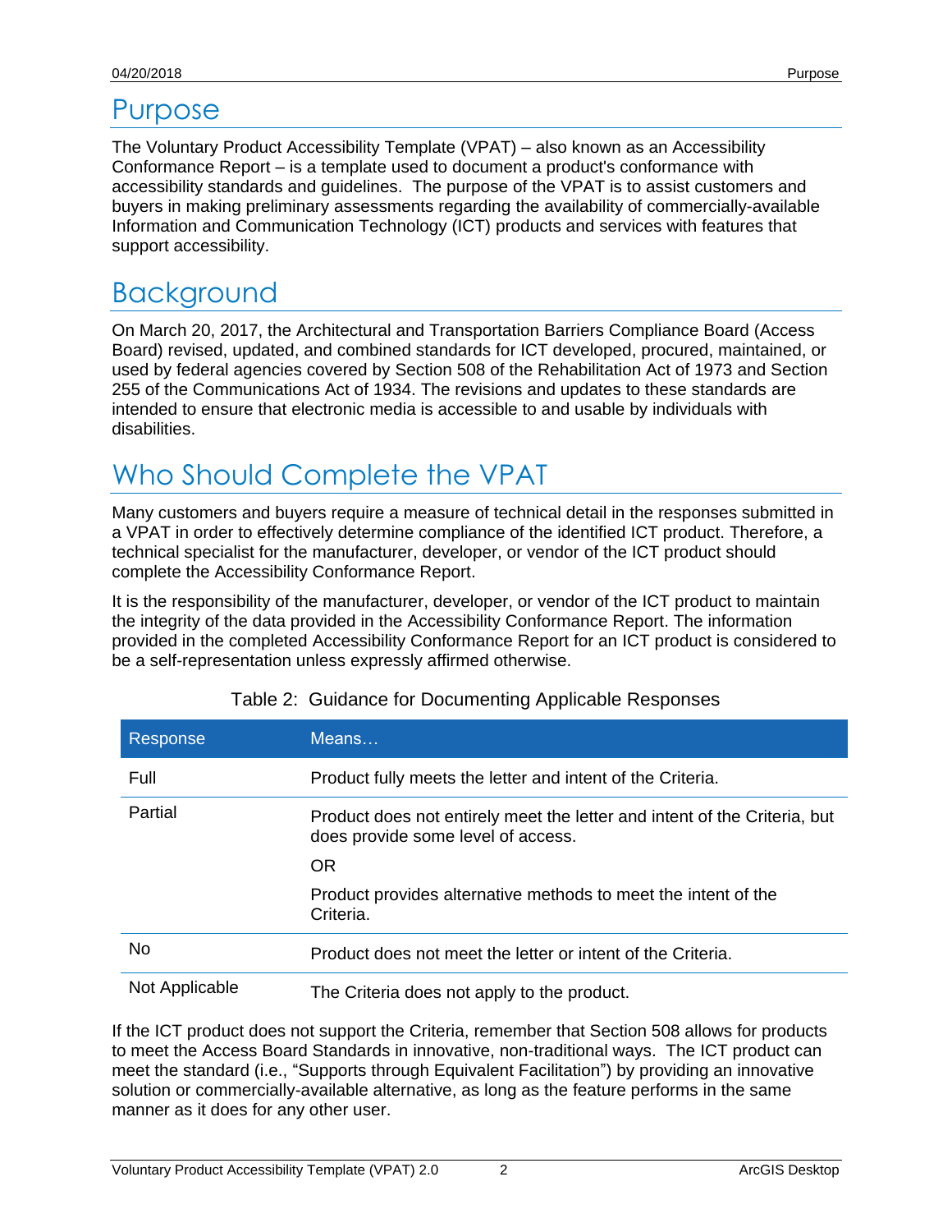# Purpose

The Voluntary Product Accessibility Template (VPAT) – also known as an Accessibility Conformance Report – is a template used to document a product's conformance with accessibility standards and guidelines. The purpose of the VPAT is to assist customers and buyers in making preliminary assessments regarding the availability of commercially-available Information and Communication Technology (ICT) products and services with features that support accessibility.

# Background

On March 20, 2017, the Architectural and Transportation Barriers Compliance Board (Access Board) revised, updated, and combined standards for ICT developed, procured, maintained, or used by federal agencies covered by Section 508 of the Rehabilitation Act of 1973 and Section 255 of the Communications Act of 1934. The revisions and updates to these standards are intended to ensure that electronic media is accessible to and usable by individuals with disabilities.

# Who Should Complete the VPAT

Many customers and buyers require a measure of technical detail in the responses submitted in a VPAT in order to effectively determine compliance of the identified ICT product. Therefore, a technical specialist for the manufacturer, developer, or vendor of the ICT product should complete the Accessibility Conformance Report.

It is the responsibility of the manufacturer, developer, or vendor of the ICT product to maintain the integrity of the data provided in the Accessibility Conformance Report. The information provided in the completed Accessibility Conformance Report for an ICT product is considered to be a self-representation unless expressly affirmed otherwise.

Table 2: Guidance for Documenting Applicable Responses

| Response | Means… |
|---|---|
| Full | Product fully meets the letter and intent of the Criteria. |
| Partial | Product does not entirely meet the letter and intent of the Criteria, but does provide some level of access.<br>OR<br>Product provides alternative methods to meet the intent of the Criteria. |
| No | Product does not meet the letter or intent of the Criteria. |
| Not Applicable | The Criteria does not apply to the product. |

If the ICT product does not support the Criteria, remember that Section 508 allows for products to meet the Access Board Standards in innovative, non-traditional ways. The ICT product can meet the standard (i.e., "Supports through Equivalent Facilitation") by providing an innovative solution or commercially-available alternative, as long as the feature performs in the same manner as it does for any other user.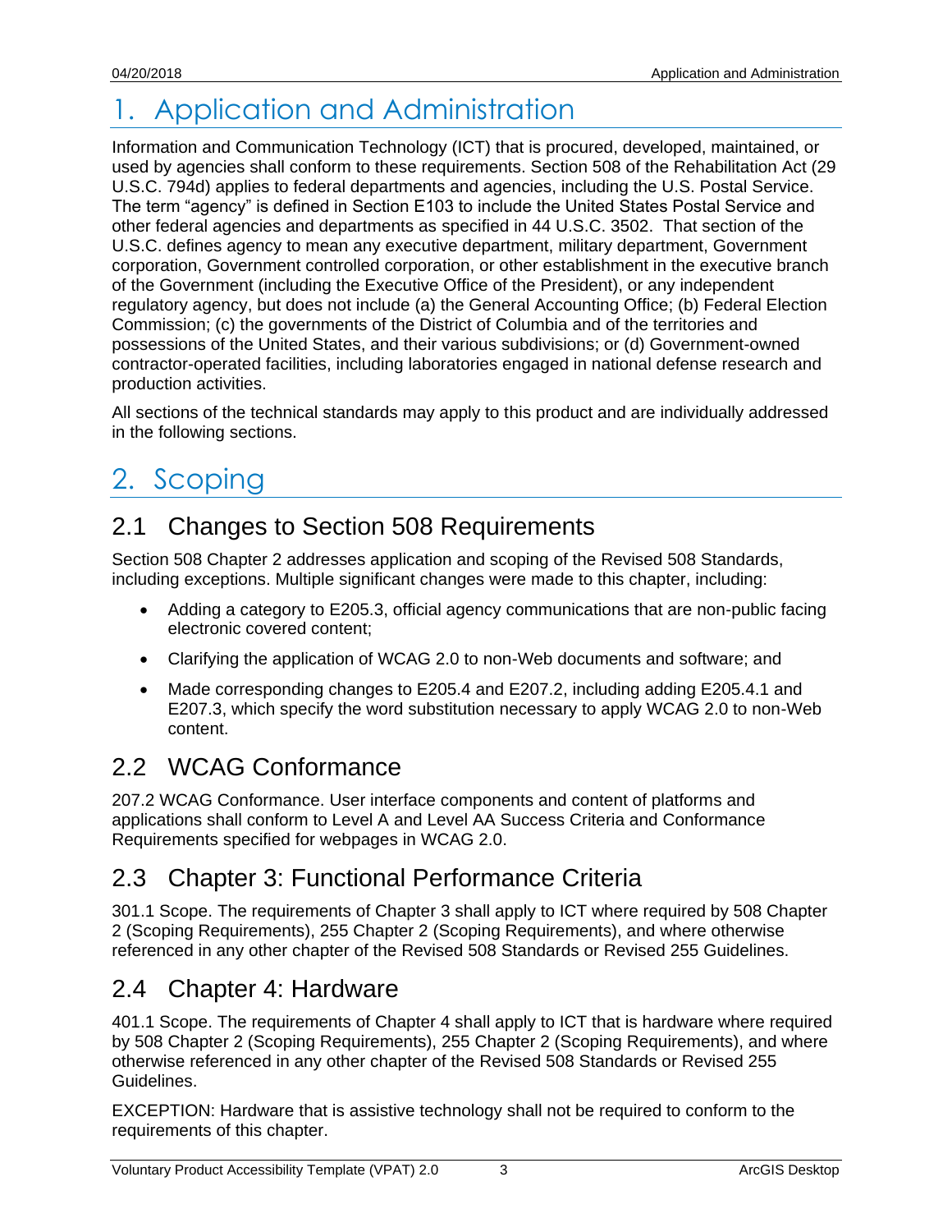# 1. Application and Administration

Information and Communication Technology (ICT) that is procured, developed, maintained, or used by agencies shall conform to these requirements. Section 508 of the Rehabilitation Act (29 U.S.C. 794d) applies to federal departments and agencies, including the U.S. Postal Service. The term "agency" is defined in Section E103 to include the United States Postal Service and other federal agencies and departments as specified in 44 U.S.C. 3502. That section of the U.S.C. defines agency to mean any executive department, military department, Government corporation, Government controlled corporation, or other establishment in the executive branch of the Government (including the Executive Office of the President), or any independent regulatory agency, but does not include (a) the General Accounting Office; (b) Federal Election Commission; (c) the governments of the District of Columbia and of the territories and possessions of the United States, and their various subdivisions; or (d) Government-owned contractor-operated facilities, including laboratories engaged in national defense research and production activities.

All sections of the technical standards may apply to this product and are individually addressed in the following sections.

# 2. Scoping

## 2.1 Changes to Section 508 Requirements

Section 508 Chapter 2 addresses application and scoping of the Revised 508 Standards, including exceptions. Multiple significant changes were made to this chapter, including:

- Adding a category to E205.3, official agency communications that are non-public facing electronic covered content;
- Clarifying the application of WCAG 2.0 to non-Web documents and software; and
- Made corresponding changes to E205.4 and E207.2, including adding E205.4.1 and E207.3, which specify the word substitution necessary to apply WCAG 2.0 to non-Web content.

## 2.2 WCAG Conformance

207.2 WCAG Conformance. User interface components and content of platforms and applications shall conform to Level A and Level AA Success Criteria and Conformance Requirements specified for webpages in WCAG 2.0.

## 2.3 Chapter 3: Functional Performance Criteria

301.1 Scope. The requirements of Chapter 3 shall apply to ICT where required by 508 Chapter 2 (Scoping Requirements), 255 Chapter 2 (Scoping Requirements), and where otherwise referenced in any other chapter of the Revised 508 Standards or Revised 255 Guidelines.

## 2.4 Chapter 4: Hardware

401.1 Scope. The requirements of Chapter 4 shall apply to ICT that is hardware where required by 508 Chapter 2 (Scoping Requirements), 255 Chapter 2 (Scoping Requirements), and where otherwise referenced in any other chapter of the Revised 508 Standards or Revised 255 Guidelines.

EXCEPTION: Hardware that is assistive technology shall not be required to conform to the requirements of this chapter.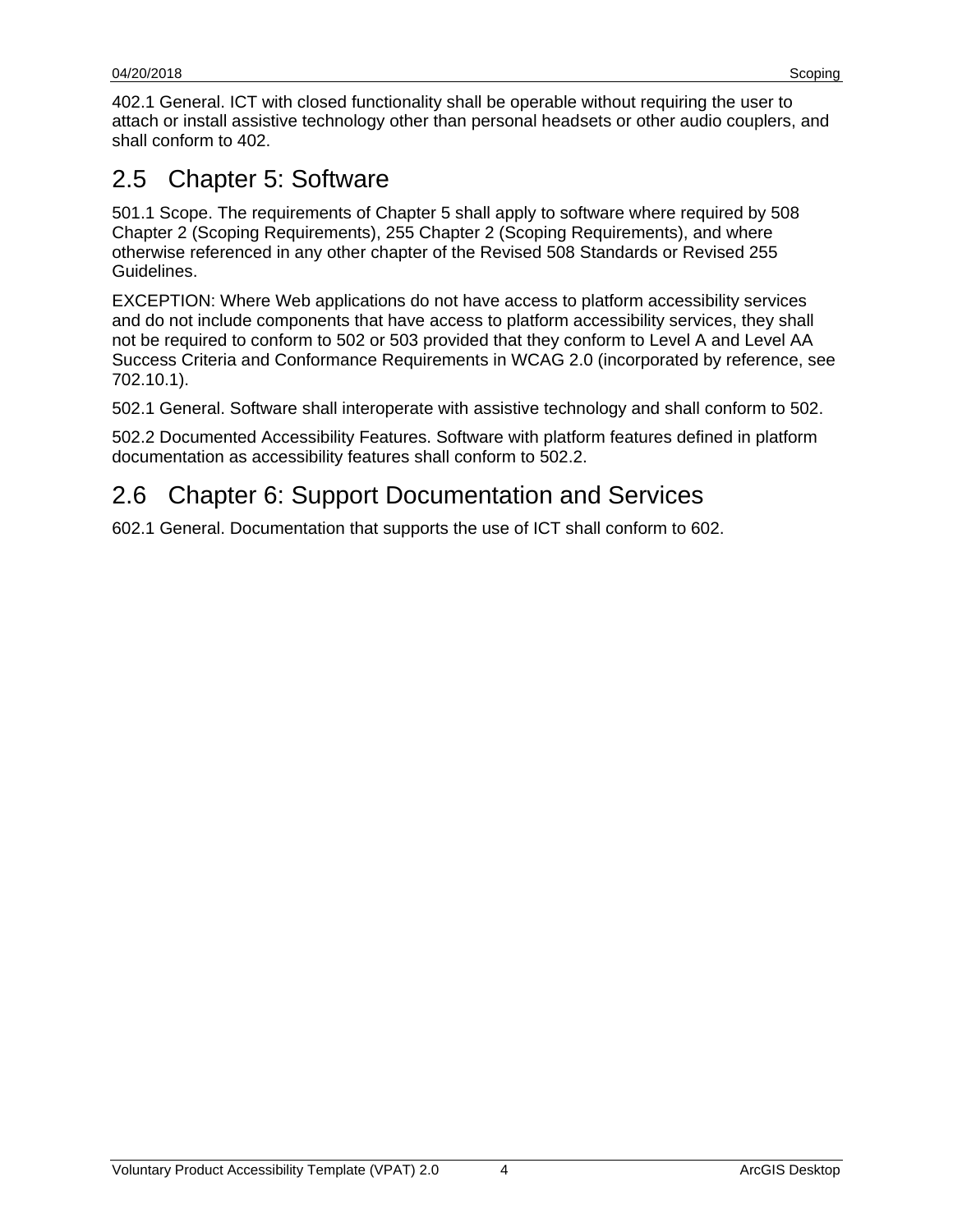402.1 General. ICT with closed functionality shall be operable without requiring the user to attach or install assistive technology other than personal headsets or other audio couplers, and shall conform to 402.

## 2.5 Chapter 5: Software

501.1 Scope. The requirements of Chapter 5 shall apply to software where required by 508 Chapter 2 (Scoping Requirements), 255 Chapter 2 (Scoping Requirements), and where otherwise referenced in any other chapter of the Revised 508 Standards or Revised 255 Guidelines.

EXCEPTION: Where Web applications do not have access to platform accessibility services and do not include components that have access to platform accessibility services, they shall not be required to conform to 502 or 503 provided that they conform to Level A and Level AA Success Criteria and Conformance Requirements in WCAG 2.0 (incorporated by reference, see 702.10.1).

502.1 General. Software shall interoperate with assistive technology and shall conform to 502.

502.2 Documented Accessibility Features. Software with platform features defined in platform documentation as accessibility features shall conform to 502.2.

## 2.6 Chapter 6: Support Documentation and Services

602.1 General. Documentation that supports the use of ICT shall conform to 602.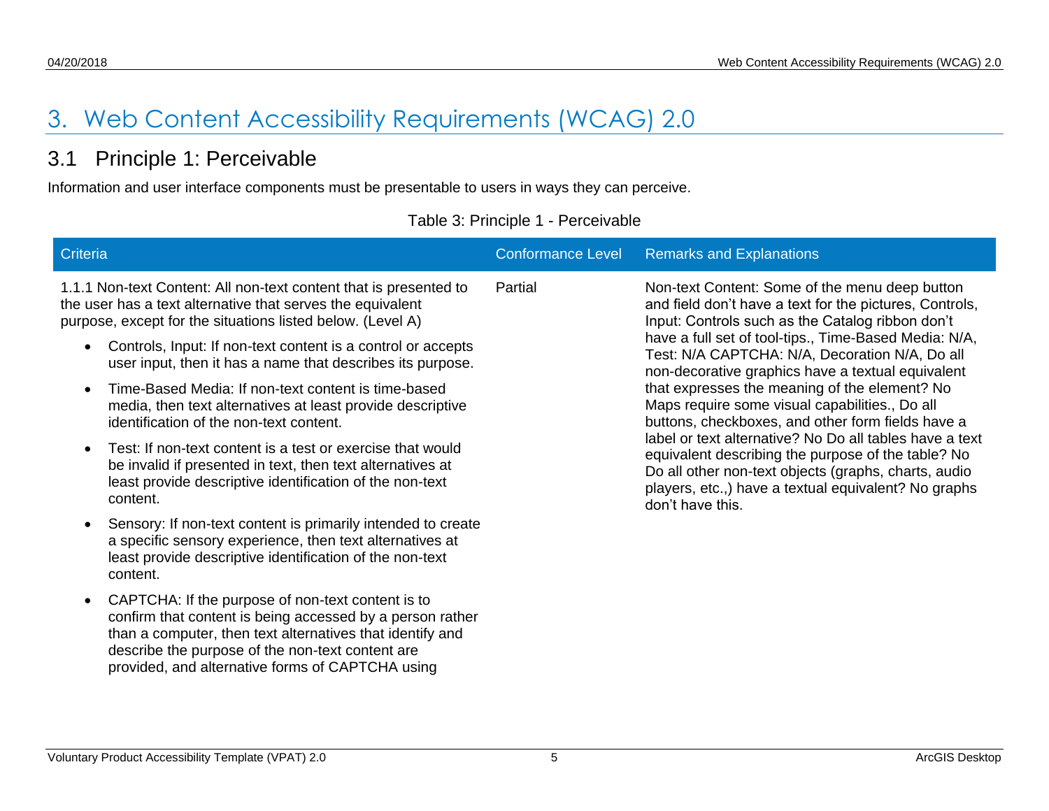# 3. Web Content Accessibility Requirements (WCAG) 2.0

## 3.1 Principle 1: Perceivable

Information and user interface components must be presentable to users in ways they can perceive.

Table 3: Principle 1 - Perceivable

| Criteria | Conformance Level | Remarks and Explanations |
|---|---|---|
| 1.1.1 Non-text Content: All non-text content that is presented to the user has a text alternative that serves the equivalent purpose, except for the situations listed below. (Level A)<br>• Controls, Input: If non-text content is a control or accepts user input, then it has a name that describes its purpose.<br>• Time-Based Media: If non-text content is time-based media, then text alternatives at least provide descriptive identification of the non-text content.<br>• Test: If non-text content is a test or exercise that would be invalid if presented in text, then text alternatives at least provide descriptive identification of the non-text content.<br>• Sensory: If non-text content is primarily intended to create a specific sensory experience, then text alternatives at least provide descriptive identification of the non-text content.<br>• CAPTCHA: If the purpose of non-text content is to confirm that content is being accessed by a person rather than a computer, then text alternatives that identify and describe the purpose of the non-text content are provided, and alternative forms of CAPTCHA using | Partial | Non-text Content: Some of the menu deep button and field don't have a text for the pictures, Controls, Input: Controls such as the Catalog ribbon don't have a full set of tool-tips., Time-Based Media: N/A, Test: N/A CAPTCHA: N/A, Decoration N/A, Do all non-decorative graphics have a textual equivalent that expresses the meaning of the element? No Maps require some visual capabilities., Do all buttons, checkboxes, and other form fields have a label or text alternative? No Do all tables have a text equivalent describing the purpose of the table? No Do all other non-text objects (graphs, charts, audio players, etc.,) have a textual equivalent? No graphs don't have this. |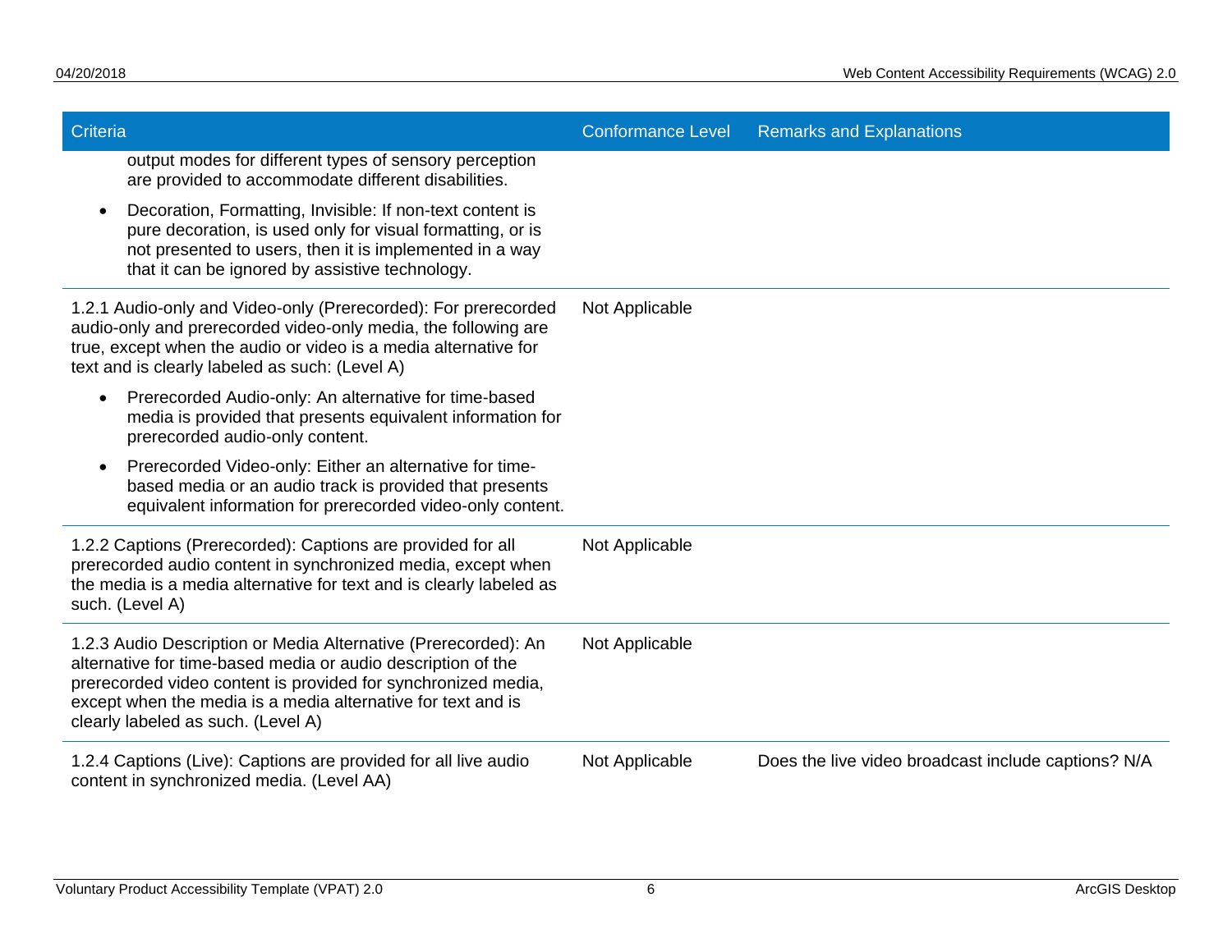| Criteria | Conformance Level | Remarks and Explanations |
| --- | --- | --- |
| output modes for different types of sensory perception are provided to accommodate different disabilities.<br>• Decoration, Formatting, Invisible: If non-text content is pure decoration, is used only for visual formatting, or is not presented to users, then it is implemented in a way that it can be ignored by assistive technology. | | |
| 1.2.1 Audio-only and Video-only (Prerecorded): For prerecorded audio-only and prerecorded video-only media, the following are true, except when the audio or video is a media alternative for text and is clearly labeled as such: (Level A)<br>• Prerecorded Audio-only: An alternative for time-based media is provided that presents equivalent information for prerecorded audio-only content.<br>• Prerecorded Video-only: Either an alternative for time-based media or an audio track is provided that presents equivalent information for prerecorded video-only content. | Not Applicable | |
| 1.2.2 Captions (Prerecorded): Captions are provided for all prerecorded audio content in synchronized media, except when the media is a media alternative for text and is clearly labeled as such. (Level A) | Not Applicable | |
| 1.2.3 Audio Description or Media Alternative (Prerecorded): An alternative for time-based media or audio description of the prerecorded video content is provided for synchronized media, except when the media is a media alternative for text and is clearly labeled as such. (Level A) | Not Applicable | |
| 1.2.4 Captions (Live): Captions are provided for all live audio content in synchronized media. (Level AA) | Not Applicable | Does the live video broadcast include captions? N/A |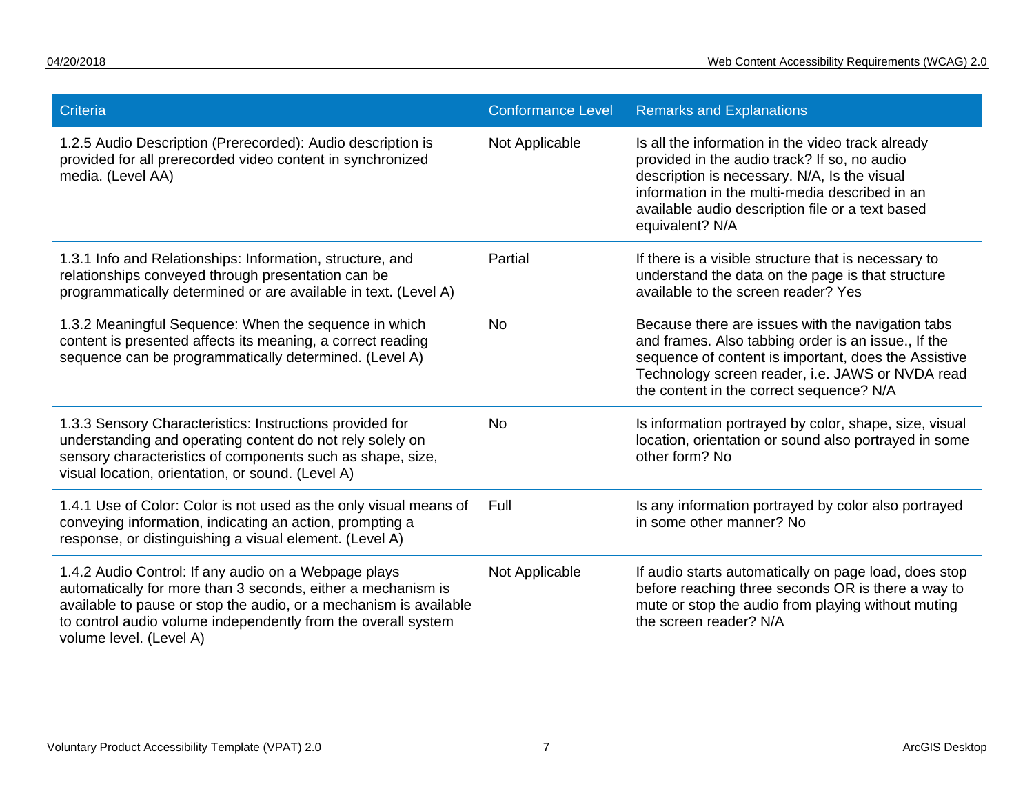| Criteria | Conformance Level | Remarks and Explanations |
| --- | --- | --- |
| 1.2.5 Audio Description (Prerecorded): Audio description is provided for all prerecorded video content in synchronized media. (Level AA) | Not Applicable | Is all the information in the video track already provided in the audio track? If so, no audio description is necessary. N/A, Is the visual information in the multi-media described in an available audio description file or a text based equivalent? N/A |
| 1.3.1 Info and Relationships: Information, structure, and relationships conveyed through presentation can be programmatically determined or are available in text. (Level A) | Partial | If there is a visible structure that is necessary to understand the data on the page is that structure available to the screen reader? Yes |
| 1.3.2 Meaningful Sequence: When the sequence in which content is presented affects its meaning, a correct reading sequence can be programmatically determined. (Level A) | No | Because there are issues with the navigation tabs and frames. Also tabbing order is an issue., If the sequence of content is important, does the Assistive Technology screen reader, i.e. JAWS or NVDA read the content in the correct sequence? N/A |
| 1.3.3 Sensory Characteristics: Instructions provided for understanding and operating content do not rely solely on sensory characteristics of components such as shape, size, visual location, orientation, or sound. (Level A) | No | Is information portrayed by color, shape, size, visual location, orientation or sound also portrayed in some other form? No |
| 1.4.1 Use of Color: Color is not used as the only visual means of conveying information, indicating an action, prompting a response, or distinguishing a visual element. (Level A) | Full | Is any information portrayed by color also portrayed in some other manner? No |
| 1.4.2 Audio Control: If any audio on a Webpage plays automatically for more than 3 seconds, either a mechanism is available to pause or stop the audio, or a mechanism is available to control audio volume independently from the overall system volume level. (Level A) | Not Applicable | If audio starts automatically on page load, does stop before reaching three seconds OR is there a way to mute or stop the audio from playing without muting the screen reader? N/A |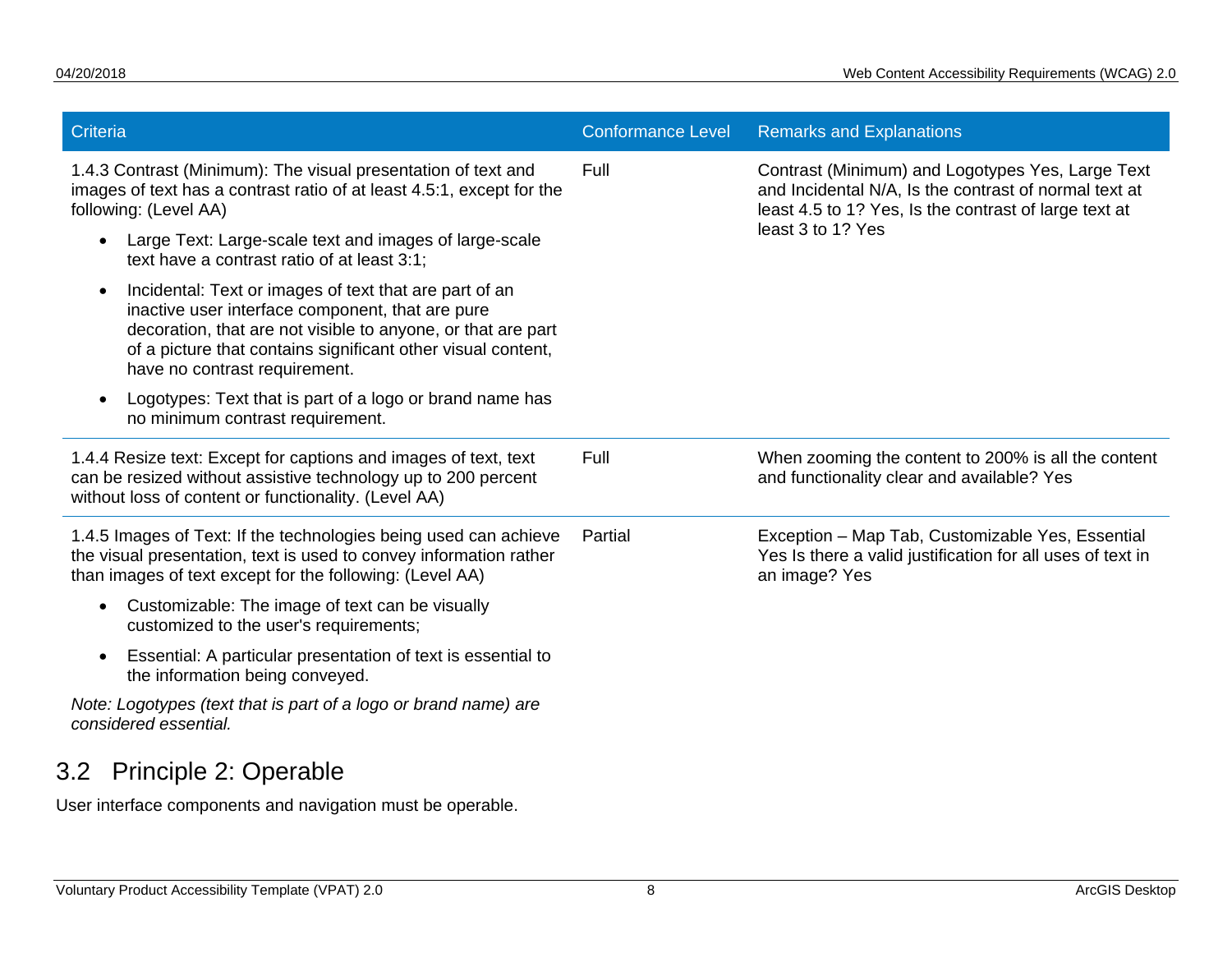| Criteria | Conformance Level | Remarks and Explanations |
|---|---|---|
| 1.4.3 Contrast (Minimum): The visual presentation of text and images of text has a contrast ratio of at least 4.5:1, except for the following: (Level AA)<br>• Large Text: Large-scale text and images of large-scale text have a contrast ratio of at least 3:1;<br>• Incidental: Text or images of text that are part of an inactive user interface component, that are pure decoration, that are not visible to anyone, or that are part of a picture that contains significant other visual content, have no contrast requirement.<br>• Logotypes: Text that is part of a logo or brand name has no minimum contrast requirement. | Full | Contrast (Minimum) and Logotypes Yes, Large Text and Incidental N/A, Is the contrast of normal text at least 4.5 to 1? Yes, Is the contrast of large text at least 3 to 1? Yes |
| 1.4.4 Resize text: Except for captions and images of text, text can be resized without assistive technology up to 200 percent without loss of content or functionality. (Level AA) | Full | When zooming the content to 200% is all the content and functionality clear and available? Yes |
| 1.4.5 Images of Text: If the technologies being used can achieve the visual presentation, text is used to convey information rather than images of text except for the following: (Level AA)<br>• Customizable: The image of text can be visually customized to the user's requirements;<br>• Essential: A particular presentation of text is essential to the information being conveyed.<br>*Note: Logotypes (text that is part of a logo or brand name) are considered essential.* | Partial | Exception – Map Tab, Customizable Yes, Essential Yes Is there a valid justification for all uses of text in an image? Yes |

## 3.2 Principle 2: Operable

User interface components and navigation must be operable.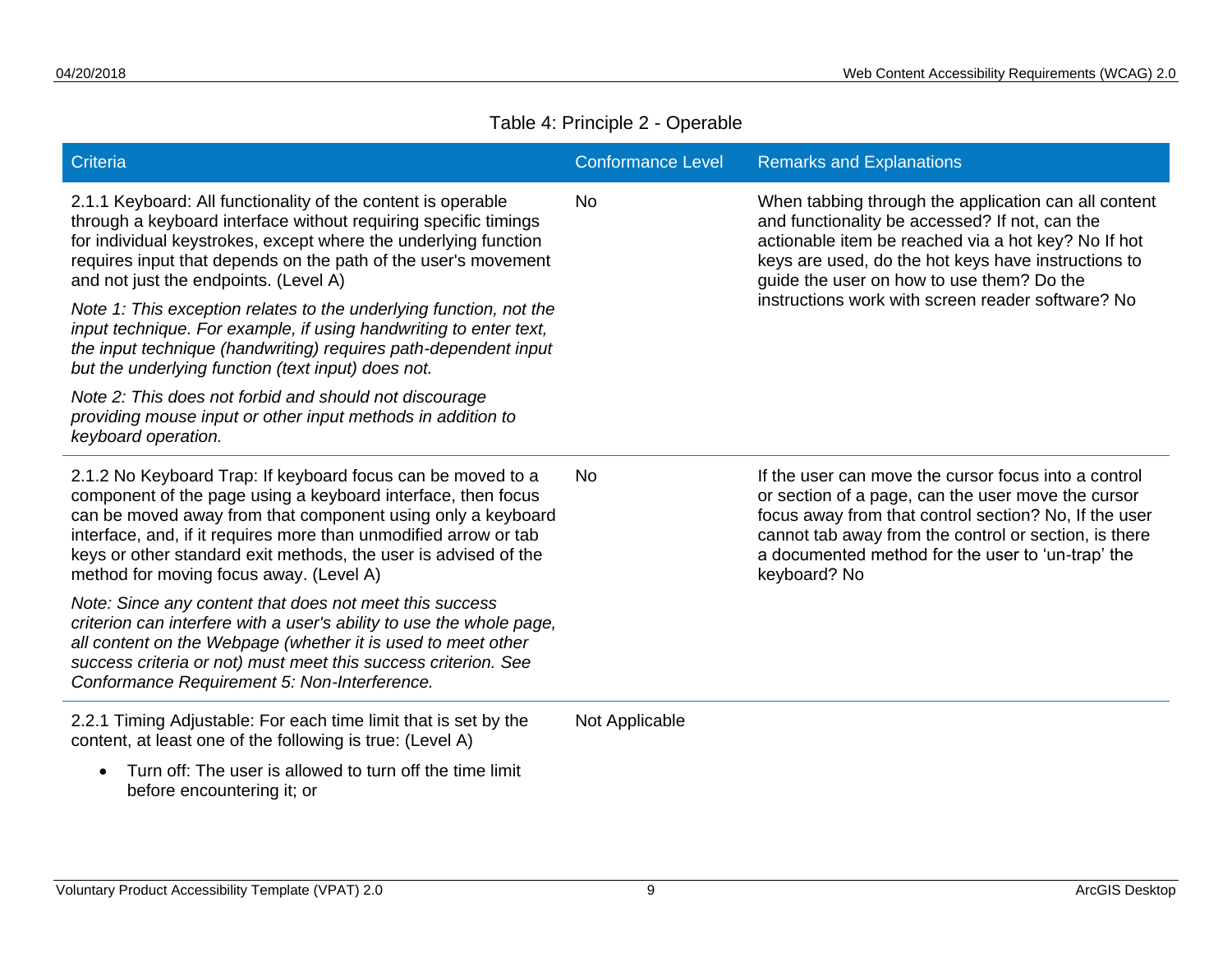Table 4: Principle 2 - Operable

| Criteria | Conformance Level | Remarks and Explanations |
| --- | --- | --- |
| 2.1.1 Keyboard: All functionality of the content is operable through a keyboard interface without requiring specific timings for individual keystrokes, except where the underlying function requires input that depends on the path of the user's movement and not just the endpoints. (Level A)<br><br>*Note 1: This exception relates to the underlying function, not the input technique. For example, if using handwriting to enter text, the input technique (handwriting) requires path-dependent input but the underlying function (text input) does not.*<br><br>*Note 2: This does not forbid and should not discourage providing mouse input or other input methods in addition to keyboard operation.* | No | When tabbing through the application can all content and functionality be accessed? If not, can the actionable item be reached via a hot key? No If hot keys are used, do the hot keys have instructions to guide the user on how to use them? Do the instructions work with screen reader software? No |
| 2.1.2 No Keyboard Trap: If keyboard focus can be moved to a component of the page using a keyboard interface, then focus can be moved away from that component using only a keyboard interface, and, if it requires more than unmodified arrow or tab keys or other standard exit methods, the user is advised of the method for moving focus away. (Level A)<br><br>*Note: Since any content that does not meet this success criterion can interfere with a user's ability to use the whole page, all content on the Webpage (whether it is used to meet other success criteria or not) must meet this success criterion. See Conformance Requirement 5: Non-Interference.* | No | If the user can move the cursor focus into a control or section of a page, can the user move the cursor focus away from that control section? No, If the user cannot tab away from the control or section, is there a documented method for the user to 'un-trap' the keyboard? No |
| 2.2.1 Timing Adjustable: For each time limit that is set by the content, at least one of the following is true: (Level A)<br><br>• Turn off: The user is allowed to turn off the time limit before encountering it; or | Not Applicable | |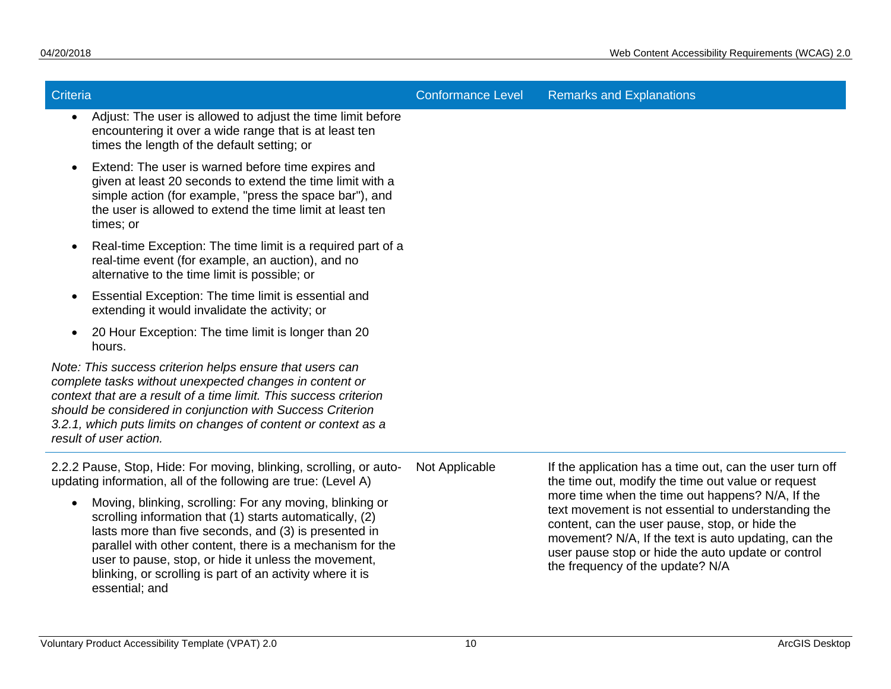| Criteria | Conformance Level | Remarks and Explanations |
|---|---|---|
| • Adjust: The user is allowed to adjust the time limit before encountering it over a wide range that is at least ten times the length of the default setting; or<br>• Extend: The user is warned before time expires and given at least 20 seconds to extend the time limit with a simple action (for example, "press the space bar"), and the user is allowed to extend the time limit at least ten times; or<br>• Real-time Exception: The time limit is a required part of a real-time event (for example, an auction), and no alternative to the time limit is possible; or<br>• Essential Exception: The time limit is essential and extending it would invalidate the activity; or<br>• 20 Hour Exception: The time limit is longer than 20 hours.<br>*Note: This success criterion helps ensure that users can complete tasks without unexpected changes in content or context that are a result of a time limit. This success criterion should be considered in conjunction with Success Criterion 3.2.1, which puts limits on changes of content or context as a result of user action.* | | |
| 2.2.2 Pause, Stop, Hide: For moving, blinking, scrolling, or auto-updating information, all of the following are true: (Level A)<br>• Moving, blinking, scrolling: For any moving, blinking or scrolling information that (1) starts automatically, (2) lasts more than five seconds, and (3) is presented in parallel with other content, there is a mechanism for the user to pause, stop, or hide it unless the movement, blinking, or scrolling is part of an activity where it is essential; and | Not Applicable | If the application has a time out, can the user turn off the time out, modify the time out value or request more time when the time out happens? N/A, If the text movement is not essential to understanding the content, can the user pause, stop, or hide the movement? N/A, If the text is auto updating, can the user pause stop or hide the auto update or control the frequency of the update? N/A |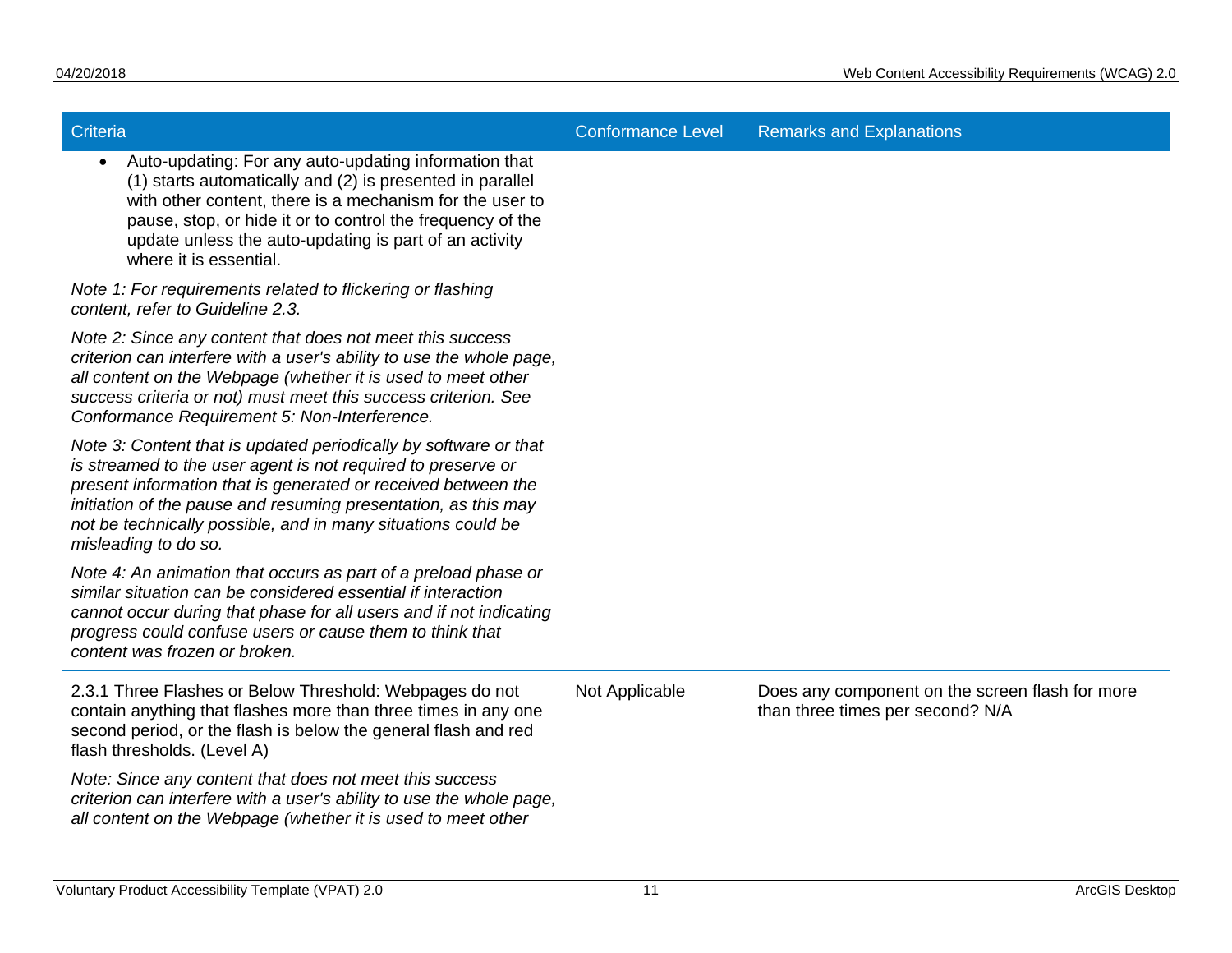| Criteria | Conformance Level | Remarks and Explanations |
| --- | --- | --- |
| • Auto-updating: For any auto-updating information that (1) starts automatically and (2) is presented in parallel with other content, there is a mechanism for the user to pause, stop, or hide it or to control the frequency of the update unless the auto-updating is part of an activity where it is essential.<br><br>*Note 1: For requirements related to flickering or flashing content, refer to Guideline 2.3.*<br><br>*Note 2: Since any content that does not meet this success criterion can interfere with a user's ability to use the whole page, all content on the Webpage (whether it is used to meet other success criteria or not) must meet this success criterion. See Conformance Requirement 5: Non-Interference.*<br><br>*Note 3: Content that is updated periodically by software or that is streamed to the user agent is not required to preserve or present information that is generated or received between the initiation of the pause and resuming presentation, as this may not be technically possible, and in many situations could be misleading to do so.*<br><br>*Note 4: An animation that occurs as part of a preload phase or similar situation can be considered essential if interaction cannot occur during that phase for all users and if not indicating progress could confuse users or cause them to think that content was frozen or broken.* | | |
| 2.3.1 Three Flashes or Below Threshold: Webpages do not contain anything that flashes more than three times in any one second period, or the flash is below the general flash and red flash thresholds. (Level A)<br><br>*Note: Since any content that does not meet this success criterion can interfere with a user's ability to use the whole page, all content on the Webpage (whether it is used to meet other* | Not Applicable | Does any component on the screen flash for more than three times per second? N/A |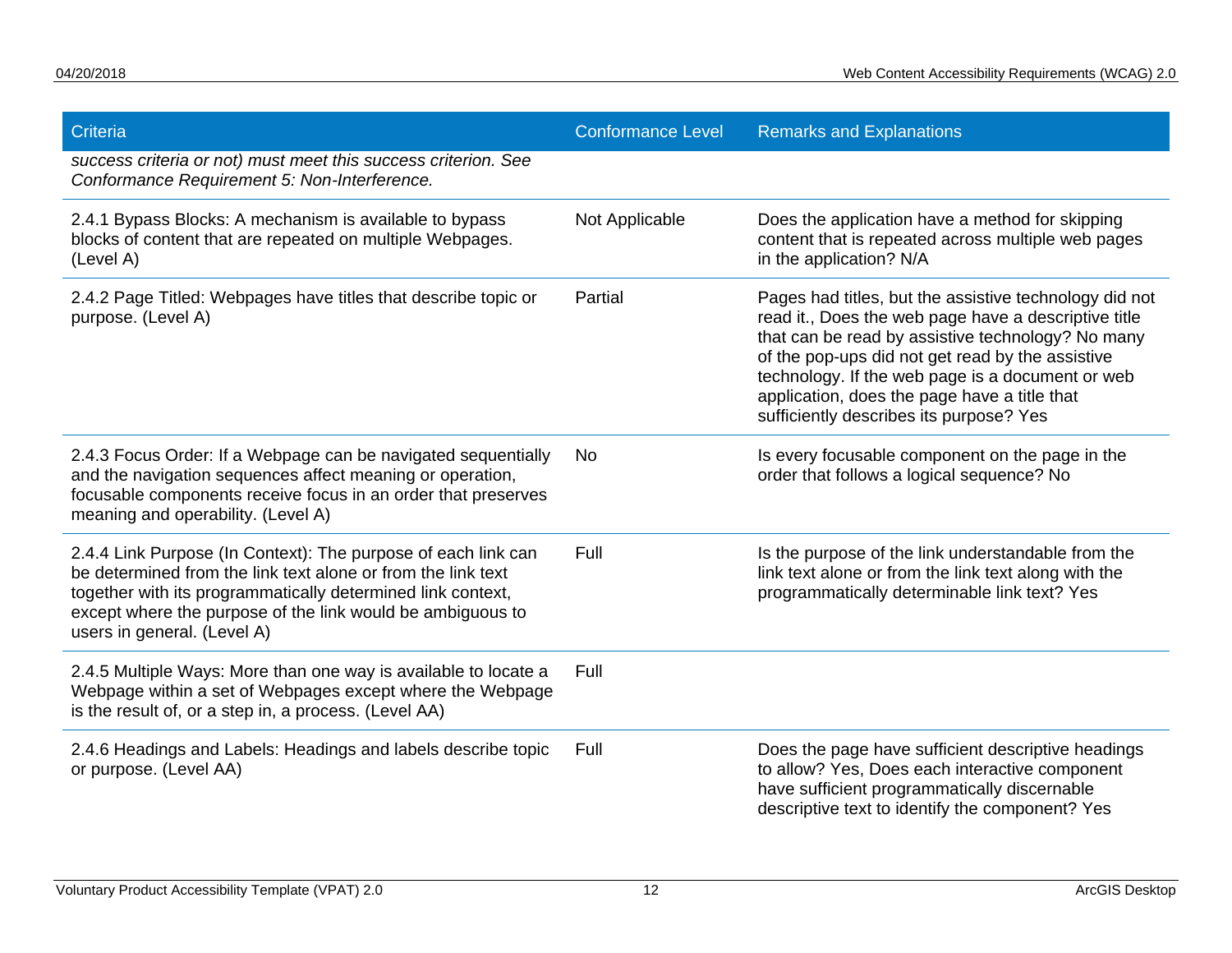| Criteria | Conformance Level | Remarks and Explanations |
| --- | --- | --- |
| *success criteria or not) must meet this success criterion. See Conformance Requirement 5: Non-Interference.* | | |
| 2.4.1 Bypass Blocks: A mechanism is available to bypass blocks of content that are repeated on multiple Webpages. (Level A) | Not Applicable | Does the application have a method for skipping content that is repeated across multiple web pages in the application? N/A |
| 2.4.2 Page Titled: Webpages have titles that describe topic or purpose. (Level A) | Partial | Pages had titles, but the assistive technology did not read it., Does the web page have a descriptive title that can be read by assistive technology? No many of the pop-ups did not get read by the assistive technology. If the web page is a document or web application, does the page have a title that sufficiently describes its purpose? Yes |
| 2.4.3 Focus Order: If a Webpage can be navigated sequentially and the navigation sequences affect meaning or operation, focusable components receive focus in an order that preserves meaning and operability. (Level A) | No | Is every focusable component on the page in the order that follows a logical sequence? No |
| 2.4.4 Link Purpose (In Context): The purpose of each link can be determined from the link text alone or from the link text together with its programmatically determined link context, except where the purpose of the link would be ambiguous to users in general. (Level A) | Full | Is the purpose of the link understandable from the link text alone or from the link text along with the programmatically determinable link text? Yes |
| 2.4.5 Multiple Ways: More than one way is available to locate a Webpage within a set of Webpages except where the Webpage is the result of, or a step in, a process. (Level AA) | Full | |
| 2.4.6 Headings and Labels: Headings and labels describe topic or purpose. (Level AA) | Full | Does the page have sufficient descriptive headings to allow? Yes, Does each interactive component have sufficient programmatically discernable descriptive text to identify the component? Yes |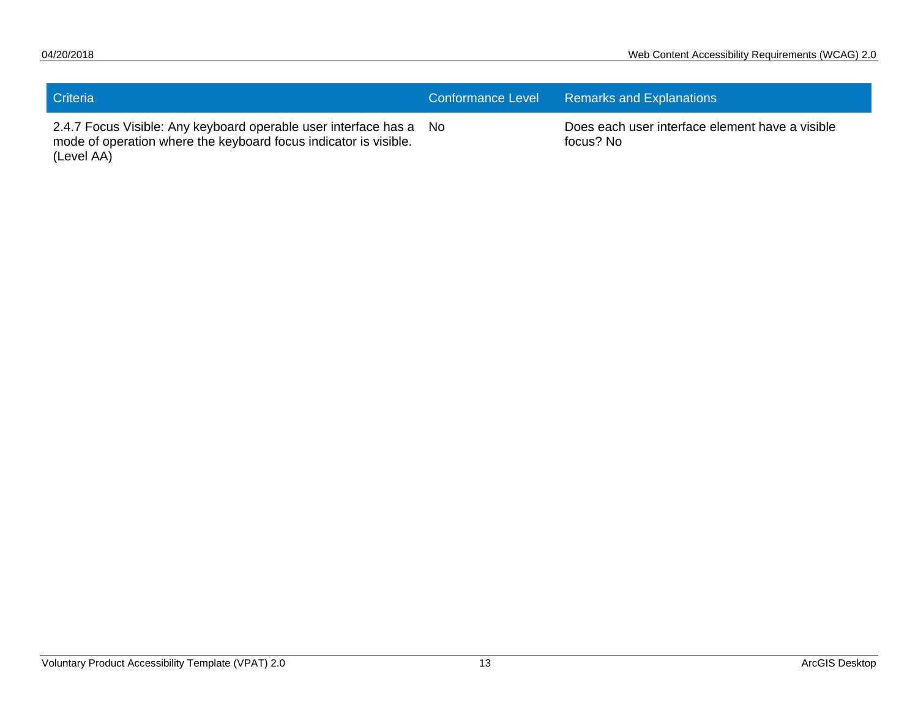| Criteria | Conformance Level | Remarks and Explanations |
| --- | --- | --- |
| 2.4.7 Focus Visible: Any keyboard operable user interface has a mode of operation where the keyboard focus indicator is visible. (Level AA) | No | Does each user interface element have a visible focus? No |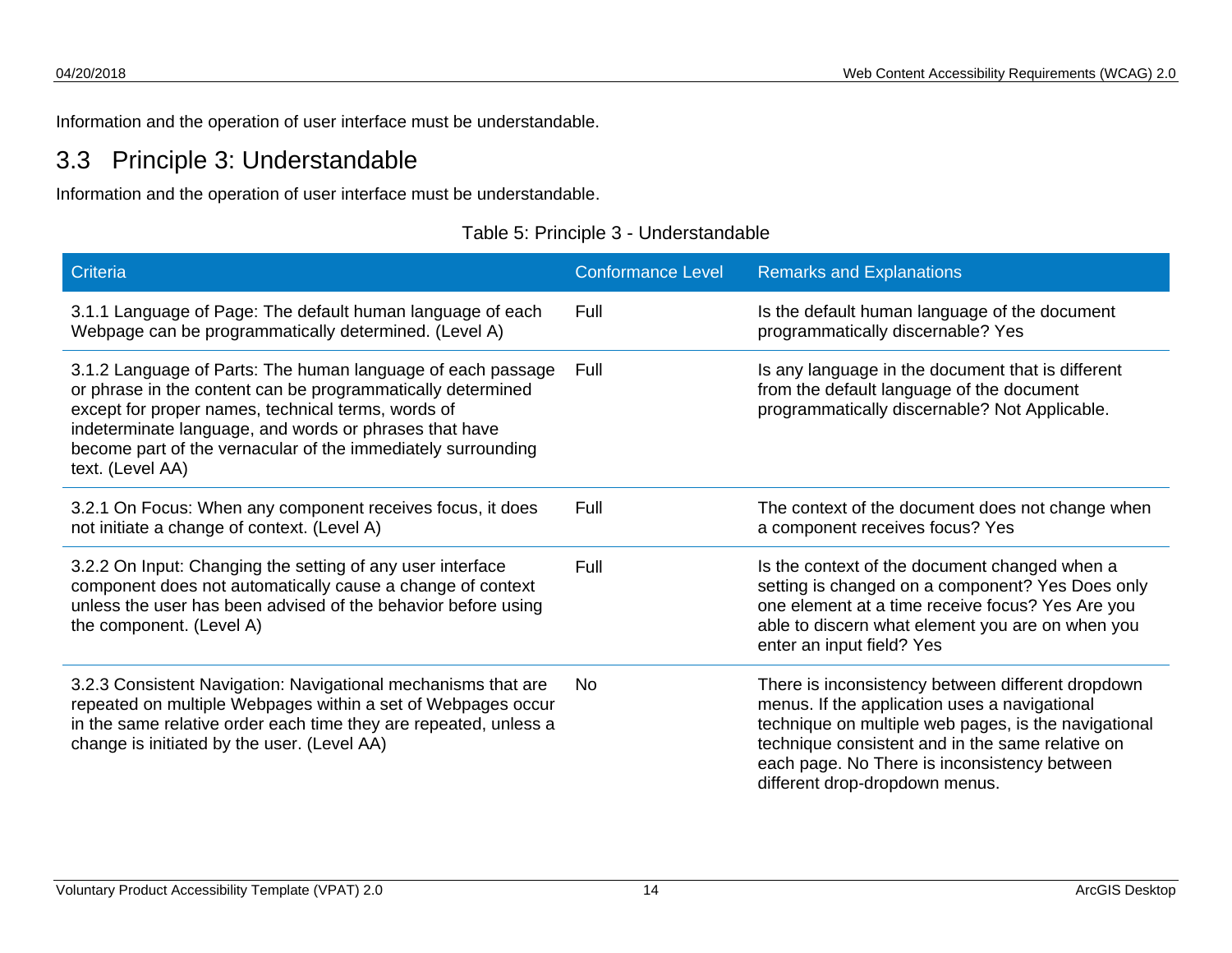Information and the operation of user interface must be understandable.

## 3.3 Principle 3: Understandable

Information and the operation of user interface must be understandable.

Table 5: Principle 3 - Understandable

| Criteria | Conformance Level | Remarks and Explanations |
| --- | --- | --- |
| 3.1.1 Language of Page: The default human language of each Webpage can be programmatically determined. (Level A) | Full | Is the default human language of the document programmatically discernable? Yes |
| 3.1.2 Language of Parts: The human language of each passage or phrase in the content can be programmatically determined except for proper names, technical terms, words of indeterminate language, and words or phrases that have become part of the vernacular of the immediately surrounding text. (Level AA) | Full | Is any language in the document that is different from the default language of the document programmatically discernable? Not Applicable. |
| 3.2.1 On Focus: When any component receives focus, it does not initiate a change of context. (Level A) | Full | The context of the document does not change when a component receives focus? Yes |
| 3.2.2 On Input: Changing the setting of any user interface component does not automatically cause a change of context unless the user has been advised of the behavior before using the component. (Level A) | Full | Is the context of the document changed when a setting is changed on a component? Yes Does only one element at a time receive focus? Yes Are you able to discern what element you are on when you enter an input field? Yes |
| 3.2.3 Consistent Navigation: Navigational mechanisms that are repeated on multiple Webpages within a set of Webpages occur in the same relative order each time they are repeated, unless a change is initiated by the user. (Level AA) | No | There is inconsistency between different dropdown menus. If the application uses a navigational technique on multiple web pages, is the navigational technique consistent and in the same relative on each page. No There is inconsistency between different drop-dropdown menus. |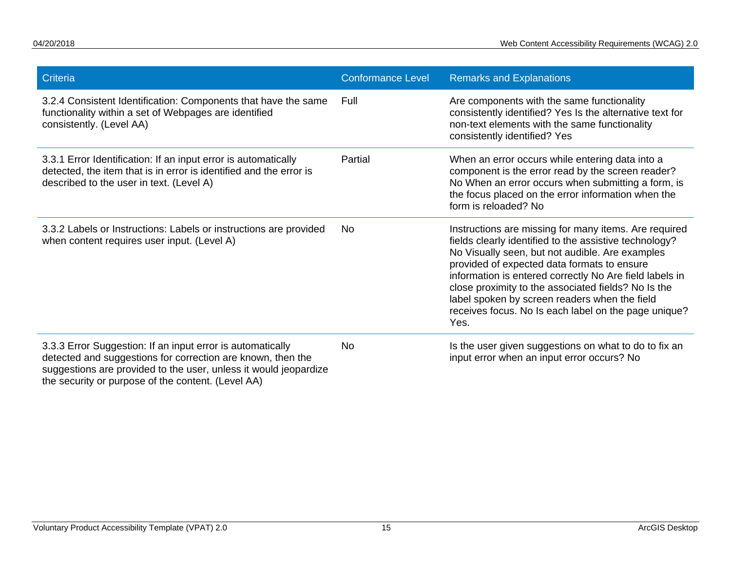| Criteria | Conformance Level | Remarks and Explanations |
| --- | --- | --- |
| 3.2.4 Consistent Identification: Components that have the same functionality within a set of Webpages are identified consistently. (Level AA) | Full | Are components with the same functionality consistently identified? Yes Is the alternative text for non-text elements with the same functionality consistently identified? Yes |
| 3.3.1 Error Identification: If an input error is automatically detected, the item that is in error is identified and the error is described to the user in text. (Level A) | Partial | When an error occurs while entering data into a component is the error read by the screen reader? No When an error occurs when submitting a form, is the focus placed on the error information when the form is reloaded? No |
| 3.3.2 Labels or Instructions: Labels or instructions are provided when content requires user input. (Level A) | No | Instructions are missing for many items. Are required fields clearly identified to the assistive technology? No Visually seen, but not audible. Are examples provided of expected data formats to ensure information is entered correctly No Are field labels in close proximity to the associated fields? No Is the label spoken by screen readers when the field receives focus. No Is each label on the page unique? Yes. |
| 3.3.3 Error Suggestion: If an input error is automatically detected and suggestions for correction are known, then the suggestions are provided to the user, unless it would jeopardize the security or purpose of the content. (Level AA) | No | Is the user given suggestions on what to do to fix an input error when an input error occurs? No |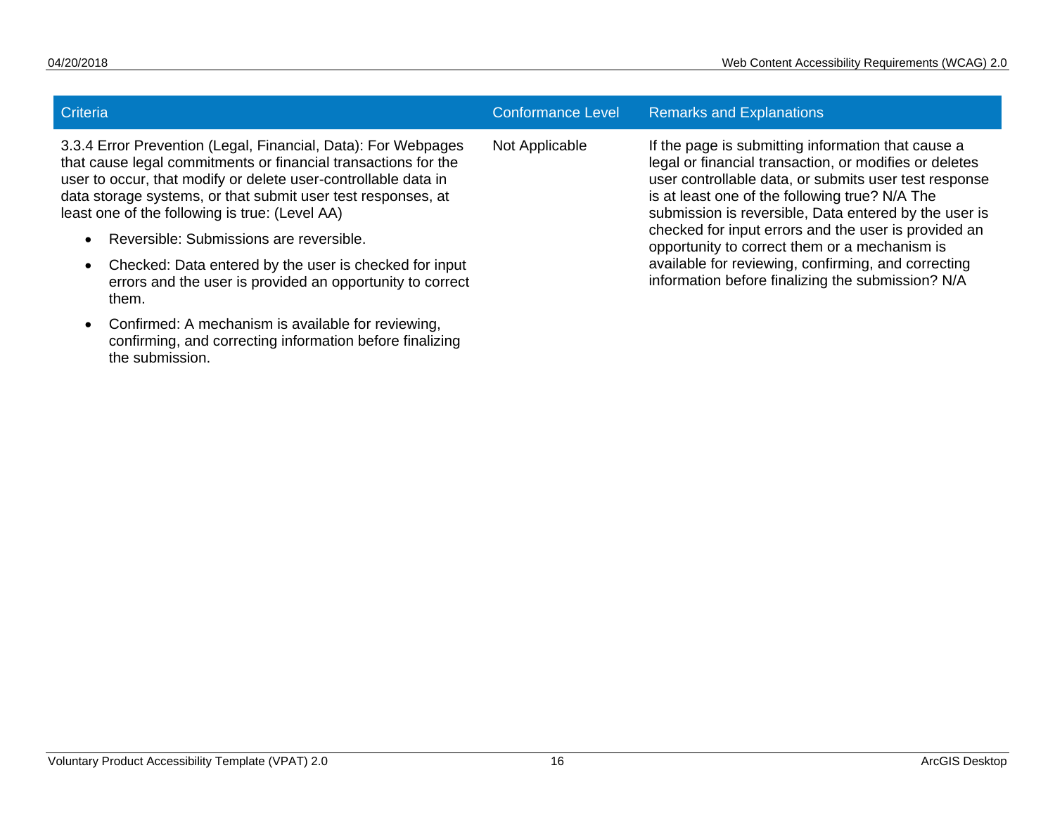| Criteria | Conformance Level | Remarks and Explanations |
| --- | --- | --- |
| 3.3.4 Error Prevention (Legal, Financial, Data): For Webpages that cause legal commitments or financial transactions for the user to occur, that modify or delete user-controllable data in data storage systems, or that submit user test responses, at least one of the following is true: (Level AA)<br>• Reversible: Submissions are reversible.<br>• Checked: Data entered by the user is checked for input errors and the user is provided an opportunity to correct them.<br>• Confirmed: A mechanism is available for reviewing, confirming, and correcting information before finalizing the submission. | Not Applicable | If the page is submitting information that cause a legal or financial transaction, or modifies or deletes user controllable data, or submits user test response is at least one of the following true? N/A The submission is reversible, Data entered by the user is checked for input errors and the user is provided an opportunity to correct them or a mechanism is available for reviewing, confirming, and correcting information before finalizing the submission? N/A |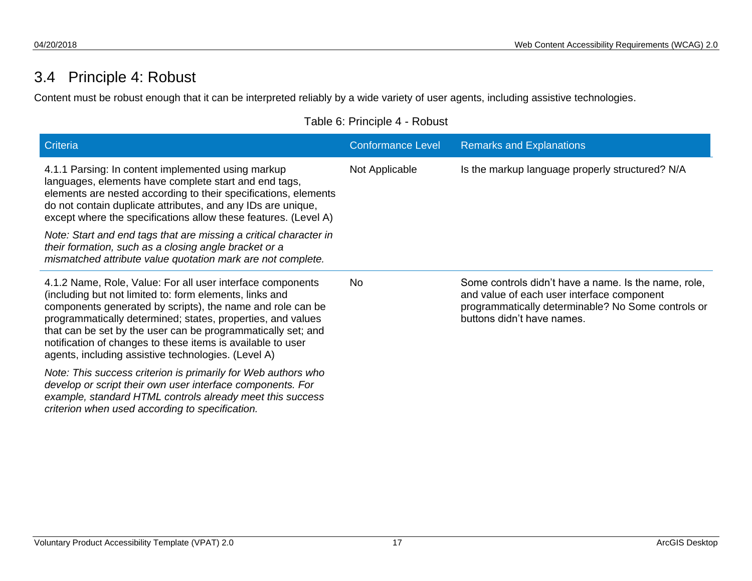## 3.4 Principle 4: Robust

Content must be robust enough that it can be interpreted reliably by a wide variety of user agents, including assistive technologies.

Table 6: Principle 4 - Robust

| Criteria | Conformance Level | Remarks and Explanations |
| --- | --- | --- |
| 4.1.1 Parsing: In content implemented using markup languages, elements have complete start and end tags, elements are nested according to their specifications, elements do not contain duplicate attributes, and any IDs are unique, except where the specifications allow these features. (Level A)<br><br>*Note: Start and end tags that are missing a critical character in their formation, such as a closing angle bracket or a mismatched attribute value quotation mark are not complete.* | Not Applicable | Is the markup language properly structured? N/A |
| 4.1.2 Name, Role, Value: For all user interface components (including but not limited to: form elements, links and components generated by scripts), the name and role can be programmatically determined; states, properties, and values that can be set by the user can be programmatically set; and notification of changes to these items is available to user agents, including assistive technologies. (Level A)<br><br>*Note: This success criterion is primarily for Web authors who develop or script their own user interface components. For example, standard HTML controls already meet this success criterion when used according to specification.* | No | Some controls didn't have a name. Is the name, role, and value of each user interface component programmatically determinable? No Some controls or buttons didn't have names. |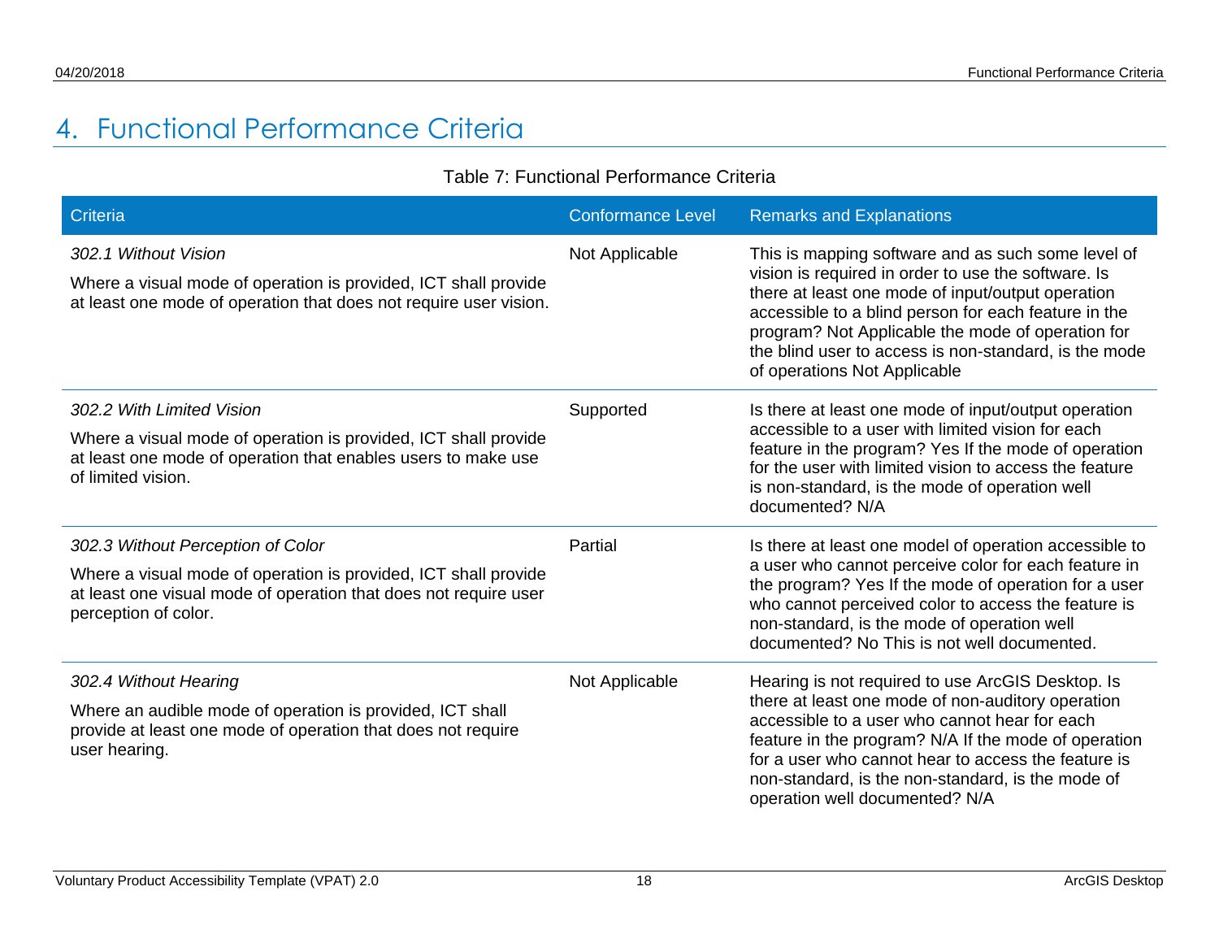# 4. Functional Performance Criteria

Table 7: Functional Performance Criteria

| Criteria | Conformance Level | Remarks and Explanations |
|---|---|---|
| *302.1 Without Vision*<br><br>Where a visual mode of operation is provided, ICT shall provide at least one mode of operation that does not require user vision. | Not Applicable | This is mapping software and as such some level of vision is required in order to use the software. Is there at least one mode of input/output operation accessible to a blind person for each feature in the program? Not Applicable the mode of operation for the blind user to access is non-standard, is the mode of operations Not Applicable |
| *302.2 With Limited Vision*<br><br>Where a visual mode of operation is provided, ICT shall provide at least one mode of operation that enables users to make use of limited vision. | Supported | Is there at least one mode of input/output operation accessible to a user with limited vision for each feature in the program? Yes If the mode of operation for the user with limited vision to access the feature is non-standard, is the mode of operation well documented? N/A |
| *302.3 Without Perception of Color*<br><br>Where a visual mode of operation is provided, ICT shall provide at least one visual mode of operation that does not require user perception of color. | Partial | Is there at least one model of operation accessible to a user who cannot perceive color for each feature in the program? Yes If the mode of operation for a user who cannot perceived color to access the feature is non-standard, is the mode of operation well documented? No This is not well documented. |
| *302.4 Without Hearing*<br><br>Where an audible mode of operation is provided, ICT shall provide at least one mode of operation that does not require user hearing. | Not Applicable | Hearing is not required to use ArcGIS Desktop. Is there at least one mode of non-auditory operation accessible to a user who cannot hear for each feature in the program? N/A If the mode of operation for a user who cannot hear to access the feature is non-standard, is the non-standard, is the mode of operation well documented? N/A |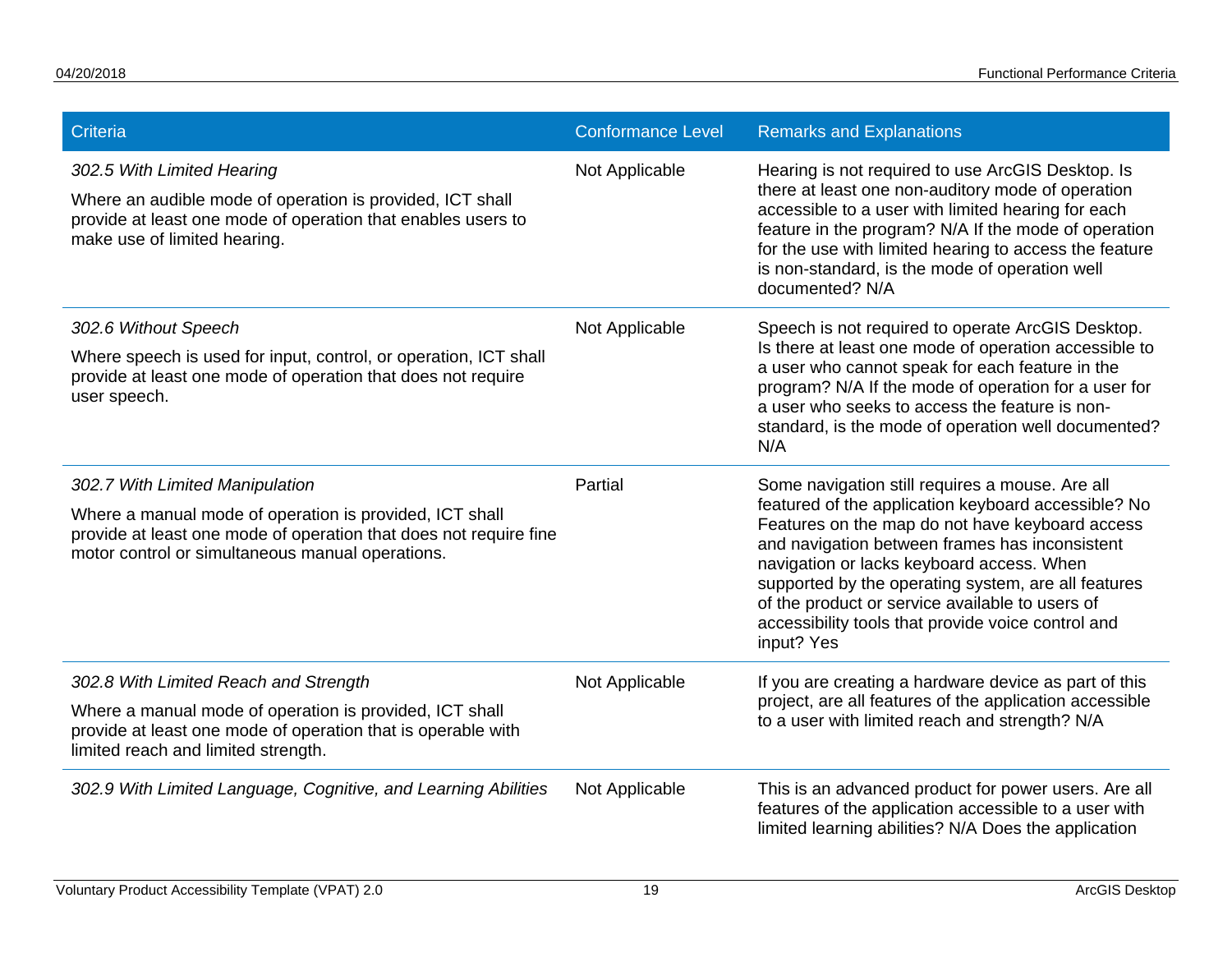| Criteria | Conformance Level | Remarks and Explanations |
| --- | --- | --- |
| *302.5 With Limited Hearing* Where an audible mode of operation is provided, ICT shall provide at least one mode of operation that enables users to make use of limited hearing. | Not Applicable | Hearing is not required to use ArcGIS Desktop. Is there at least one non-auditory mode of operation accessible to a user with limited hearing for each feature in the program? N/A If the mode of operation for the use with limited hearing to access the feature is non-standard, is the mode of operation well documented? N/A |
| *302.6 Without Speech* Where speech is used for input, control, or operation, ICT shall provide at least one mode of operation that does not require user speech. | Not Applicable | Speech is not required to operate ArcGIS Desktop. Is there at least one mode of operation accessible to a user who cannot speak for each feature in the program? N/A If the mode of operation for a user for a user who seeks to access the feature is non-standard, is the mode of operation well documented? N/A |
| *302.7 With Limited Manipulation* Where a manual mode of operation is provided, ICT shall provide at least one mode of operation that does not require fine motor control or simultaneous manual operations. | Partial | Some navigation still requires a mouse. Are all featured of the application keyboard accessible? No Features on the map do not have keyboard access and navigation between frames has inconsistent navigation or lacks keyboard access. When supported by the operating system, are all features of the product or service available to users of accessibility tools that provide voice control and input? Yes |
| *302.8 With Limited Reach and Strength* Where a manual mode of operation is provided, ICT shall provide at least one mode of operation that is operable with limited reach and limited strength. | Not Applicable | If you are creating a hardware device as part of this project, are all features of the application accessible to a user with limited reach and strength? N/A |
| *302.9 With Limited Language, Cognitive, and Learning Abilities* | Not Applicable | This is an advanced product for power users. Are all features of the application accessible to a user with limited learning abilities? N/A Does the application |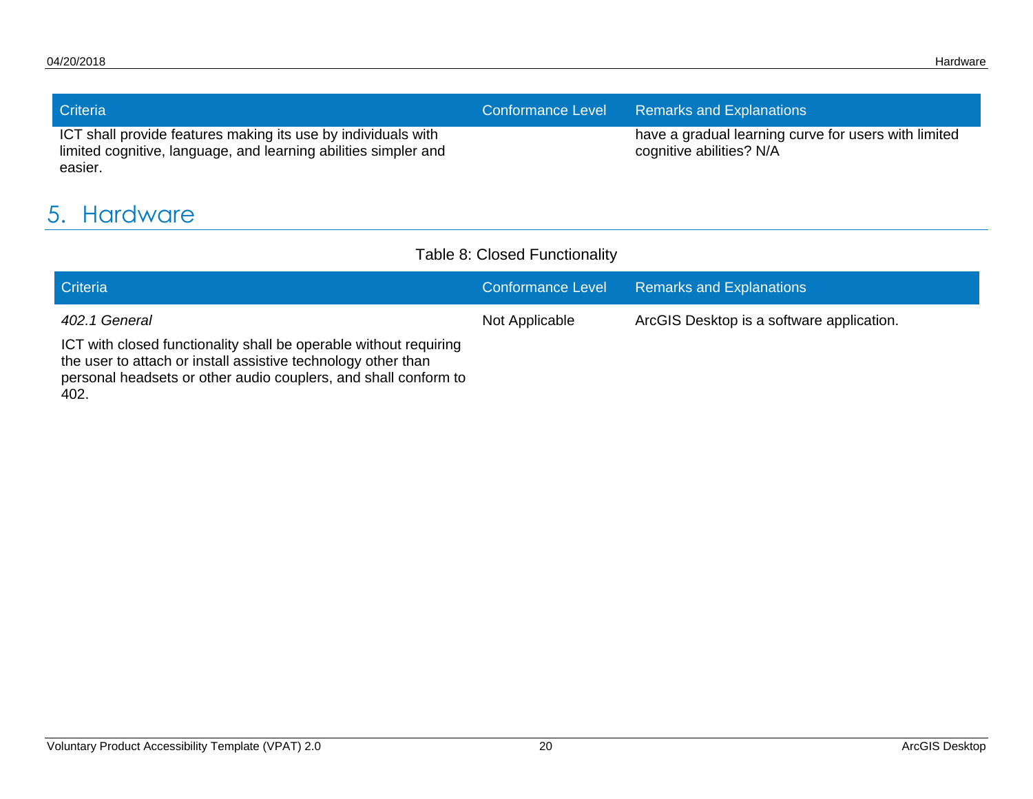| Criteria | Conformance Level | Remarks and Explanations |
| --- | --- | --- |
| ICT shall provide features making its use by individuals with limited cognitive, language, and learning abilities simpler and easier. | | have a gradual learning curve for users with limited cognitive abilities? N/A |

# 5. Hardware

Table 8: Closed Functionality

| Criteria | Conformance Level | Remarks and Explanations |
| --- | --- | --- |
| *402.1 General*<br><br>ICT with closed functionality shall be operable without requiring the user to attach or install assistive technology other than personal headsets or other audio couplers, and shall conform to 402. | Not Applicable | ArcGIS Desktop is a software application. |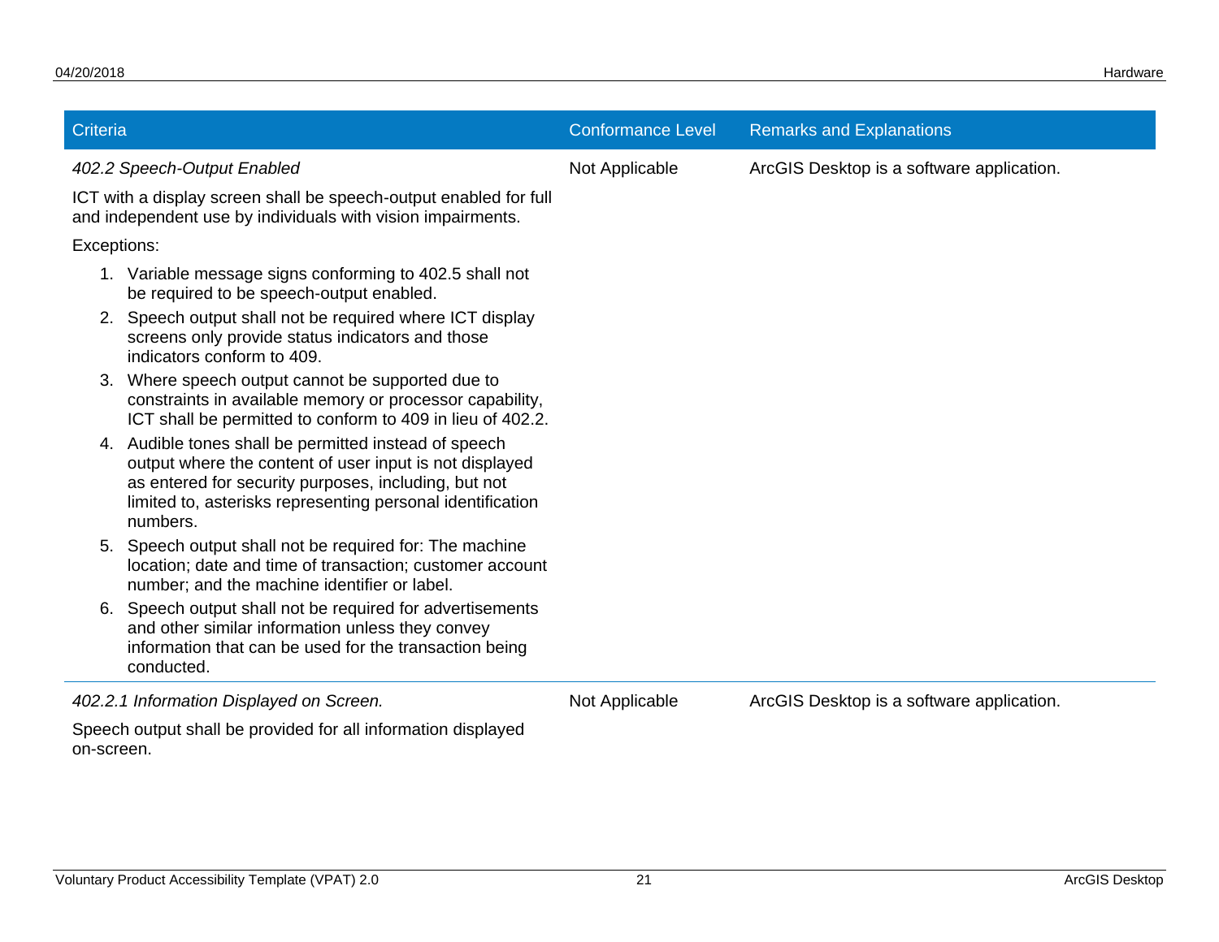| Criteria | Conformance Level | Remarks and Explanations |
| --- | --- | --- |
| *402.2 Speech-Output Enabled*<br><br>ICT with a display screen shall be speech-output enabled for full and independent use by individuals with vision impairments.<br><br>Exceptions:<br><br>1. Variable message signs conforming to 402.5 shall not be required to be speech-output enabled.<br>2. Speech output shall not be required where ICT display screens only provide status indicators and those indicators conform to 409.<br>3. Where speech output cannot be supported due to constraints in available memory or processor capability, ICT shall be permitted to conform to 409 in lieu of 402.2.<br>4. Audible tones shall be permitted instead of speech output where the content of user input is not displayed as entered for security purposes, including, but not limited to, asterisks representing personal identification numbers.<br>5. Speech output shall not be required for: The machine location; date and time of transaction; customer account number; and the machine identifier or label.<br>6. Speech output shall not be required for advertisements and other similar information unless they convey information that can be used for the transaction being conducted. | Not Applicable | ArcGIS Desktop is a software application. |
| *402.2.1 Information Displayed on Screen.*<br><br>Speech output shall be provided for all information displayed on-screen. | Not Applicable | ArcGIS Desktop is a software application. |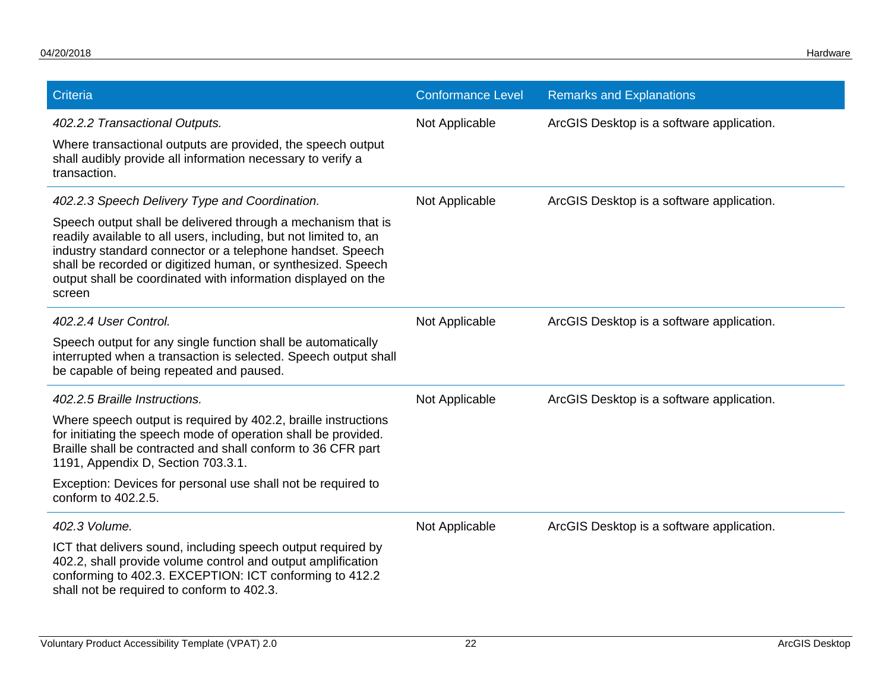| Criteria | Conformance Level | Remarks and Explanations |
| --- | --- | --- |
| *402.2.2 Transactional Outputs.* Where transactional outputs are provided, the speech output shall audibly provide all information necessary to verify a transaction. | Not Applicable | ArcGIS Desktop is a software application. |
| *402.2.3 Speech Delivery Type and Coordination.* Speech output shall be delivered through a mechanism that is readily available to all users, including, but not limited to, an industry standard connector or a telephone handset. Speech shall be recorded or digitized human, or synthesized. Speech output shall be coordinated with information displayed on the screen | Not Applicable | ArcGIS Desktop is a software application. |
| *402.2.4 User Control.* Speech output for any single function shall be automatically interrupted when a transaction is selected. Speech output shall be capable of being repeated and paused. | Not Applicable | ArcGIS Desktop is a software application. |
| *402.2.5 Braille Instructions.* Where speech output is required by 402.2, braille instructions for initiating the speech mode of operation shall be provided. Braille shall be contracted and shall conform to 36 CFR part 1191, Appendix D, Section 703.3.1. Exception: Devices for personal use shall not be required to conform to 402.2.5. | Not Applicable | ArcGIS Desktop is a software application. |
| *402.3 Volume.* ICT that delivers sound, including speech output required by 402.2, shall provide volume control and output amplification conforming to 402.3. EXCEPTION: ICT conforming to 412.2 shall not be required to conform to 402.3. | Not Applicable | ArcGIS Desktop is a software application. |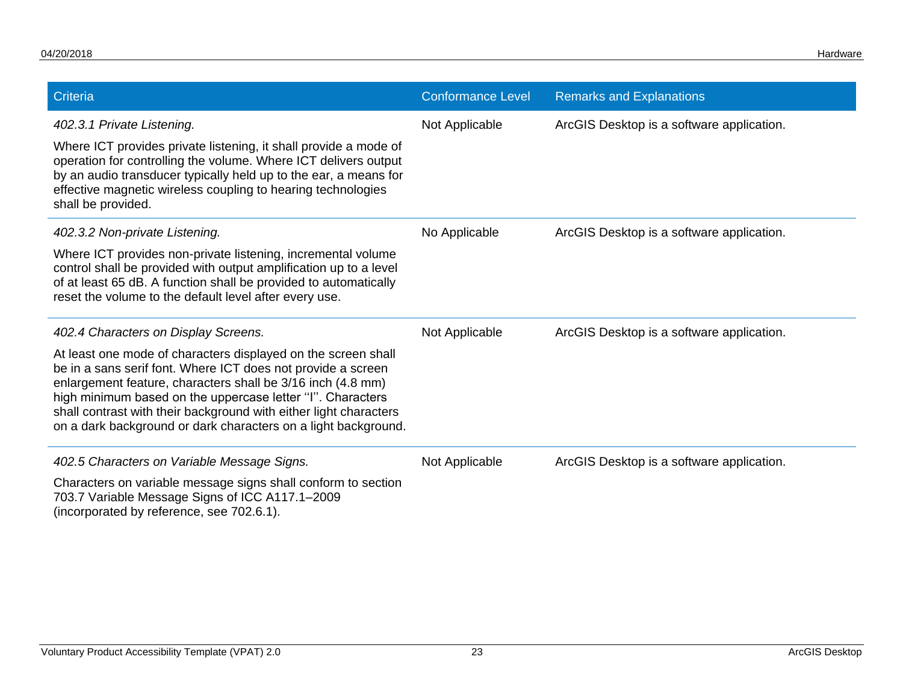| Criteria | Conformance Level | Remarks and Explanations |
| --- | --- | --- |
| *402.3.1 Private Listening.*<br><br>Where ICT provides private listening, it shall provide a mode of operation for controlling the volume. Where ICT delivers output by an audio transducer typically held up to the ear, a means for effective magnetic wireless coupling to hearing technologies shall be provided. | Not Applicable | ArcGIS Desktop is a software application. |
| *402.3.2 Non-private Listening.*<br><br>Where ICT provides non-private listening, incremental volume control shall be provided with output amplification up to a level of at least 65 dB. A function shall be provided to automatically reset the volume to the default level after every use. | No Applicable | ArcGIS Desktop is a software application. |
| *402.4 Characters on Display Screens.*<br><br>At least one mode of characters displayed on the screen shall be in a sans serif font. Where ICT does not provide a screen enlargement feature, characters shall be 3/16 inch (4.8 mm) high minimum based on the uppercase letter ''I''. Characters shall contrast with their background with either light characters on a dark background or dark characters on a light background. | Not Applicable | ArcGIS Desktop is a software application. |
| *402.5 Characters on Variable Message Signs.*<br><br>Characters on variable message signs shall conform to section 703.7 Variable Message Signs of ICC A117.1–2009 (incorporated by reference, see 702.6.1). | Not Applicable | ArcGIS Desktop is a software application. |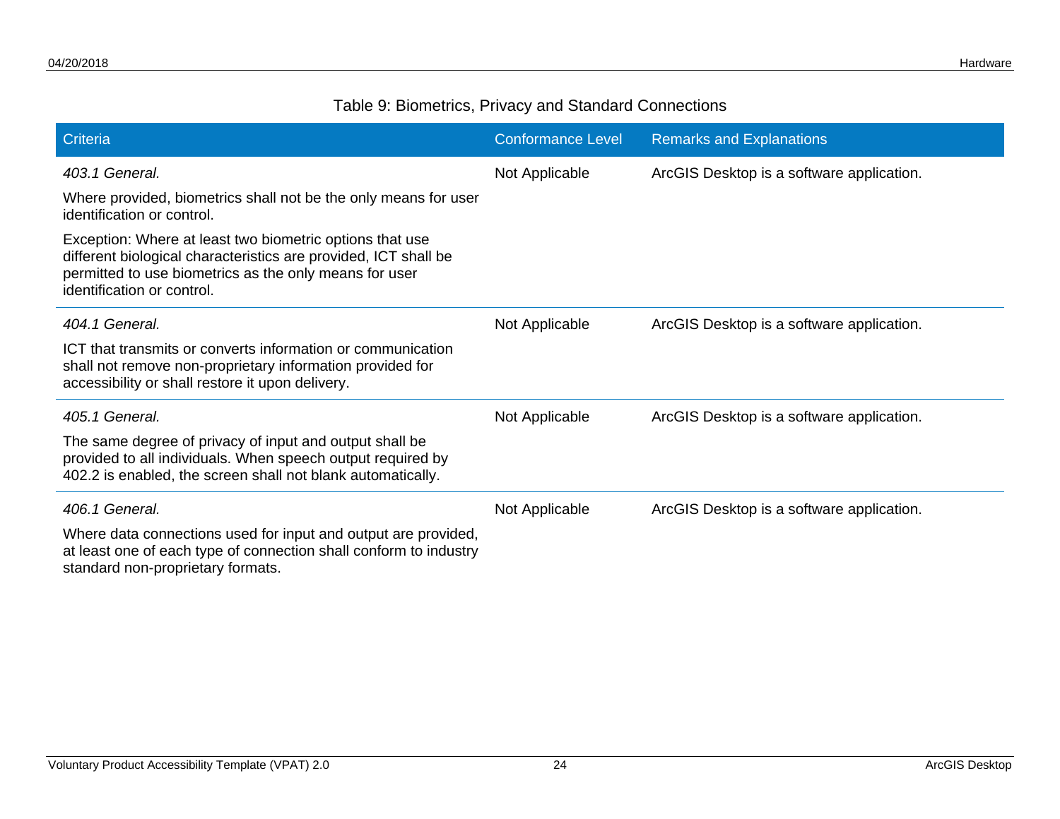Table 9: Biometrics, Privacy and Standard Connections

| Criteria | Conformance Level | Remarks and Explanations |
| --- | --- | --- |
| *403.1 General.*<br>Where provided, biometrics shall not be the only means for user identification or control.<br>Exception: Where at least two biometric options that use different biological characteristics are provided, ICT shall be permitted to use biometrics as the only means for user identification or control. | Not Applicable | ArcGIS Desktop is a software application. |
| *404.1 General.*<br>ICT that transmits or converts information or communication shall not remove non-proprietary information provided for accessibility or shall restore it upon delivery. | Not Applicable | ArcGIS Desktop is a software application. |
| *405.1 General.*<br>The same degree of privacy of input and output shall be provided to all individuals. When speech output required by 402.2 is enabled, the screen shall not blank automatically. | Not Applicable | ArcGIS Desktop is a software application. |
| *406.1 General.*<br>Where data connections used for input and output are provided, at least one of each type of connection shall conform to industry standard non-proprietary formats. | Not Applicable | ArcGIS Desktop is a software application. |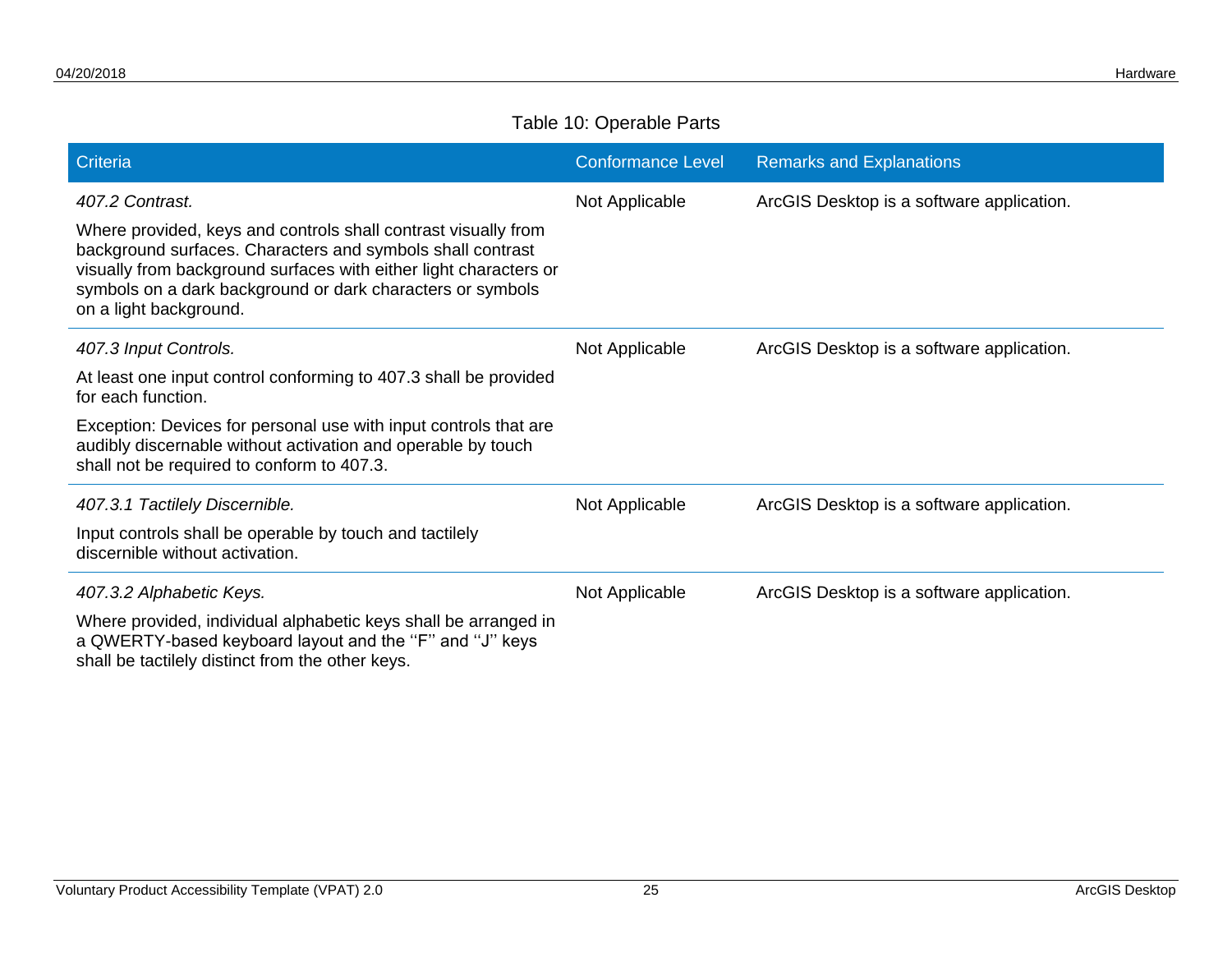Table 10: Operable Parts

| Criteria | Conformance Level | Remarks and Explanations |
|---|---|---|
| *407.2 Contrast.* <br> Where provided, keys and controls shall contrast visually from background surfaces. Characters and symbols shall contrast visually from background surfaces with either light characters or symbols on a dark background or dark characters or symbols on a light background. | Not Applicable | ArcGIS Desktop is a software application. |
| *407.3 Input Controls.* <br> At least one input control conforming to 407.3 shall be provided for each function. <br> Exception: Devices for personal use with input controls that are audibly discernable without activation and operable by touch shall not be required to conform to 407.3. | Not Applicable | ArcGIS Desktop is a software application. |
| *407.3.1 Tactilely Discernible.* <br> Input controls shall be operable by touch and tactilely discernible without activation. | Not Applicable | ArcGIS Desktop is a software application. |
| *407.3.2 Alphabetic Keys.* <br> Where provided, individual alphabetic keys shall be arranged in a QWERTY-based keyboard layout and the ''F'' and ''J'' keys shall be tactilely distinct from the other keys. | Not Applicable | ArcGIS Desktop is a software application. |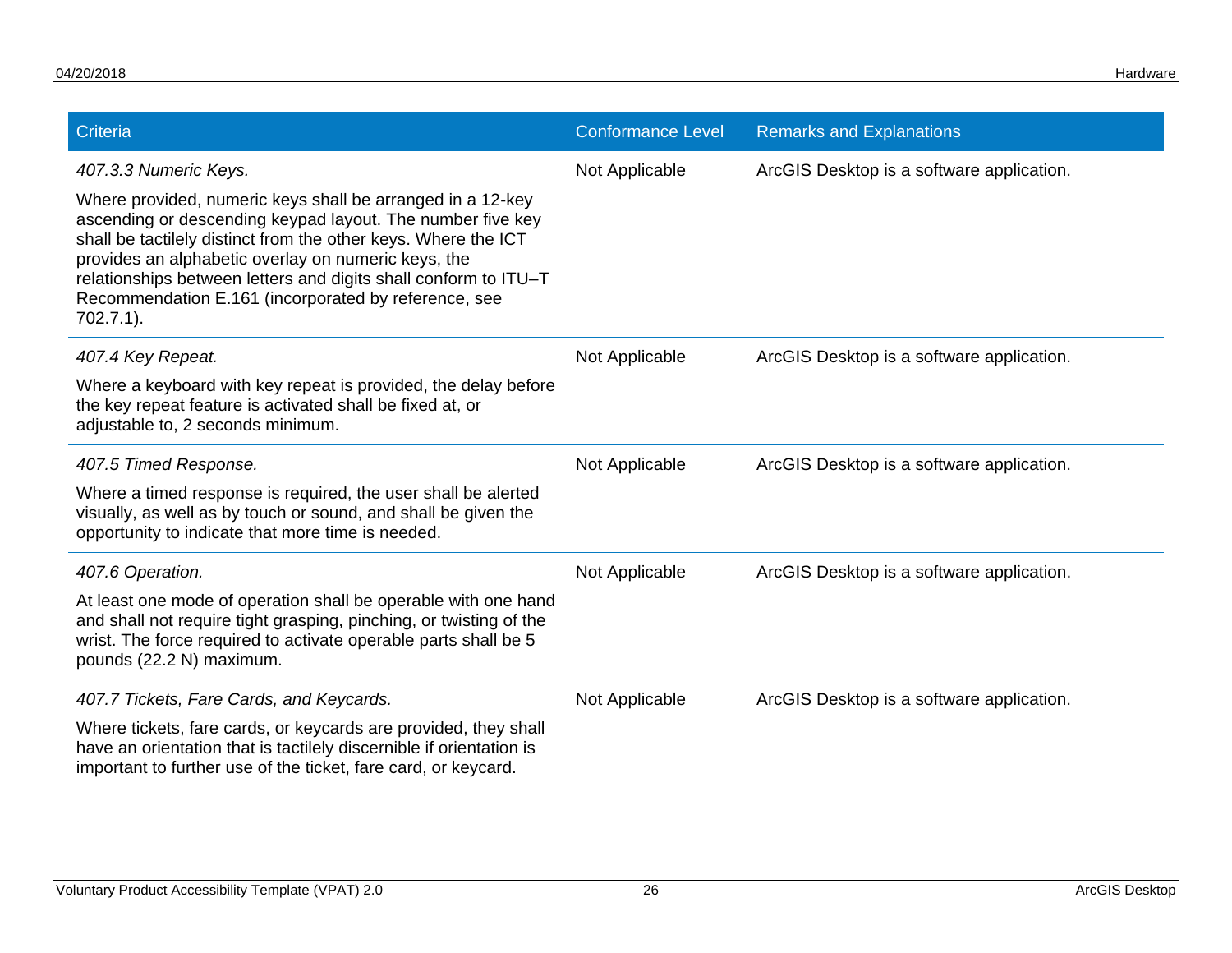| Criteria | Conformance Level | Remarks and Explanations |
| --- | --- | --- |
| *407.3.3 Numeric Keys.*<br><br>Where provided, numeric keys shall be arranged in a 12-key ascending or descending keypad layout. The number five key shall be tactilely distinct from the other keys. Where the ICT provides an alphabetic overlay on numeric keys, the relationships between letters and digits shall conform to ITU–T Recommendation E.161 (incorporated by reference, see 702.7.1). | Not Applicable | ArcGIS Desktop is a software application. |
| *407.4 Key Repeat.*<br><br>Where a keyboard with key repeat is provided, the delay before the key repeat feature is activated shall be fixed at, or adjustable to, 2 seconds minimum. | Not Applicable | ArcGIS Desktop is a software application. |
| *407.5 Timed Response.*<br><br>Where a timed response is required, the user shall be alerted visually, as well as by touch or sound, and shall be given the opportunity to indicate that more time is needed. | Not Applicable | ArcGIS Desktop is a software application. |
| *407.6 Operation.*<br><br>At least one mode of operation shall be operable with one hand and shall not require tight grasping, pinching, or twisting of the wrist. The force required to activate operable parts shall be 5 pounds (22.2 N) maximum. | Not Applicable | ArcGIS Desktop is a software application. |
| *407.7 Tickets, Fare Cards, and Keycards.*<br><br>Where tickets, fare cards, or keycards are provided, they shall have an orientation that is tactilely discernible if orientation is important to further use of the ticket, fare card, or keycard. | Not Applicable | ArcGIS Desktop is a software application. |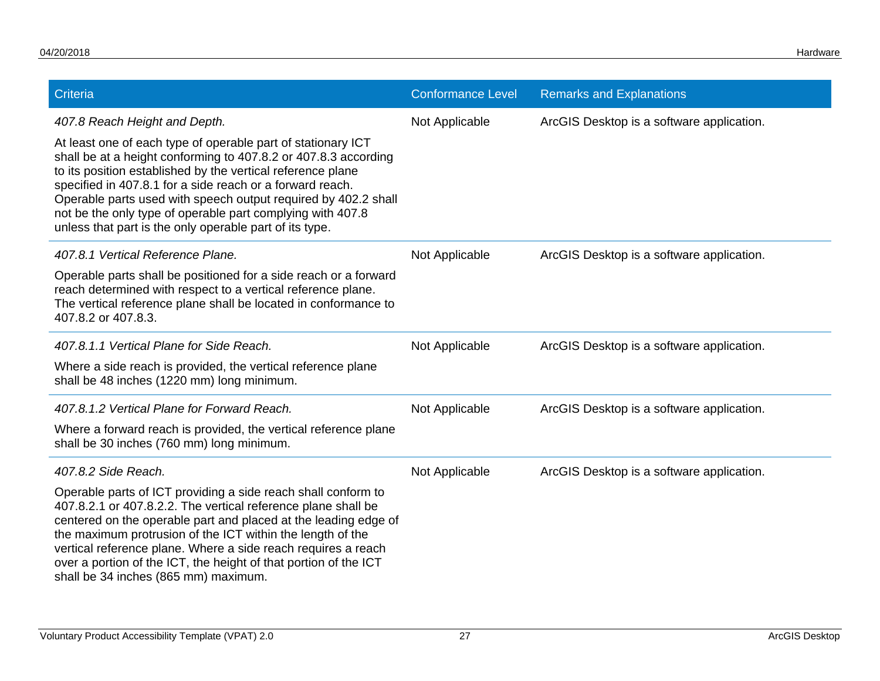| Criteria | Conformance Level | Remarks and Explanations |
| --- | --- | --- |
| *407.8 Reach Height and Depth.* At least one of each type of operable part of stationary ICT shall be at a height conforming to 407.8.2 or 407.8.3 according to its position established by the vertical reference plane specified in 407.8.1 for a side reach or a forward reach. Operable parts used with speech output required by 402.2 shall not be the only type of operable part complying with 407.8 unless that part is the only operable part of its type. | Not Applicable | ArcGIS Desktop is a software application. |
| *407.8.1 Vertical Reference Plane.* Operable parts shall be positioned for a side reach or a forward reach determined with respect to a vertical reference plane. The vertical reference plane shall be located in conformance to 407.8.2 or 407.8.3. | Not Applicable | ArcGIS Desktop is a software application. |
| *407.8.1.1 Vertical Plane for Side Reach.* Where a side reach is provided, the vertical reference plane shall be 48 inches (1220 mm) long minimum. | Not Applicable | ArcGIS Desktop is a software application. |
| *407.8.1.2 Vertical Plane for Forward Reach.* Where a forward reach is provided, the vertical reference plane shall be 30 inches (760 mm) long minimum. | Not Applicable | ArcGIS Desktop is a software application. |
| *407.8.2 Side Reach.* Operable parts of ICT providing a side reach shall conform to 407.8.2.1 or 407.8.2.2. The vertical reference plane shall be centered on the operable part and placed at the leading edge of the maximum protrusion of the ICT within the length of the vertical reference plane. Where a side reach requires a reach over a portion of the ICT, the height of that portion of the ICT shall be 34 inches (865 mm) maximum. | Not Applicable | ArcGIS Desktop is a software application. |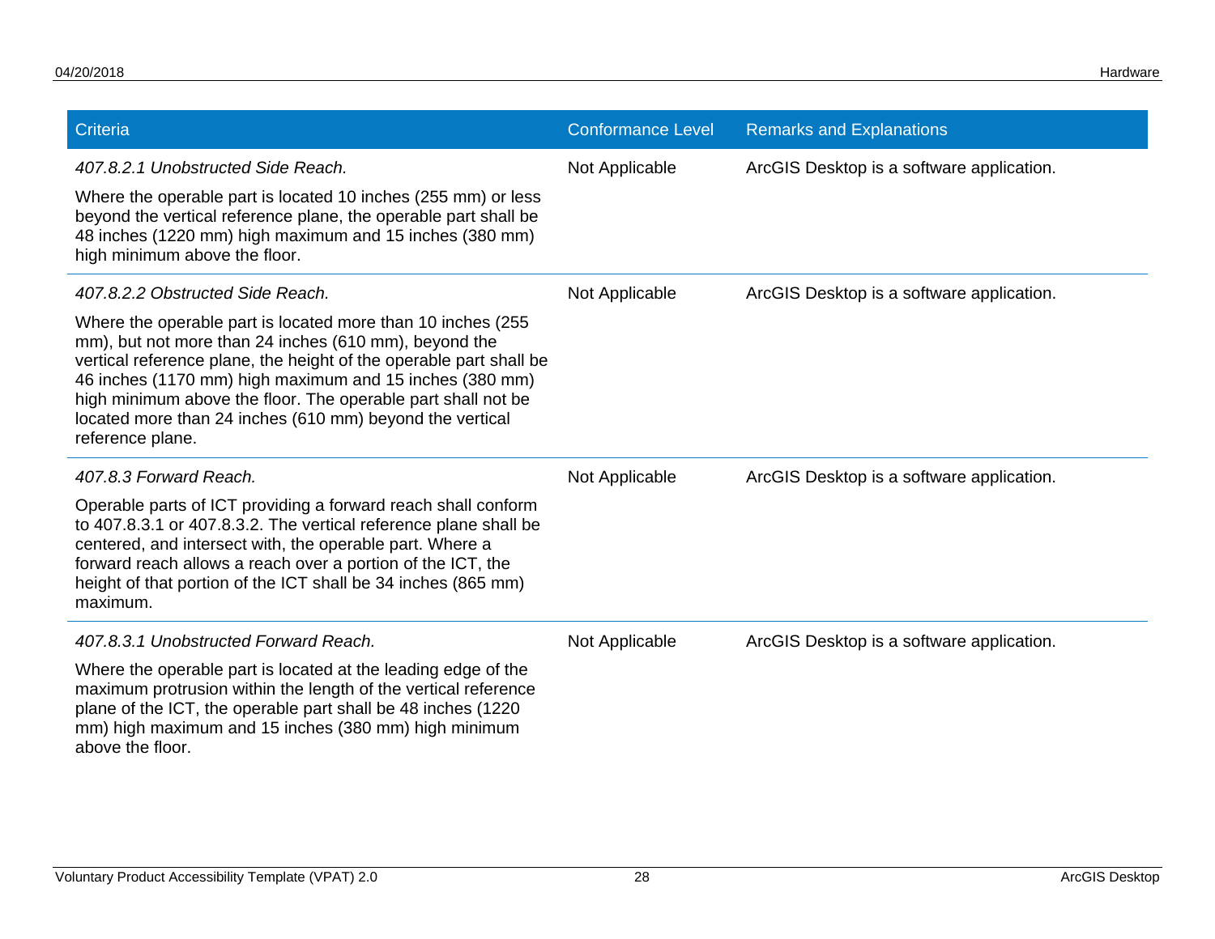| Criteria | Conformance Level | Remarks and Explanations |
|---|---|---|
| *407.8.2.1 Unobstructed Side Reach.*<br><br>Where the operable part is located 10 inches (255 mm) or less beyond the vertical reference plane, the operable part shall be 48 inches (1220 mm) high maximum and 15 inches (380 mm) high minimum above the floor. | Not Applicable | ArcGIS Desktop is a software application. |
| *407.8.2.2 Obstructed Side Reach.*<br><br>Where the operable part is located more than 10 inches (255 mm), but not more than 24 inches (610 mm), beyond the vertical reference plane, the height of the operable part shall be 46 inches (1170 mm) high maximum and 15 inches (380 mm) high minimum above the floor. The operable part shall not be located more than 24 inches (610 mm) beyond the vertical reference plane. | Not Applicable | ArcGIS Desktop is a software application. |
| *407.8.3 Forward Reach.*<br><br>Operable parts of ICT providing a forward reach shall conform to 407.8.3.1 or 407.8.3.2. The vertical reference plane shall be centered, and intersect with, the operable part. Where a forward reach allows a reach over a portion of the ICT, the height of that portion of the ICT shall be 34 inches (865 mm) maximum. | Not Applicable | ArcGIS Desktop is a software application. |
| *407.8.3.1 Unobstructed Forward Reach.*<br><br>Where the operable part is located at the leading edge of the maximum protrusion within the length of the vertical reference plane of the ICT, the operable part shall be 48 inches (1220 mm) high maximum and 15 inches (380 mm) high minimum above the floor. | Not Applicable | ArcGIS Desktop is a software application. |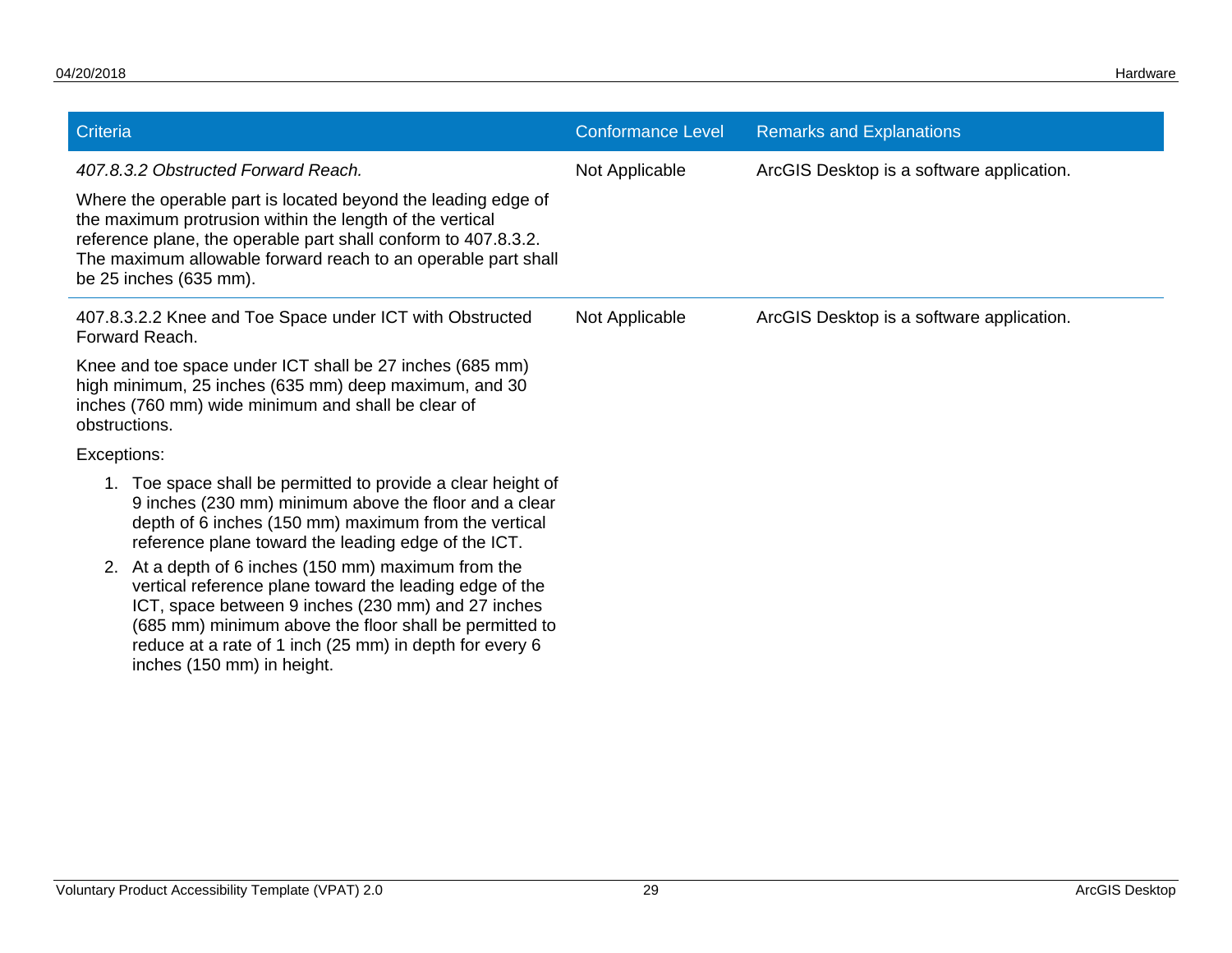| Criteria | Conformance Level | Remarks and Explanations |
| --- | --- | --- |
| *407.8.3.2 Obstructed Forward Reach.*<br><br>Where the operable part is located beyond the leading edge of the maximum protrusion within the length of the vertical reference plane, the operable part shall conform to 407.8.3.2. The maximum allowable forward reach to an operable part shall be 25 inches (635 mm). | Not Applicable | ArcGIS Desktop is a software application. |
| 407.8.3.2.2 Knee and Toe Space under ICT with Obstructed Forward Reach.<br><br>Knee and toe space under ICT shall be 27 inches (685 mm) high minimum, 25 inches (635 mm) deep maximum, and 30 inches (760 mm) wide minimum and shall be clear of obstructions.<br><br>Exceptions:<br><br>1. Toe space shall be permitted to provide a clear height of 9 inches (230 mm) minimum above the floor and a clear depth of 6 inches (150 mm) maximum from the vertical reference plane toward the leading edge of the ICT.<br>2. At a depth of 6 inches (150 mm) maximum from the vertical reference plane toward the leading edge of the ICT, space between 9 inches (230 mm) and 27 inches (685 mm) minimum above the floor shall be permitted to reduce at a rate of 1 inch (25 mm) in depth for every 6 inches (150 mm) in height. | Not Applicable | ArcGIS Desktop is a software application. |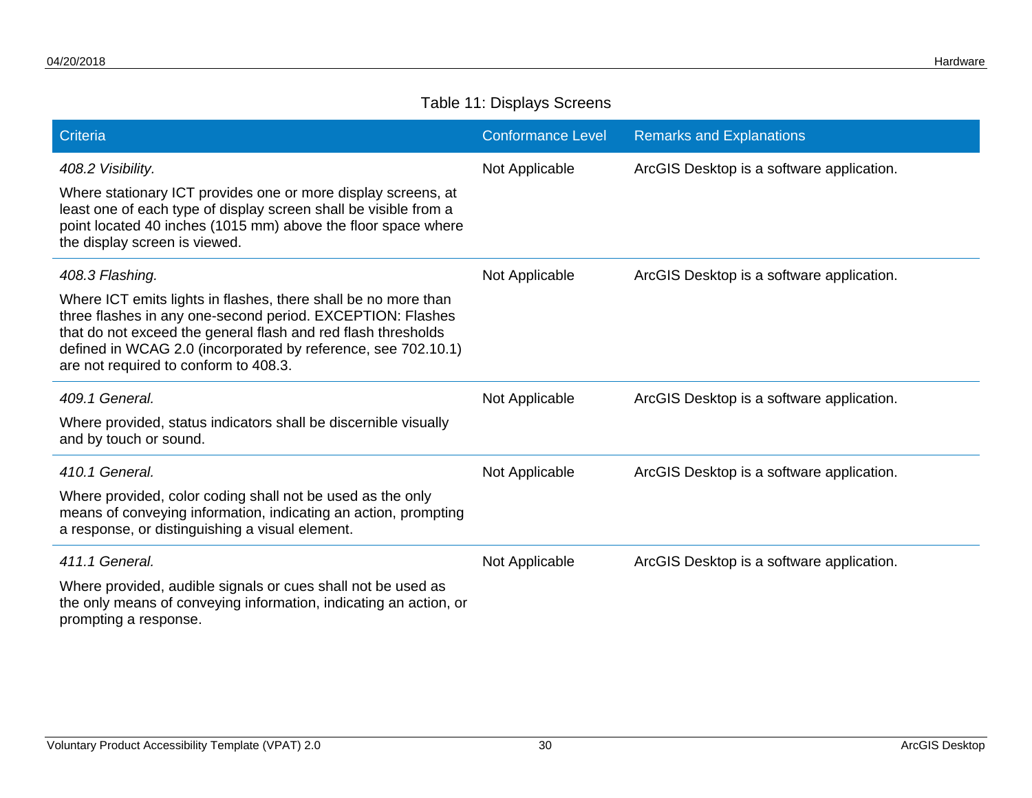Table 11: Displays Screens

| Criteria | Conformance Level | Remarks and Explanations |
| --- | --- | --- |
| *408.2 Visibility.*<br><br>Where stationary ICT provides one or more display screens, at least one of each type of display screen shall be visible from a point located 40 inches (1015 mm) above the floor space where the display screen is viewed. | Not Applicable | ArcGIS Desktop is a software application. |
| *408.3 Flashing.*<br><br>Where ICT emits lights in flashes, there shall be no more than three flashes in any one-second period. EXCEPTION: Flashes that do not exceed the general flash and red flash thresholds defined in WCAG 2.0 (incorporated by reference, see 702.10.1) are not required to conform to 408.3. | Not Applicable | ArcGIS Desktop is a software application. |
| *409.1 General.*<br><br>Where provided, status indicators shall be discernible visually and by touch or sound. | Not Applicable | ArcGIS Desktop is a software application. |
| *410.1 General.*<br><br>Where provided, color coding shall not be used as the only means of conveying information, indicating an action, prompting a response, or distinguishing a visual element. | Not Applicable | ArcGIS Desktop is a software application. |
| *411.1 General.*<br><br>Where provided, audible signals or cues shall not be used as the only means of conveying information, indicating an action, or prompting a response. | Not Applicable | ArcGIS Desktop is a software application. |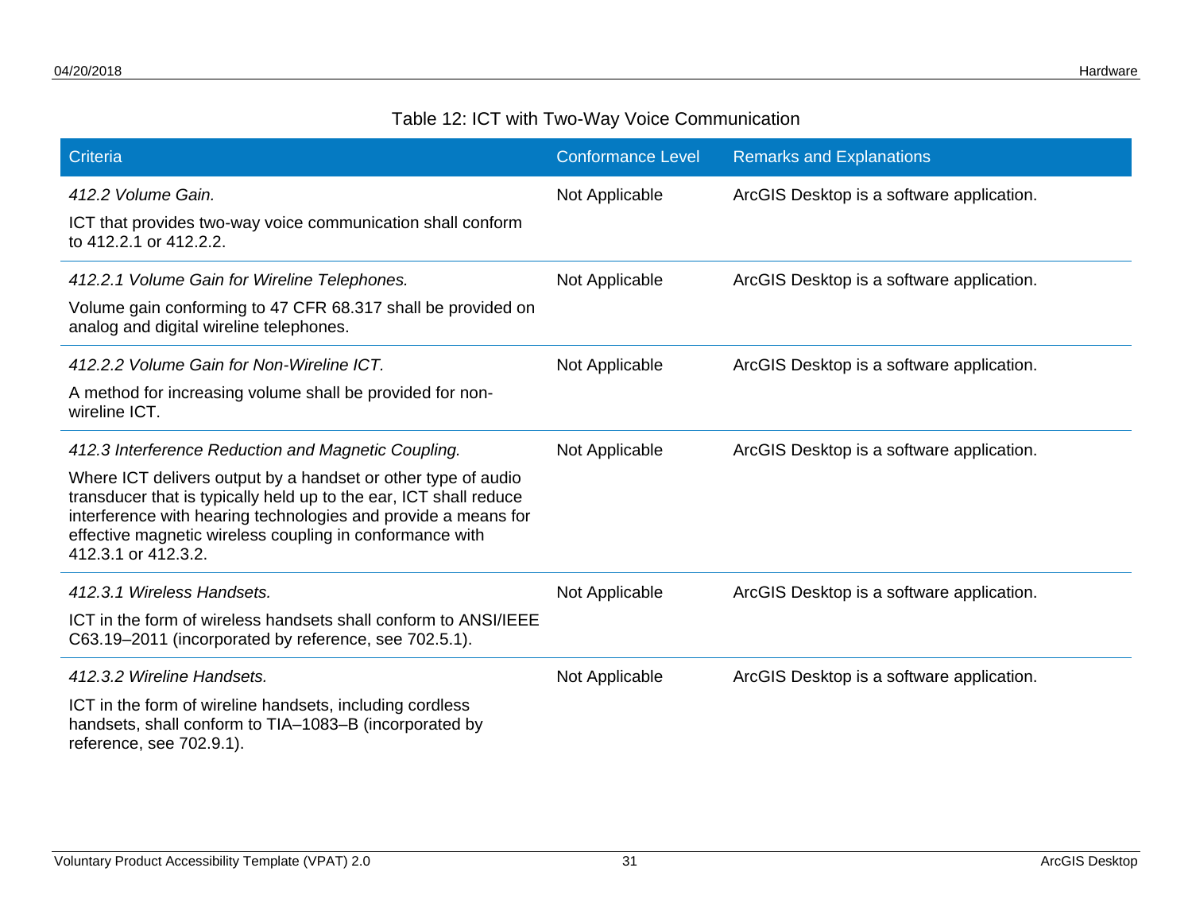Table 12: ICT with Two-Way Voice Communication

| Criteria | Conformance Level | Remarks and Explanations |
| --- | --- | --- |
| *412.2 Volume Gain.* ICT that provides two-way voice communication shall conform to 412.2.1 or 412.2.2. | Not Applicable | ArcGIS Desktop is a software application. |
| *412.2.1 Volume Gain for Wireline Telephones.* Volume gain conforming to 47 CFR 68.317 shall be provided on analog and digital wireline telephones. | Not Applicable | ArcGIS Desktop is a software application. |
| *412.2.2 Volume Gain for Non-Wireline ICT.* A method for increasing volume shall be provided for non-wireline ICT. | Not Applicable | ArcGIS Desktop is a software application. |
| *412.3 Interference Reduction and Magnetic Coupling.* Where ICT delivers output by a handset or other type of audio transducer that is typically held up to the ear, ICT shall reduce interference with hearing technologies and provide a means for effective magnetic wireless coupling in conformance with 412.3.1 or 412.3.2. | Not Applicable | ArcGIS Desktop is a software application. |
| *412.3.1 Wireless Handsets.* ICT in the form of wireless handsets shall conform to ANSI/IEEE C63.19–2011 (incorporated by reference, see 702.5.1). | Not Applicable | ArcGIS Desktop is a software application. |
| *412.3.2 Wireline Handsets.* ICT in the form of wireline handsets, including cordless handsets, shall conform to TIA–1083–B (incorporated by reference, see 702.9.1). | Not Applicable | ArcGIS Desktop is a software application. |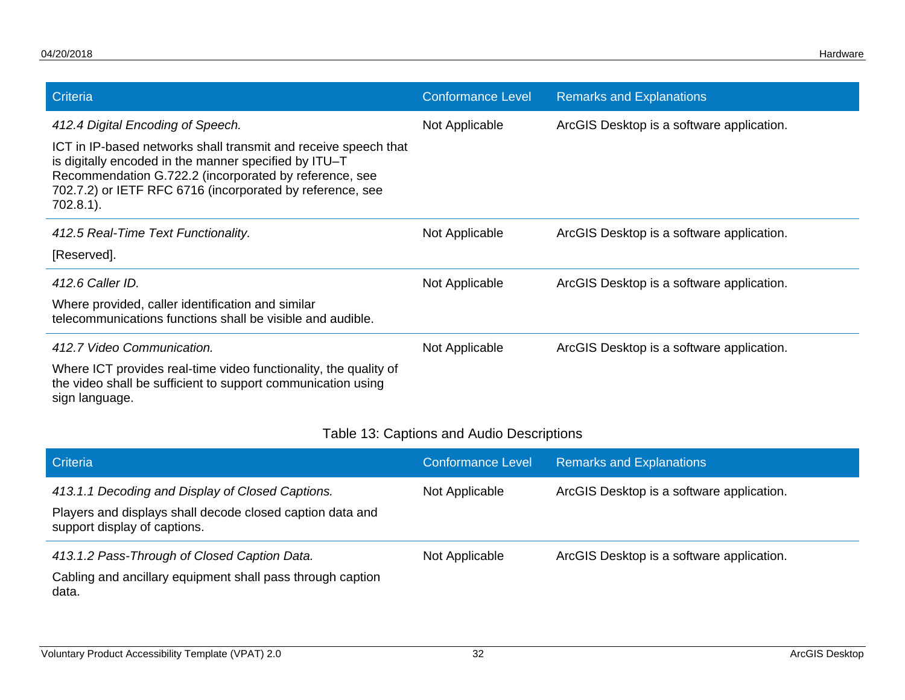| Criteria | Conformance Level | Remarks and Explanations |
|---|---|---|
| *412.4 Digital Encoding of Speech.*<br><br>ICT in IP-based networks shall transmit and receive speech that is digitally encoded in the manner specified by ITU–T Recommendation G.722.2 (incorporated by reference, see 702.7.2) or IETF RFC 6716 (incorporated by reference, see 702.8.1). | Not Applicable | ArcGIS Desktop is a software application. |
| *412.5 Real-Time Text Functionality.*<br><br>[Reserved]. | Not Applicable | ArcGIS Desktop is a software application. |
| *412.6 Caller ID.*<br><br>Where provided, caller identification and similar telecommunications functions shall be visible and audible. | Not Applicable | ArcGIS Desktop is a software application. |
| *412.7 Video Communication.*<br><br>Where ICT provides real-time video functionality, the quality of the video shall be sufficient to support communication using sign language. | Not Applicable | ArcGIS Desktop is a software application. |

Table 13: Captions and Audio Descriptions

| Criteria | Conformance Level | Remarks and Explanations |
|---|---|---|
| *413.1.1 Decoding and Display of Closed Captions.*<br><br>Players and displays shall decode closed caption data and support display of captions. | Not Applicable | ArcGIS Desktop is a software application. |
| *413.1.2 Pass-Through of Closed Caption Data.*<br><br>Cabling and ancillary equipment shall pass through caption data. | Not Applicable | ArcGIS Desktop is a software application. |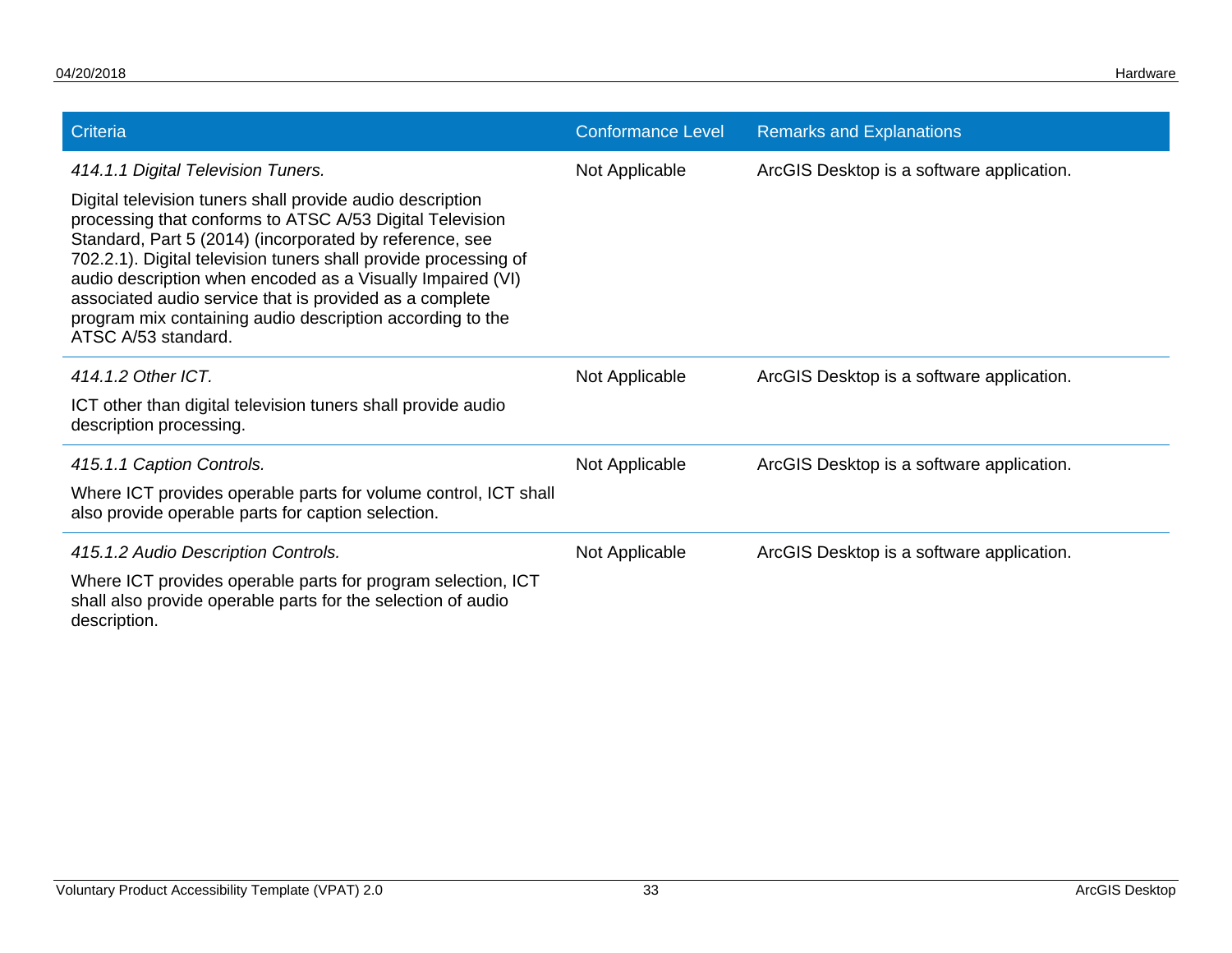| Criteria | Conformance Level | Remarks and Explanations |
| --- | --- | --- |
| *414.1.1 Digital Television Tuners.*<br><br>Digital television tuners shall provide audio description processing that conforms to ATSC A/53 Digital Television Standard, Part 5 (2014) (incorporated by reference, see 702.2.1). Digital television tuners shall provide processing of audio description when encoded as a Visually Impaired (VI) associated audio service that is provided as a complete program mix containing audio description according to the ATSC A/53 standard. | Not Applicable | ArcGIS Desktop is a software application. |
| *414.1.2 Other ICT.*<br><br>ICT other than digital television tuners shall provide audio description processing. | Not Applicable | ArcGIS Desktop is a software application. |
| *415.1.1 Caption Controls.*<br><br>Where ICT provides operable parts for volume control, ICT shall also provide operable parts for caption selection. | Not Applicable | ArcGIS Desktop is a software application. |
| *415.1.2 Audio Description Controls.*<br><br>Where ICT provides operable parts for program selection, ICT shall also provide operable parts for the selection of audio description. | Not Applicable | ArcGIS Desktop is a software application. |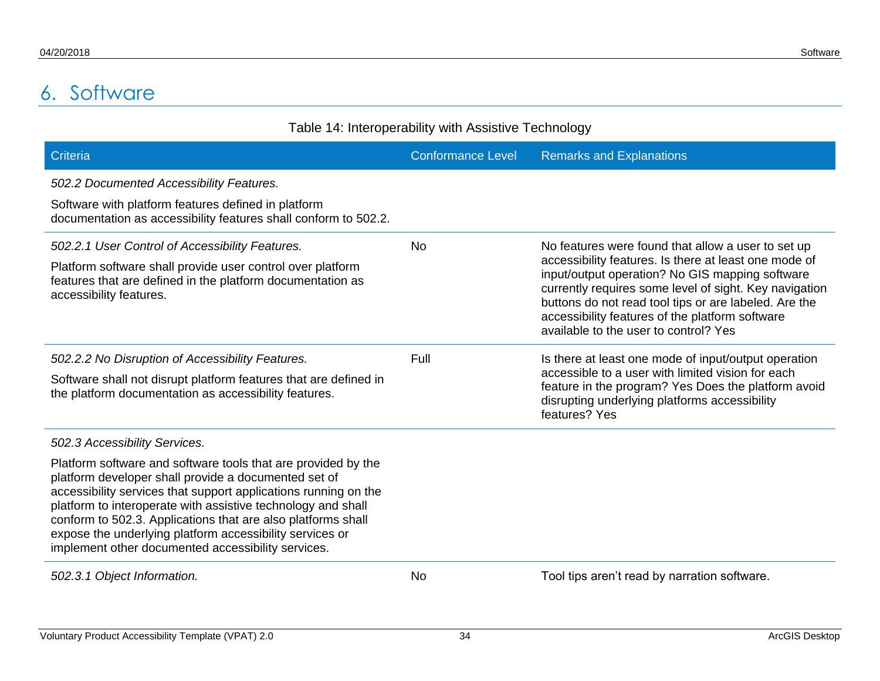# 6. Software

Table 14: Interoperability with Assistive Technology

| Criteria | Conformance Level | Remarks and Explanations |
|---|---|---|
| *502.2 Documented Accessibility Features.* Software with platform features defined in platform documentation as accessibility features shall conform to 502.2. | | |
| *502.2.1 User Control of Accessibility Features.* Platform software shall provide user control over platform features that are defined in the platform documentation as accessibility features. | No | No features were found that allow a user to set up accessibility features. Is there at least one mode of input/output operation? No GIS mapping software currently requires some level of sight. Key navigation buttons do not read tool tips or are labeled. Are the accessibility features of the platform software available to the user to control? Yes |
| *502.2.2 No Disruption of Accessibility Features.* Software shall not disrupt platform features that are defined in the platform documentation as accessibility features. | Full | Is there at least one mode of input/output operation accessible to a user with limited vision for each feature in the program? Yes Does the platform avoid disrupting underlying platforms accessibility features? Yes |
| *502.3 Accessibility Services.* Platform software and software tools that are provided by the platform developer shall provide a documented set of accessibility services that support applications running on the platform to interoperate with assistive technology and shall conform to 502.3. Applications that are also platforms shall expose the underlying platform accessibility services or implement other documented accessibility services. | | |
| *502.3.1 Object Information.* | No | Tool tips aren’t read by narration software. |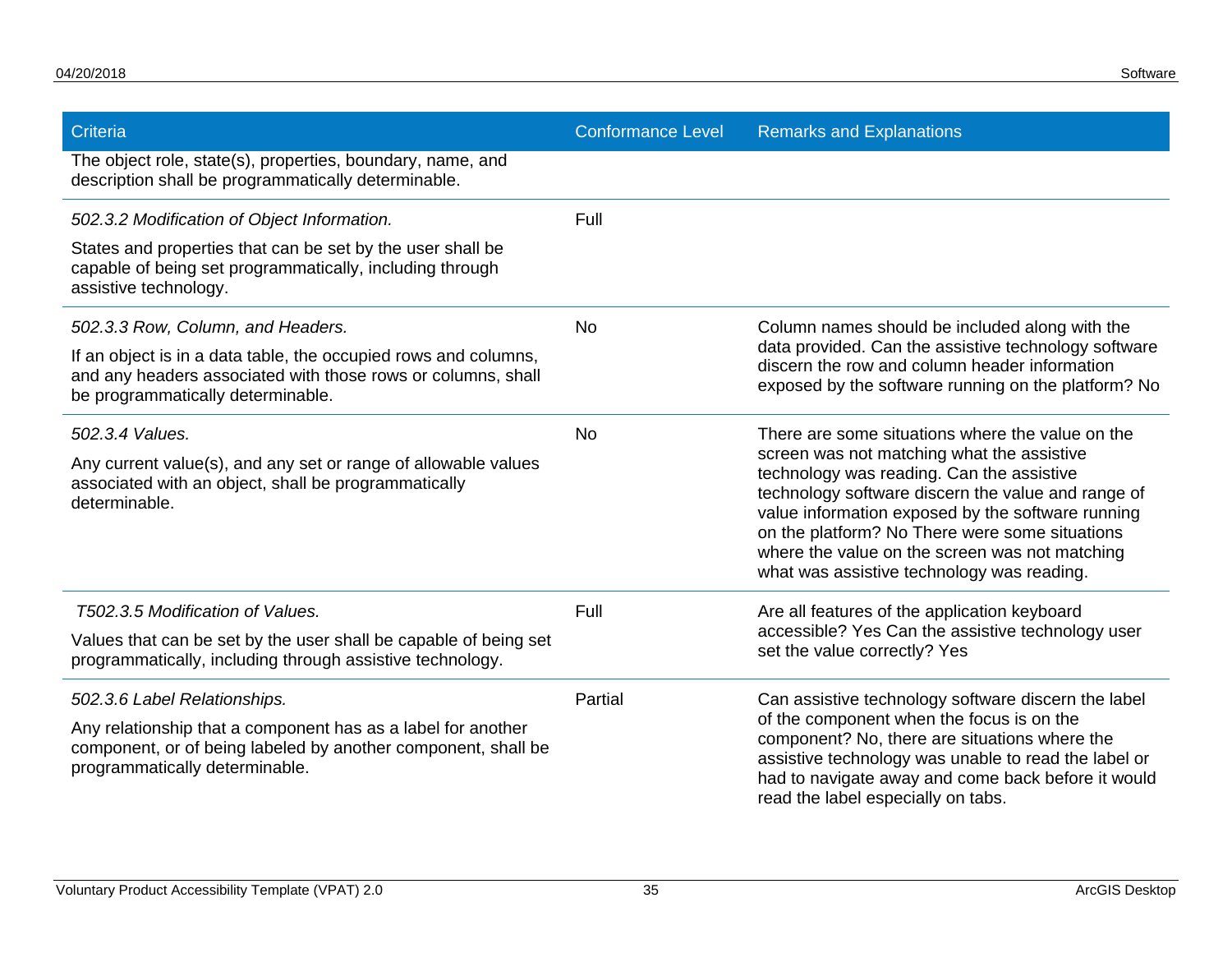| Criteria | Conformance Level | Remarks and Explanations |
|---|---|---|
| The object role, state(s), properties, boundary, name, and description shall be programmatically determinable. | | |
| *502.3.2 Modification of Object Information.* States and properties that can be set by the user shall be capable of being set programmatically, including through assistive technology. | Full | |
| *502.3.3 Row, Column, and Headers.* If an object is in a data table, the occupied rows and columns, and any headers associated with those rows or columns, shall be programmatically determinable. | No | Column names should be included along with the data provided. Can the assistive technology software discern the row and column header information exposed by the software running on the platform? No |
| *502.3.4 Values.* Any current value(s), and any set or range of allowable values associated with an object, shall be programmatically determinable. | No | There are some situations where the value on the screen was not matching what the assistive technology was reading. Can the assistive technology software discern the value and range of value information exposed by the software running on the platform? No There were some situations where the value on the screen was not matching what was assistive technology was reading. |
| *T502.3.5 Modification of Values.* Values that can be set by the user shall be capable of being set programmatically, including through assistive technology. | Full | Are all features of the application keyboard accessible? Yes Can the assistive technology user set the value correctly? Yes |
| *502.3.6 Label Relationships.* Any relationship that a component has as a label for another component, or of being labeled by another component, shall be programmatically determinable. | Partial | Can assistive technology software discern the label of the component when the focus is on the component? No, there are situations where the assistive technology was unable to read the label or had to navigate away and come back before it would read the label especially on tabs. |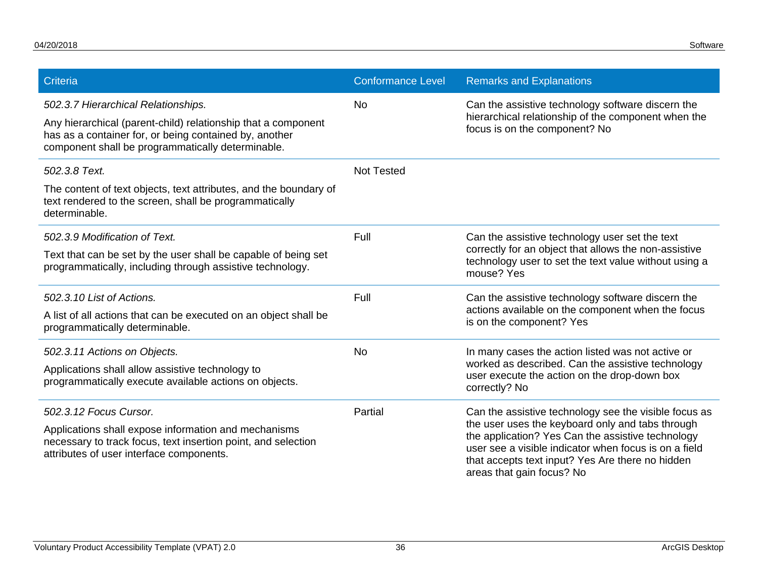| Criteria | Conformance Level | Remarks and Explanations |
| --- | --- | --- |
| *502.3.7 Hierarchical Relationships.* Any hierarchical (parent-child) relationship that a component has as a container for, or being contained by, another component shall be programmatically determinable. | No | Can the assistive technology software discern the hierarchical relationship of the component when the focus is on the component? No |
| *502.3.8 Text.* The content of text objects, text attributes, and the boundary of text rendered to the screen, shall be programmatically determinable. | Not Tested | |
| *502.3.9 Modification of Text.* Text that can be set by the user shall be capable of being set programmatically, including through assistive technology. | Full | Can the assistive technology user set the text correctly for an object that allows the non-assistive technology user to set the text value without using a mouse? Yes |
| *502.3.10 List of Actions.* A list of all actions that can be executed on an object shall be programmatically determinable. | Full | Can the assistive technology software discern the actions available on the component when the focus is on the component? Yes |
| *502.3.11 Actions on Objects.* Applications shall allow assistive technology to programmatically execute available actions on objects. | No | In many cases the action listed was not active or worked as described. Can the assistive technology user execute the action on the drop-down box correctly? No |
| *502.3.12 Focus Cursor.* Applications shall expose information and mechanisms necessary to track focus, text insertion point, and selection attributes of user interface components. | Partial | Can the assistive technology see the visible focus as the user uses the keyboard only and tabs through the application? Yes Can the assistive technology user see a visible indicator when focus is on a field that accepts text input? Yes Are there no hidden areas that gain focus? No |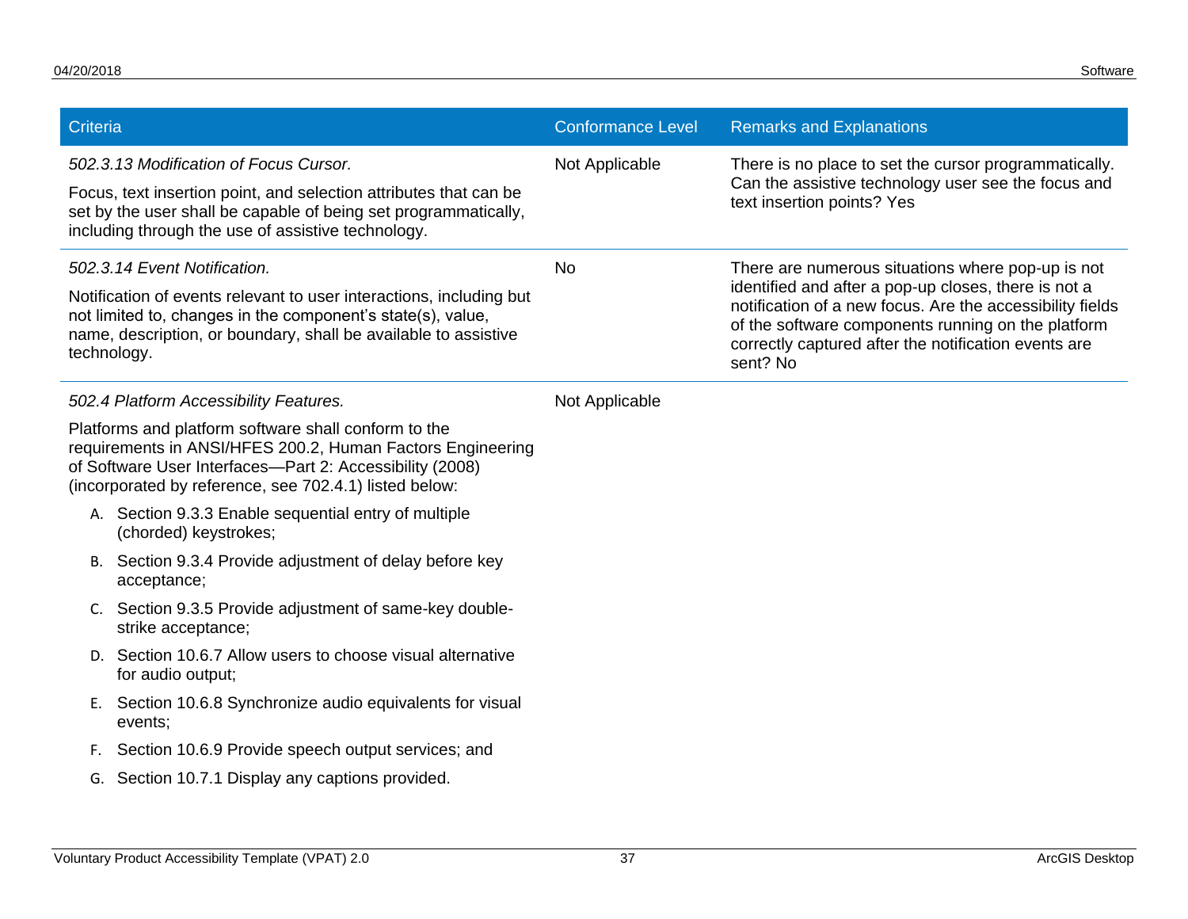| Criteria | Conformance Level | Remarks and Explanations |
| --- | --- | --- |
| *502.3.13 Modification of Focus Cursor.*<br><br>Focus, text insertion point, and selection attributes that can be set by the user shall be capable of being set programmatically, including through the use of assistive technology. | Not Applicable | There is no place to set the cursor programmatically. Can the assistive technology user see the focus and text insertion points? Yes |
| *502.3.14 Event Notification.*<br><br>Notification of events relevant to user interactions, including but not limited to, changes in the component's state(s), value, name, description, or boundary, shall be available to assistive technology. | No | There are numerous situations where pop-up is not identified and after a pop-up closes, there is not a notification of a new focus. Are the accessibility fields of the software components running on the platform correctly captured after the notification events are sent? No |
| *502.4 Platform Accessibility Features.*<br><br>Platforms and platform software shall conform to the requirements in ANSI/HFES 200.2, Human Factors Engineering of Software User Interfaces—Part 2: Accessibility (2008) (incorporated by reference, see 702.4.1) listed below:<br><br>A. Section 9.3.3 Enable sequential entry of multiple (chorded) keystrokes;<br>B. Section 9.3.4 Provide adjustment of delay before key acceptance;<br>C. Section 9.3.5 Provide adjustment of same-key double-strike acceptance;<br>D. Section 10.6.7 Allow users to choose visual alternative for audio output;<br>E. Section 10.6.8 Synchronize audio equivalents for visual events;<br>F. Section 10.6.9 Provide speech output services; and<br>G. Section 10.7.1 Display any captions provided. | Not Applicable | |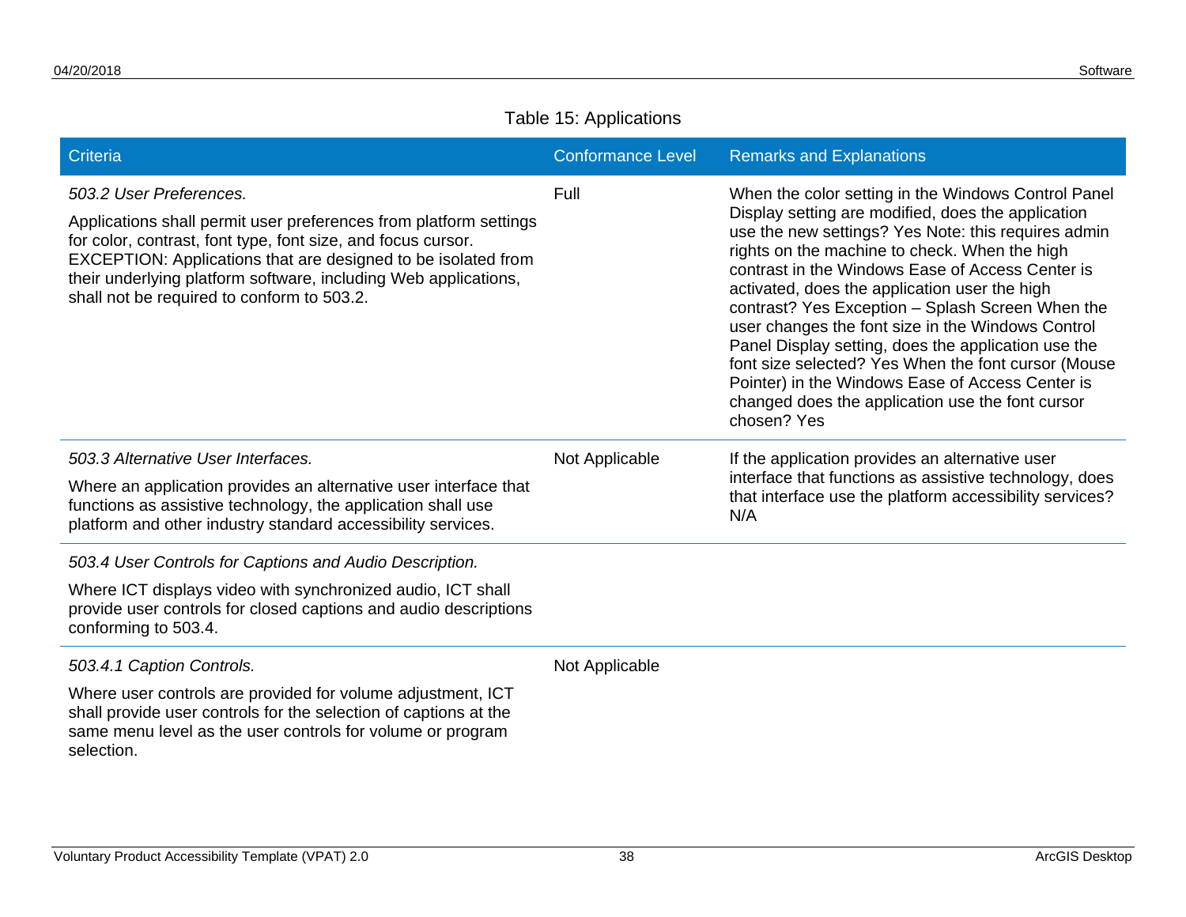Table 15: Applications

| Criteria | Conformance Level | Remarks and Explanations |
| --- | --- | --- |
| *503.2 User Preferences.* Applications shall permit user preferences from platform settings for color, contrast, font type, font size, and focus cursor. EXCEPTION: Applications that are designed to be isolated from their underlying platform software, including Web applications, shall not be required to conform to 503.2. | Full | When the color setting in the Windows Control Panel Display setting are modified, does the application use the new settings? Yes Note: this requires admin rights on the machine to check. When the high contrast in the Windows Ease of Access Center is activated, does the application user the high contrast? Yes Exception – Splash Screen When the user changes the font size in the Windows Control Panel Display setting, does the application use the font size selected? Yes When the font cursor (Mouse Pointer) in the Windows Ease of Access Center is changed does the application use the font cursor chosen? Yes |
| *503.3 Alternative User Interfaces.* Where an application provides an alternative user interface that functions as assistive technology, the application shall use platform and other industry standard accessibility services. | Not Applicable | If the application provides an alternative user interface that functions as assistive technology, does that interface use the platform accessibility services? N/A |
| *503.4 User Controls for Captions and Audio Description.* Where ICT displays video with synchronized audio, ICT shall provide user controls for closed captions and audio descriptions conforming to 503.4. | | |
| *503.4.1 Caption Controls.* Where user controls are provided for volume adjustment, ICT shall provide user controls for the selection of captions at the same menu level as the user controls for volume or program selection. | Not Applicable | |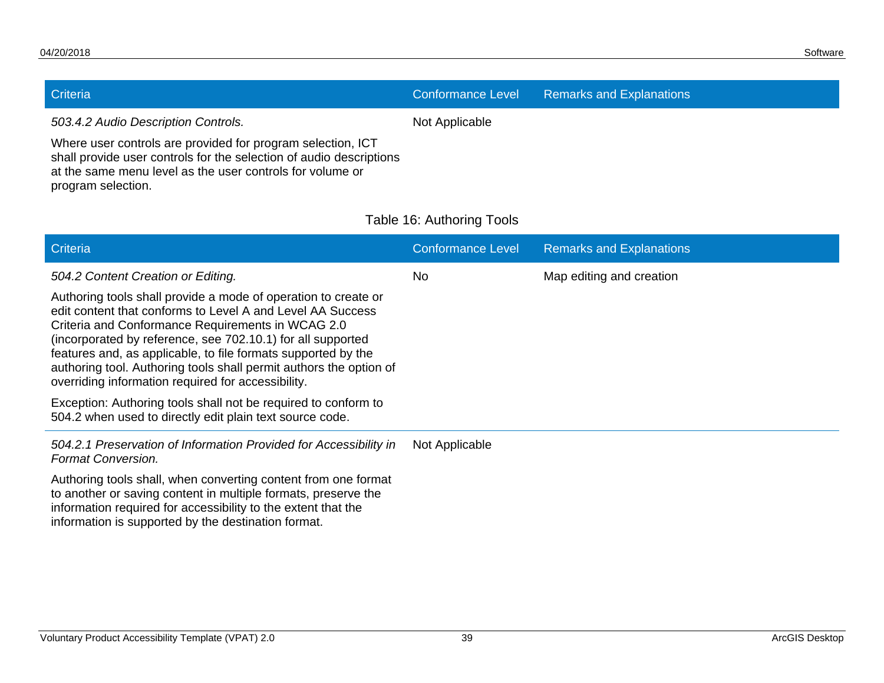| Criteria | Conformance Level | Remarks and Explanations |
|---|---|---|
| *503.4.2 Audio Description Controls.*<br><br>Where user controls are provided for program selection, ICT shall provide user controls for the selection of audio descriptions at the same menu level as the user controls for volume or program selection. | Not Applicable | |

Table 16: Authoring Tools

| Criteria | Conformance Level | Remarks and Explanations |
|---|---|---|
| *504.2 Content Creation or Editing.*<br><br>Authoring tools shall provide a mode of operation to create or edit content that conforms to Level A and Level AA Success Criteria and Conformance Requirements in WCAG 2.0 (incorporated by reference, see 702.10.1) for all supported features and, as applicable, to file formats supported by the authoring tool. Authoring tools shall permit authors the option of overriding information required for accessibility.<br><br>Exception: Authoring tools shall not be required to conform to 504.2 when used to directly edit plain text source code. | No | Map editing and creation |
| *504.2.1 Preservation of Information Provided for Accessibility in Format Conversion.*<br><br>Authoring tools shall, when converting content from one format to another or saving content in multiple formats, preserve the information required for accessibility to the extent that the information is supported by the destination format. | Not Applicable | |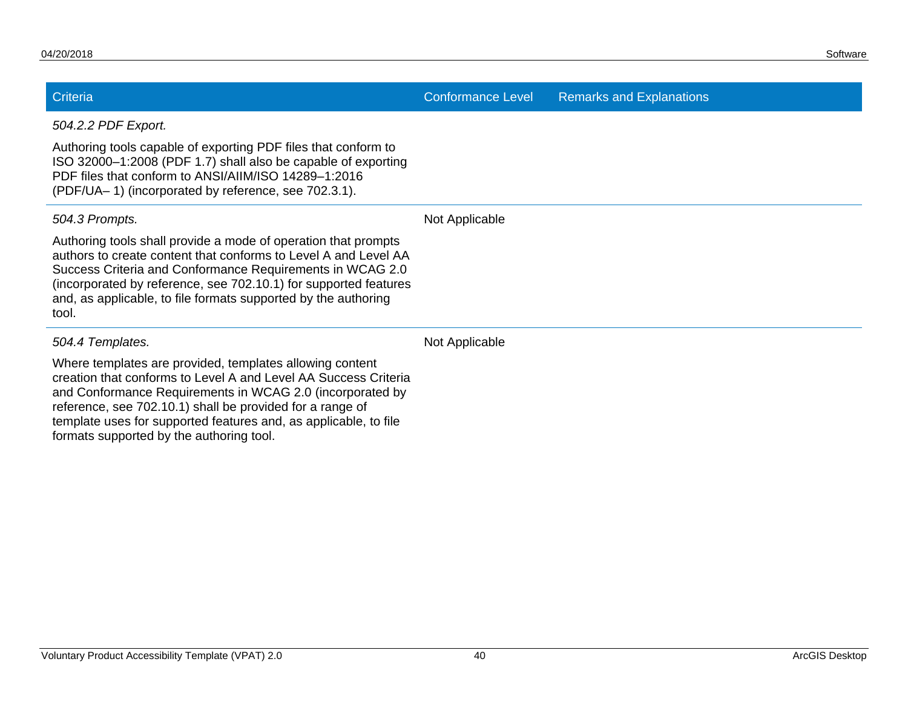| Criteria | Conformance Level | Remarks and Explanations |
|---|---|---|
| *504.2.2 PDF Export.*<br><br>Authoring tools capable of exporting PDF files that conform to ISO 32000–1:2008 (PDF 1.7) shall also be capable of exporting PDF files that conform to ANSI/AIIM/ISO 14289–1:2016 (PDF/UA– 1) (incorporated by reference, see 702.3.1). | | |
| *504.3 Prompts.*<br><br>Authoring tools shall provide a mode of operation that prompts authors to create content that conforms to Level A and Level AA Success Criteria and Conformance Requirements in WCAG 2.0 (incorporated by reference, see 702.10.1) for supported features and, as applicable, to file formats supported by the authoring tool. | Not Applicable | |
| *504.4 Templates.*<br><br>Where templates are provided, templates allowing content creation that conforms to Level A and Level AA Success Criteria and Conformance Requirements in WCAG 2.0 (incorporated by reference, see 702.10.1) shall be provided for a range of template uses for supported features and, as applicable, to file formats supported by the authoring tool. | Not Applicable | |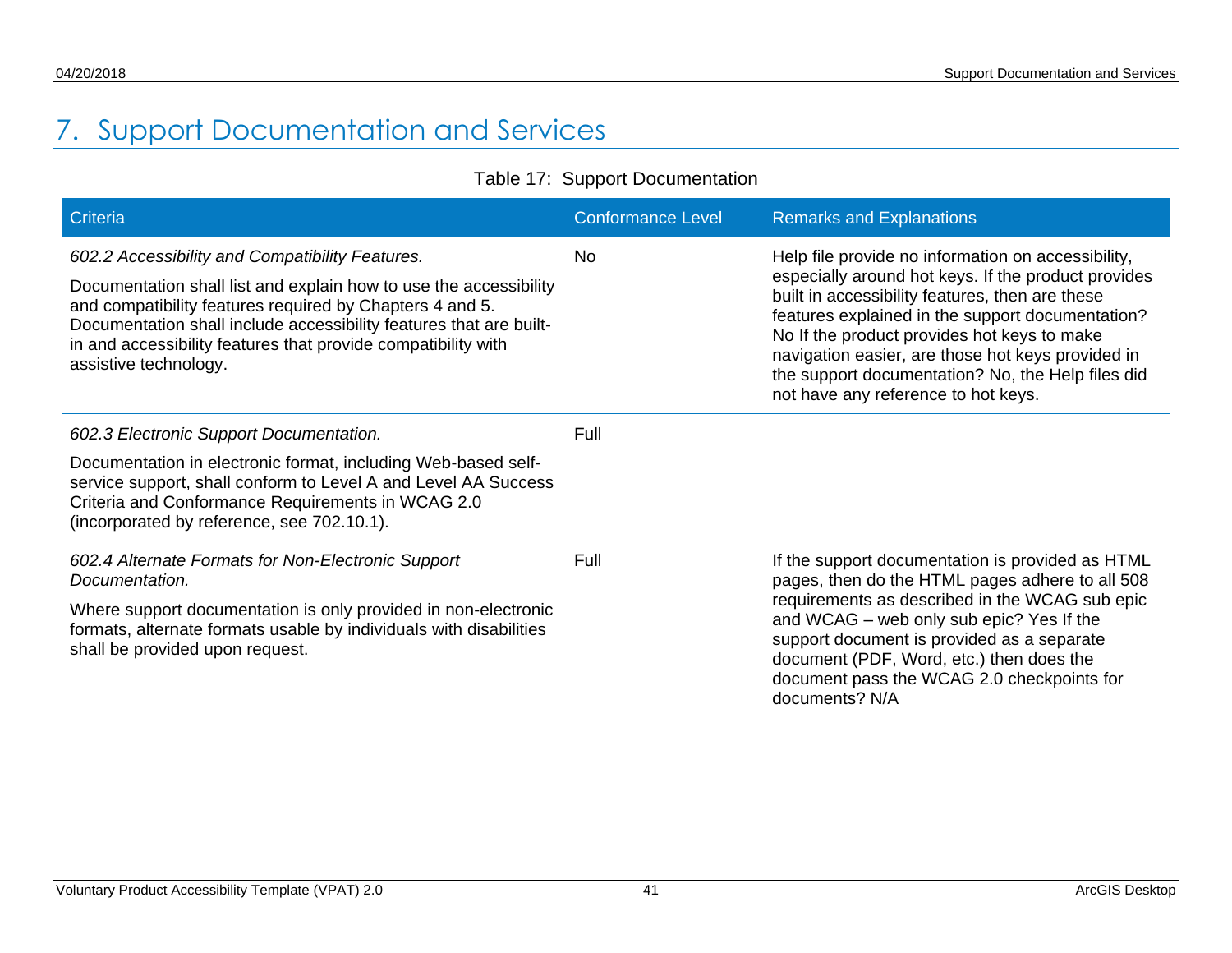# 7. Support Documentation and Services

Table 17: Support Documentation

| Criteria | Conformance Level | Remarks and Explanations |
| --- | --- | --- |
| *602.2 Accessibility and Compatibility Features.* Documentation shall list and explain how to use the accessibility and compatibility features required by Chapters 4 and 5. Documentation shall include accessibility features that are built-in and accessibility features that provide compatibility with assistive technology. | No | Help file provide no information on accessibility, especially around hot keys. If the product provides built in accessibility features, then are these features explained in the support documentation? No If the product provides hot keys to make navigation easier, are those hot keys provided in the support documentation? No, the Help files did not have any reference to hot keys. |
| *602.3 Electronic Support Documentation.* Documentation in electronic format, including Web-based self-service support, shall conform to Level A and Level AA Success Criteria and Conformance Requirements in WCAG 2.0 (incorporated by reference, see 702.10.1). | Full | |
| *602.4 Alternate Formats for Non-Electronic Support Documentation.* Where support documentation is only provided in non-electronic formats, alternate formats usable by individuals with disabilities shall be provided upon request. | Full | If the support documentation is provided as HTML pages, then do the HTML pages adhere to all 508 requirements as described in the WCAG sub epic and WCAG – web only sub epic? Yes If the support document is provided as a separate document (PDF, Word, etc.) then does the document pass the WCAG 2.0 checkpoints for documents? N/A |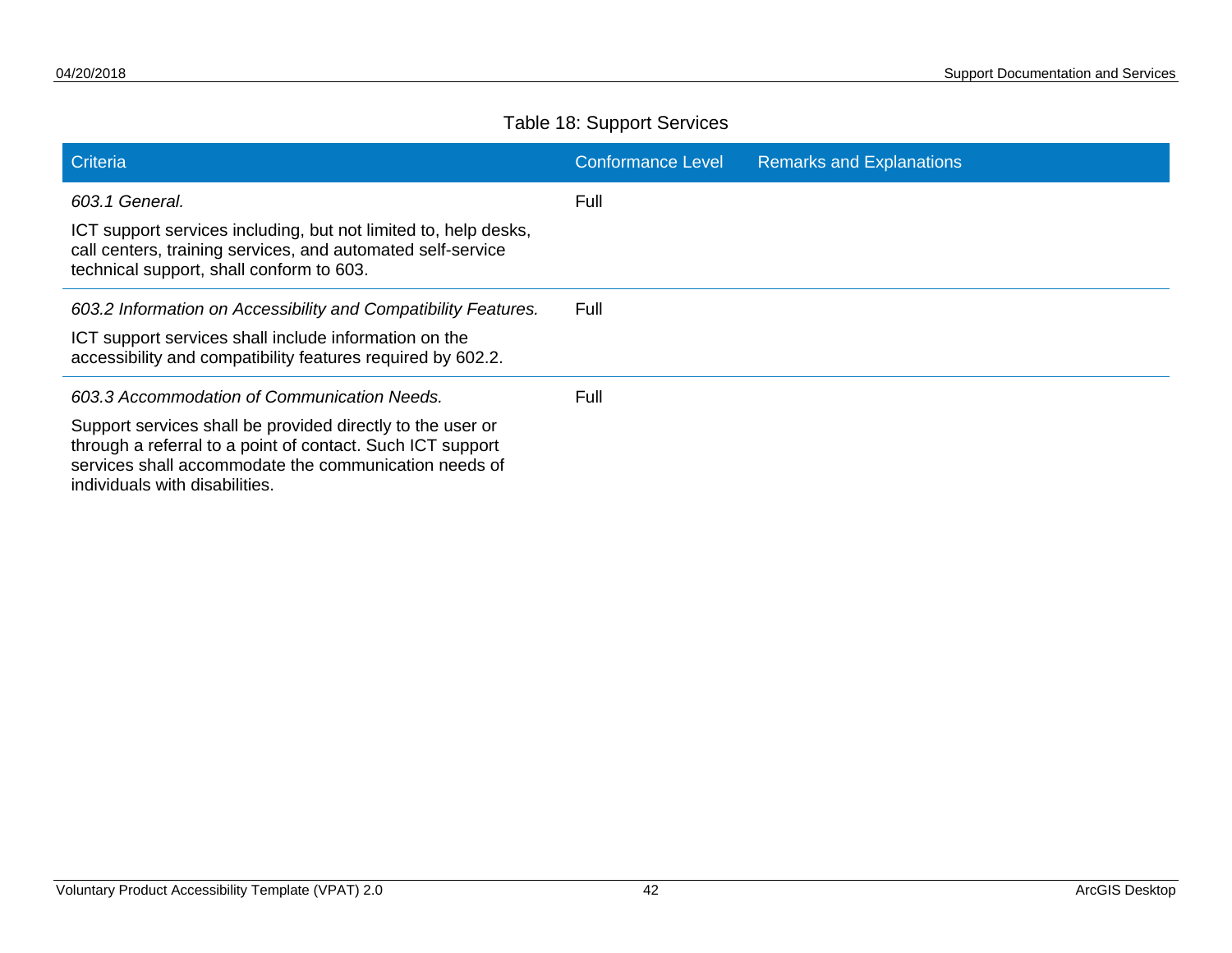Table 18: Support Services

| Criteria | Conformance Level | Remarks and Explanations |
|---|---|---|
| *603.1 General.* ICT support services including, but not limited to, help desks, call centers, training services, and automated self-service technical support, shall conform to 603. | Full | |
| *603.2 Information on Accessibility and Compatibility Features.* ICT support services shall include information on the accessibility and compatibility features required by 602.2. | Full | |
| *603.3 Accommodation of Communication Needs.* Support services shall be provided directly to the user or through a referral to a point of contact. Such ICT support services shall accommodate the communication needs of individuals with disabilities. | Full | |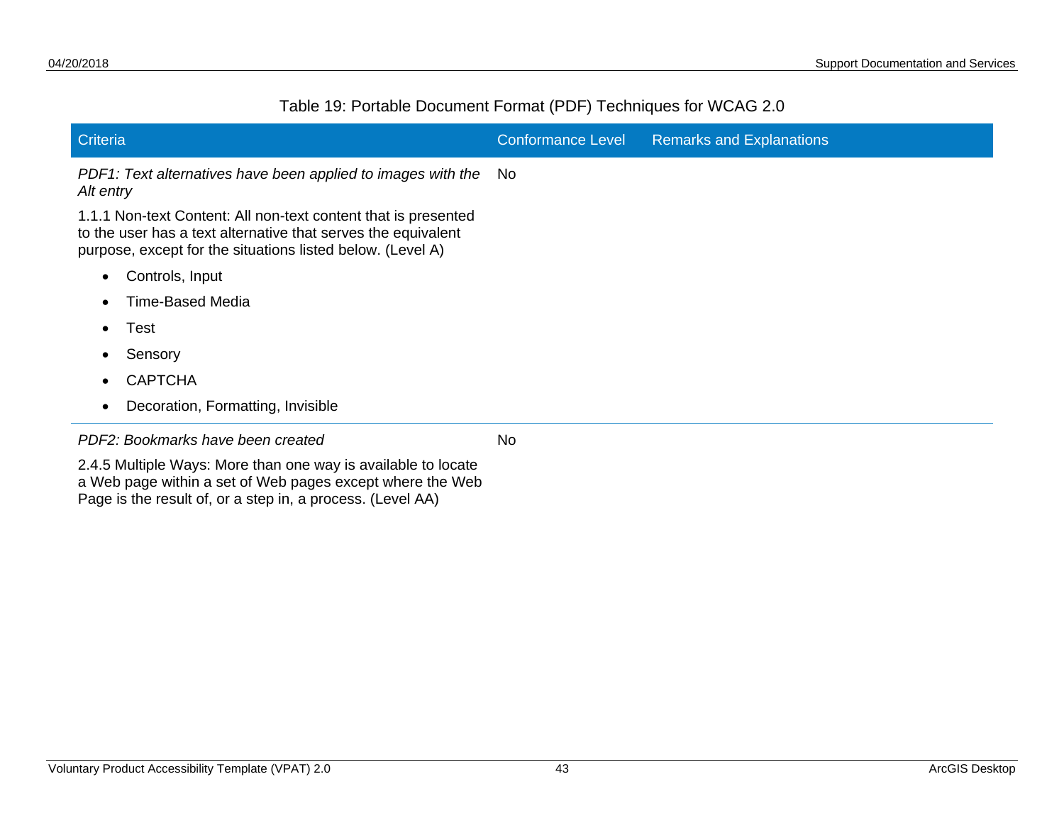Table 19: Portable Document Format (PDF) Techniques for WCAG 2.0

| Criteria | Conformance Level | Remarks and Explanations |
| --- | --- | --- |
| *PDF1: Text alternatives have been applied to images with the Alt entry*<br><br>1.1.1 Non-text Content: All non-text content that is presented to the user has a text alternative that serves the equivalent purpose, except for the situations listed below. (Level A)<br><br>• Controls, Input<br>• Time-Based Media<br>• Test<br>• Sensory<br>• CAPTCHA<br>• Decoration, Formatting, Invisible | No | |
| *PDF2: Bookmarks have been created*<br><br>2.4.5 Multiple Ways: More than one way is available to locate a Web page within a set of Web pages except where the Web Page is the result of, or a step in, a process. (Level AA) | No | |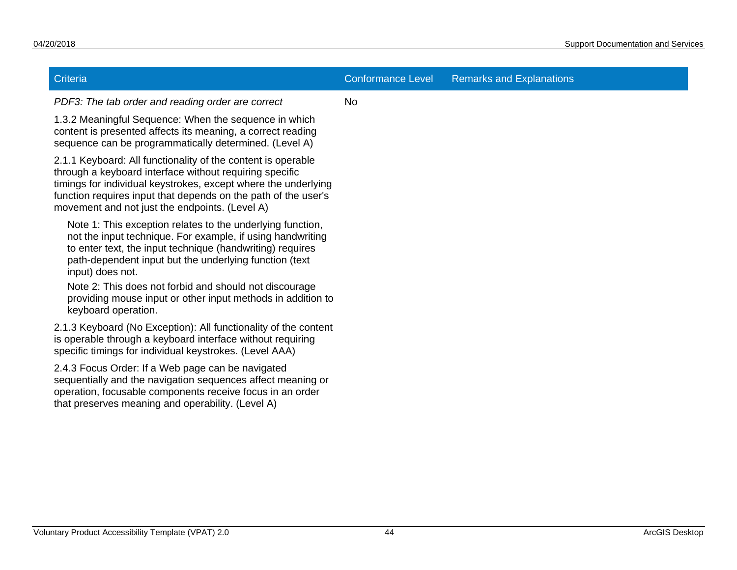| Criteria | Conformance Level | Remarks and Explanations |
| --- | --- | --- |
| *PDF3: The tab order and reading order are correct*<br><br>1.3.2 Meaningful Sequence: When the sequence in which content is presented affects its meaning, a correct reading sequence can be programmatically determined. (Level A)<br><br>2.1.1 Keyboard: All functionality of the content is operable through a keyboard interface without requiring specific timings for individual keystrokes, except where the underlying function requires input that depends on the path of the user's movement and not just the endpoints. (Level A)<br><br>Note 1: This exception relates to the underlying function, not the input technique. For example, if using handwriting to enter text, the input technique (handwriting) requires path-dependent input but the underlying function (text input) does not.<br><br>Note 2: This does not forbid and should not discourage providing mouse input or other input methods in addition to keyboard operation.<br><br>2.1.3 Keyboard (No Exception): All functionality of the content is operable through a keyboard interface without requiring specific timings for individual keystrokes. (Level AAA)<br><br>2.4.3 Focus Order: If a Web page can be navigated sequentially and the navigation sequences affect meaning or operation, focusable components receive focus in an order that preserves meaning and operability. (Level A) | No | |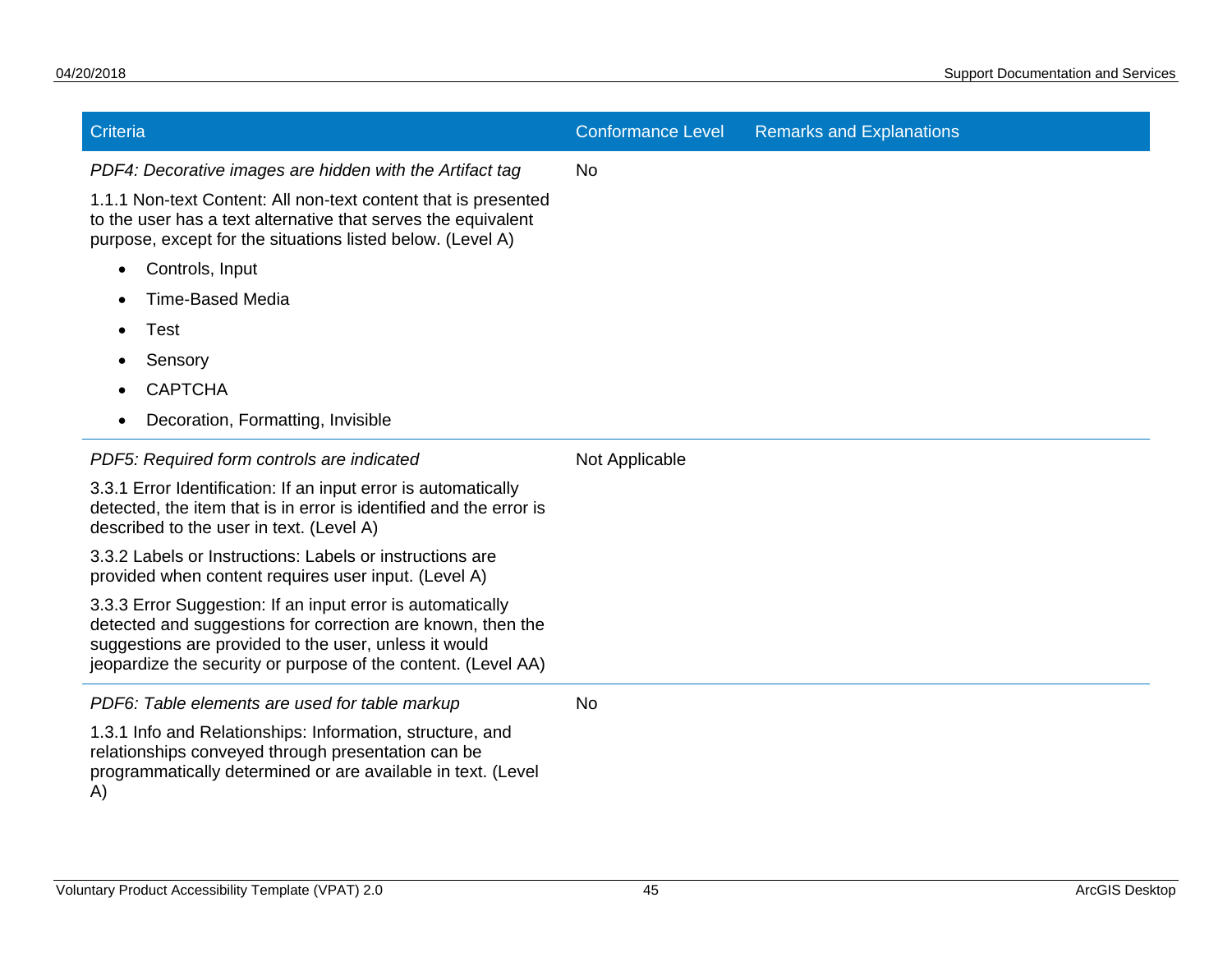| Criteria | Conformance Level | Remarks and Explanations |
|---|---|---|
| *PDF4: Decorative images are hidden with the Artifact tag*<br><br>1.1.1 Non-text Content: All non-text content that is presented to the user has a text alternative that serves the equivalent purpose, except for the situations listed below. (Level A)<br><br>• Controls, Input<br>• Time-Based Media<br>• Test<br>• Sensory<br>• CAPTCHA<br>• Decoration, Formatting, Invisible | No | |
| *PDF5: Required form controls are indicated*<br><br>3.3.1 Error Identification: If an input error is automatically detected, the item that is in error is identified and the error is described to the user in text. (Level A)<br><br>3.3.2 Labels or Instructions: Labels or instructions are provided when content requires user input. (Level A)<br><br>3.3.3 Error Suggestion: If an input error is automatically detected and suggestions for correction are known, then the suggestions are provided to the user, unless it would jeopardize the security or purpose of the content. (Level AA) | Not Applicable | |
| *PDF6: Table elements are used for table markup*<br><br>1.3.1 Info and Relationships: Information, structure, and relationships conveyed through presentation can be programmatically determined or are available in text. (Level A) | No | |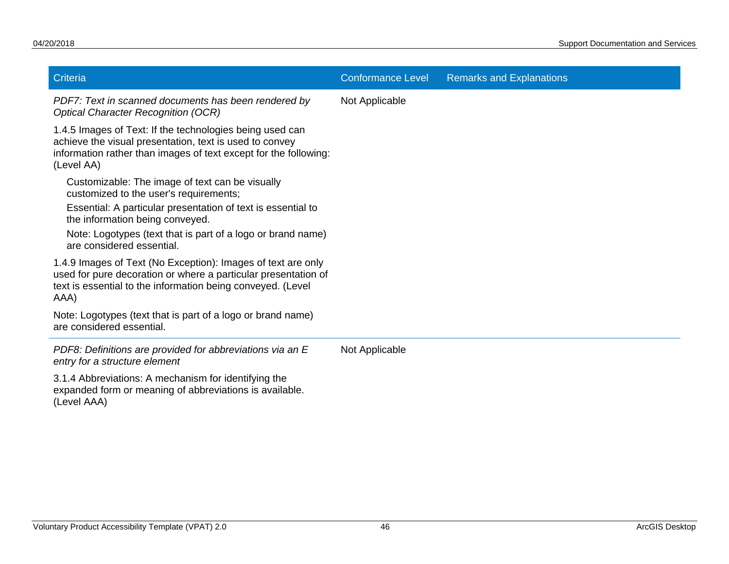| Criteria | Conformance Level | Remarks and Explanations |
| --- | --- | --- |
| *PDF7: Text in scanned documents has been rendered by Optical Character Recognition (OCR)*<br><br>1.4.5 Images of Text: If the technologies being used can achieve the visual presentation, text is used to convey information rather than images of text except for the following: (Level AA)<br><br>Customizable: The image of text can be visually customized to the user's requirements;<br>Essential: A particular presentation of text is essential to the information being conveyed.<br>Note: Logotypes (text that is part of a logo or brand name) are considered essential.<br><br>1.4.9 Images of Text (No Exception): Images of text are only used for pure decoration or where a particular presentation of text is essential to the information being conveyed. (Level AAA)<br><br>Note: Logotypes (text that is part of a logo or brand name) are considered essential. | Not Applicable | |
| *PDF8: Definitions are provided for abbreviations via an E entry for a structure element*<br><br>3.1.4 Abbreviations: A mechanism for identifying the expanded form or meaning of abbreviations is available. (Level AAA) | Not Applicable | |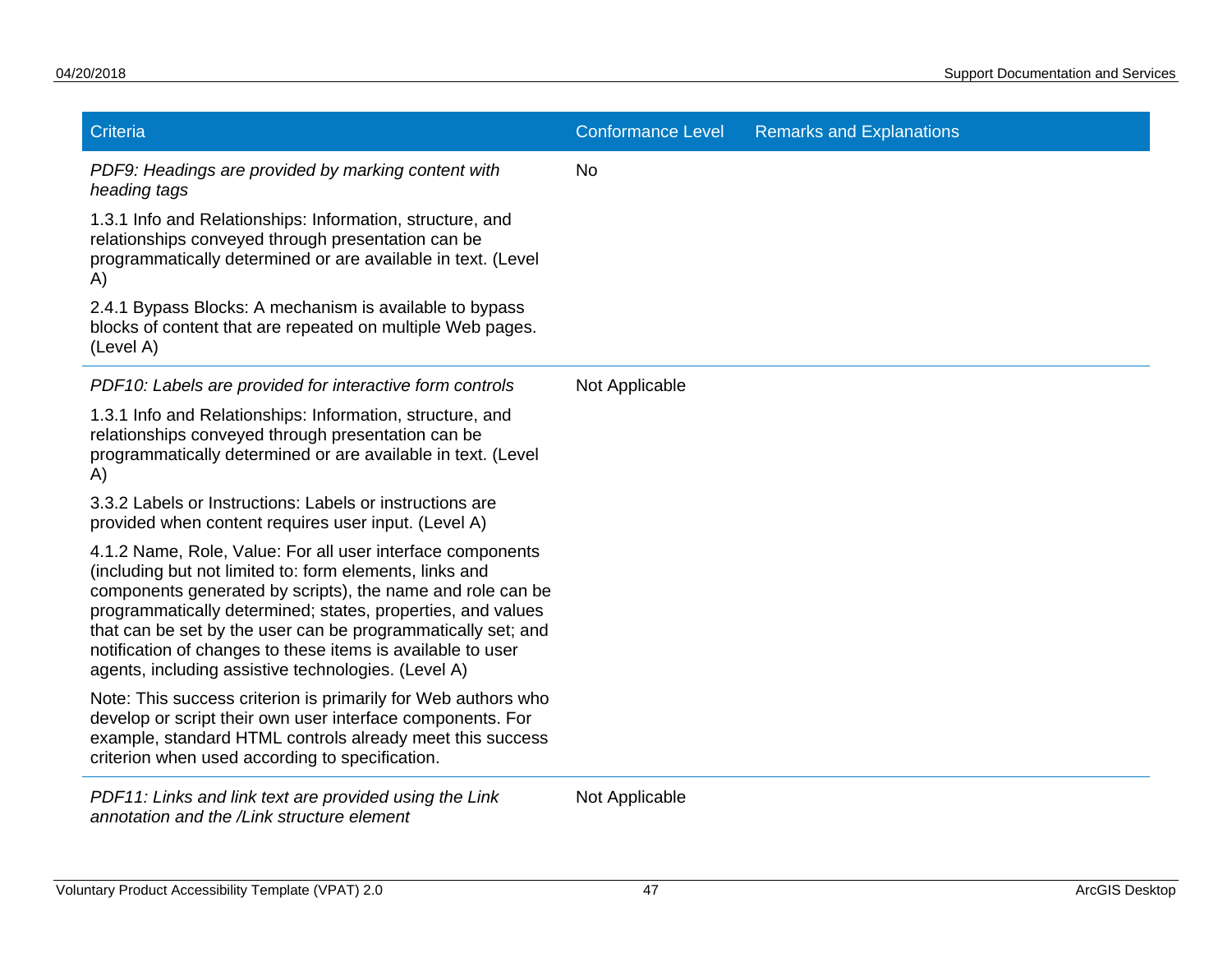| Criteria | Conformance Level | Remarks and Explanations |
| --- | --- | --- |
| *PDF9: Headings are provided by marking content with heading tags*<br><br>1.3.1 Info and Relationships: Information, structure, and relationships conveyed through presentation can be programmatically determined or are available in text. (Level A)<br><br>2.4.1 Bypass Blocks: A mechanism is available to bypass blocks of content that are repeated on multiple Web pages. (Level A) | No | |
| *PDF10: Labels are provided for interactive form controls*<br><br>1.3.1 Info and Relationships: Information, structure, and relationships conveyed through presentation can be programmatically determined or are available in text. (Level A)<br><br>3.3.2 Labels or Instructions: Labels or instructions are provided when content requires user input. (Level A)<br><br>4.1.2 Name, Role, Value: For all user interface components (including but not limited to: form elements, links and components generated by scripts), the name and role can be programmatically determined; states, properties, and values that can be set by the user can be programmatically set; and notification of changes to these items is available to user agents, including assistive technologies. (Level A)<br><br>Note: This success criterion is primarily for Web authors who develop or script their own user interface components. For example, standard HTML controls already meet this success criterion when used according to specification. | Not Applicable | |
| *PDF11: Links and link text are provided using the Link annotation and the /Link structure element* | Not Applicable | |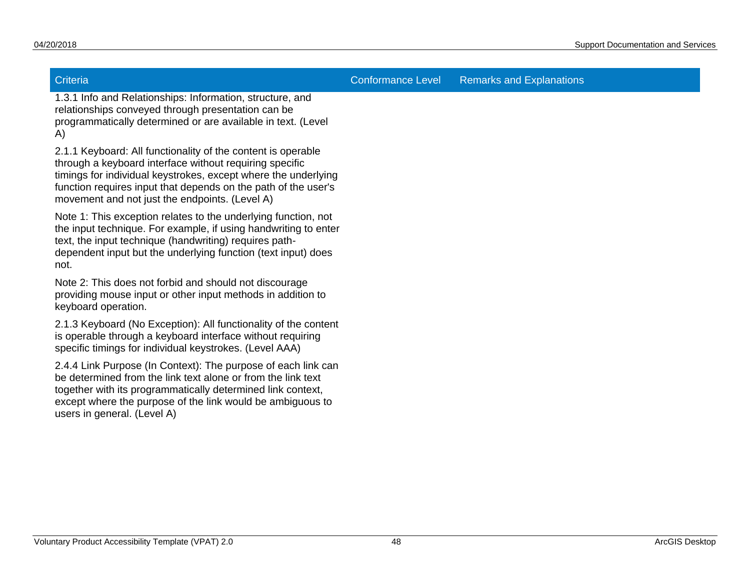| Criteria | Conformance Level | Remarks and Explanations |
| --- | --- | --- |
| 1.3.1 Info and Relationships: Information, structure, and relationships conveyed through presentation can be programmatically determined or are available in text. (Level A)<br><br>2.1.1 Keyboard: All functionality of the content is operable through a keyboard interface without requiring specific timings for individual keystrokes, except where the underlying function requires input that depends on the path of the user's movement and not just the endpoints. (Level A)<br><br>Note 1: This exception relates to the underlying function, not the input technique. For example, if using handwriting to enter text, the input technique (handwriting) requires path-dependent input but the underlying function (text input) does not.<br><br>Note 2: This does not forbid and should not discourage providing mouse input or other input methods in addition to keyboard operation.<br><br>2.1.3 Keyboard (No Exception): All functionality of the content is operable through a keyboard interface without requiring specific timings for individual keystrokes. (Level AAA)<br><br>2.4.4 Link Purpose (In Context): The purpose of each link can be determined from the link text alone or from the link text together with its programmatically determined link context, except where the purpose of the link would be ambiguous to users in general. (Level A) | | |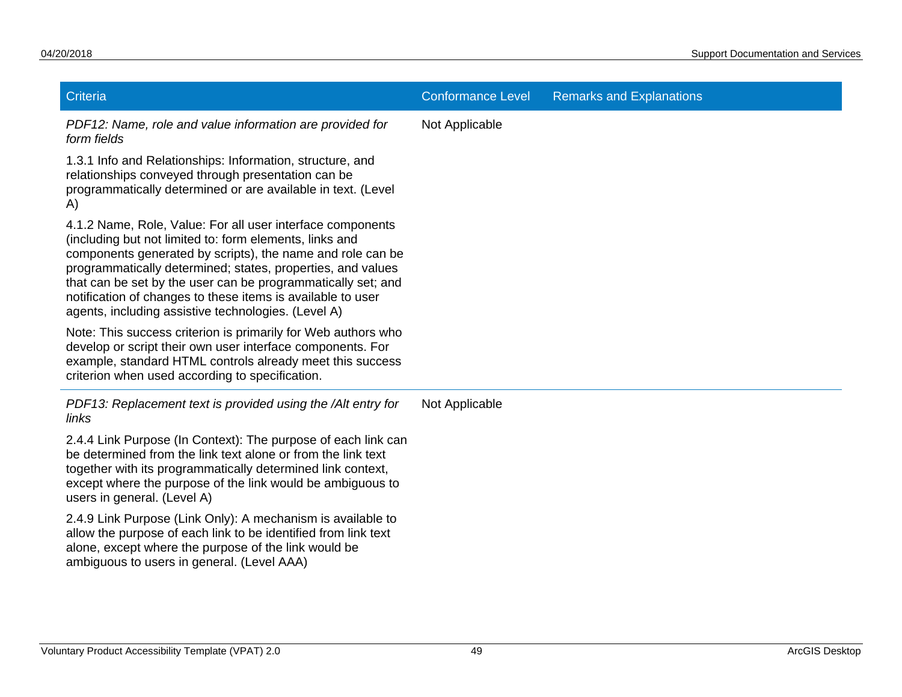| Criteria | Conformance Level | Remarks and Explanations |
| --- | --- | --- |
| *PDF12: Name, role and value information are provided for form fields*<br><br>1.3.1 Info and Relationships: Information, structure, and relationships conveyed through presentation can be programmatically determined or are available in text. (Level A)<br><br>4.1.2 Name, Role, Value: For all user interface components (including but not limited to: form elements, links and components generated by scripts), the name and role can be programmatically determined; states, properties, and values that can be set by the user can be programmatically set; and notification of changes to these items is available to user agents, including assistive technologies. (Level A)<br><br>Note: This success criterion is primarily for Web authors who develop or script their own user interface components. For example, standard HTML controls already meet this success criterion when used according to specification. | Not Applicable | |
| *PDF13: Replacement text is provided using the /Alt entry for links*<br><br>2.4.4 Link Purpose (In Context): The purpose of each link can be determined from the link text alone or from the link text together with its programmatically determined link context, except where the purpose of the link would be ambiguous to users in general. (Level A)<br><br>2.4.9 Link Purpose (Link Only): A mechanism is available to allow the purpose of each link to be identified from link text alone, except where the purpose of the link would be ambiguous to users in general. (Level AAA) | Not Applicable | |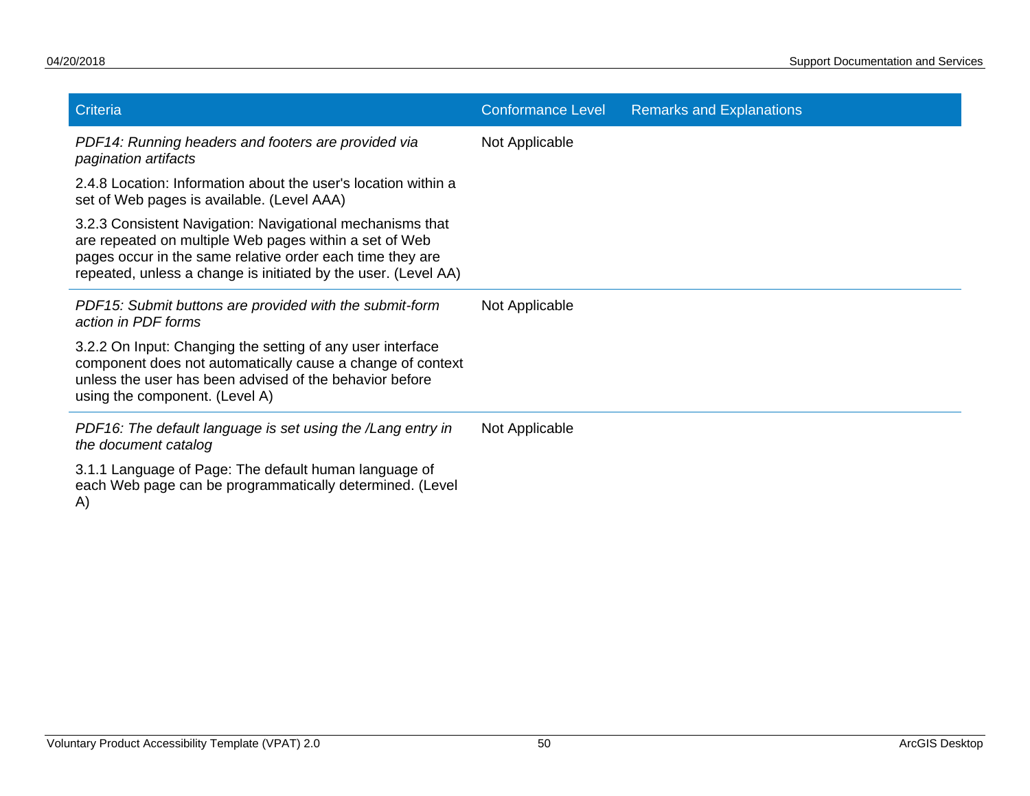| Criteria | Conformance Level | Remarks and Explanations |
| --- | --- | --- |
| *PDF14: Running headers and footers are provided via pagination artifacts*<br><br>2.4.8 Location: Information about the user's location within a set of Web pages is available. (Level AAA)<br><br>3.2.3 Consistent Navigation: Navigational mechanisms that are repeated on multiple Web pages within a set of Web pages occur in the same relative order each time they are repeated, unless a change is initiated by the user. (Level AA) | Not Applicable | |
| *PDF15: Submit buttons are provided with the submit-form action in PDF forms*<br><br>3.2.2 On Input: Changing the setting of any user interface component does not automatically cause a change of context unless the user has been advised of the behavior before using the component. (Level A) | Not Applicable | |
| *PDF16: The default language is set using the /Lang entry in the document catalog*<br><br>3.1.1 Language of Page: The default human language of each Web page can be programmatically determined. (Level A) | Not Applicable | |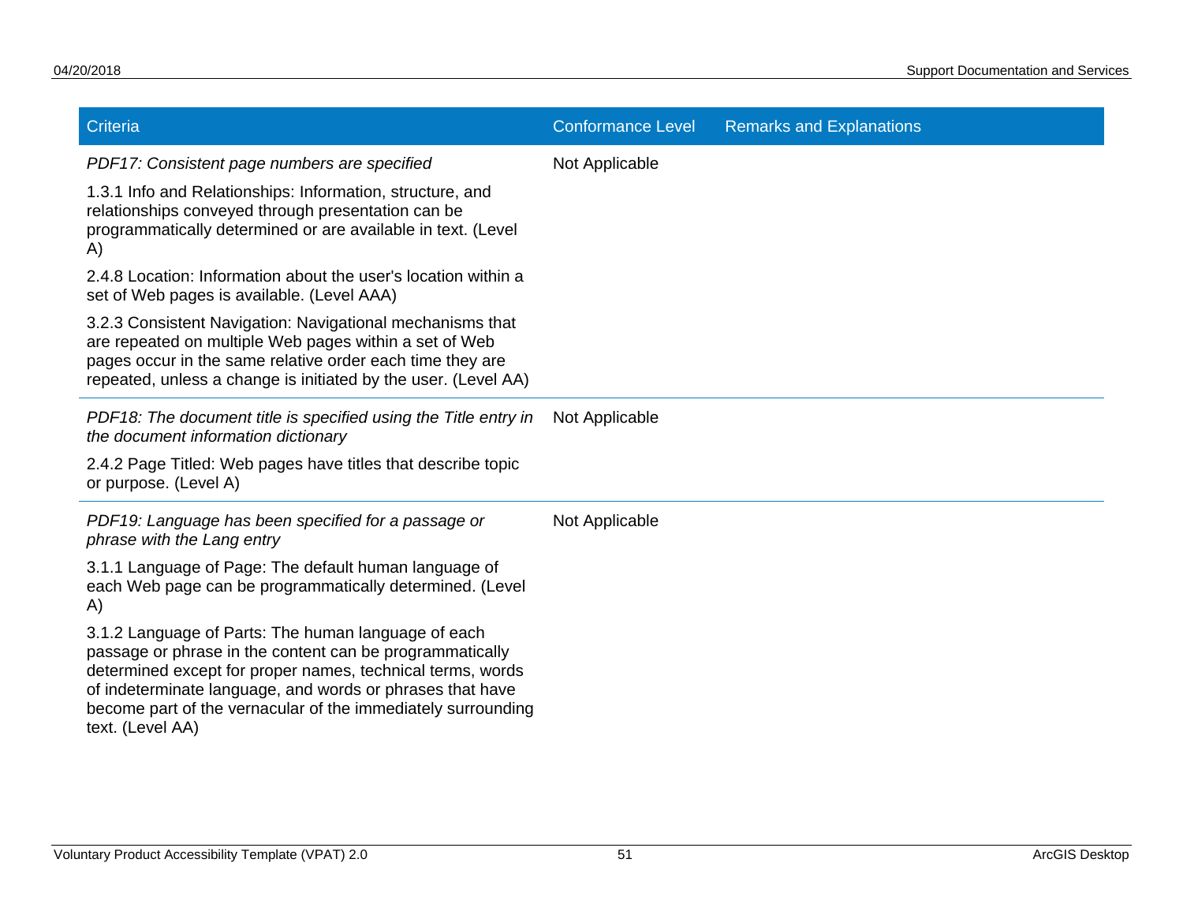| Criteria | Conformance Level | Remarks and Explanations |
| --- | --- | --- |
| *PDF17: Consistent page numbers are specified*<br><br>1.3.1 Info and Relationships: Information, structure, and relationships conveyed through presentation can be programmatically determined or are available in text. (Level A)<br><br>2.4.8 Location: Information about the user's location within a set of Web pages is available. (Level AAA)<br><br>3.2.3 Consistent Navigation: Navigational mechanisms that are repeated on multiple Web pages within a set of Web pages occur in the same relative order each time they are repeated, unless a change is initiated by the user. (Level AA) | Not Applicable | |
| *PDF18: The document title is specified using the Title entry in the document information dictionary*<br><br>2.4.2 Page Titled: Web pages have titles that describe topic or purpose. (Level A) | Not Applicable | |
| *PDF19: Language has been specified for a passage or phrase with the Lang entry*<br><br>3.1.1 Language of Page: The default human language of each Web page can be programmatically determined. (Level A)<br><br>3.1.2 Language of Parts: The human language of each passage or phrase in the content can be programmatically determined except for proper names, technical terms, words of indeterminate language, and words or phrases that have become part of the vernacular of the immediately surrounding text. (Level AA) | Not Applicable | |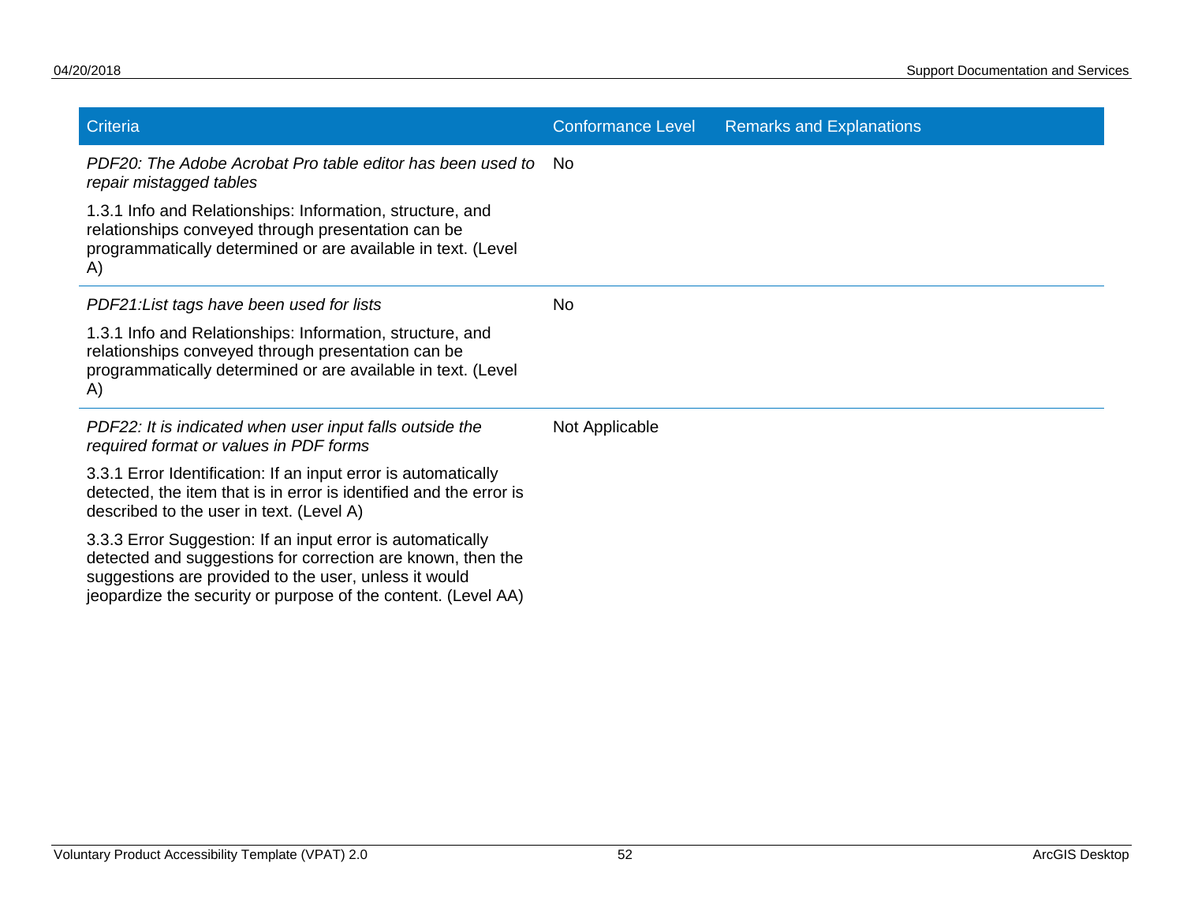| Criteria | Conformance Level | Remarks and Explanations |
|---|---|---|
| *PDF20: The Adobe Acrobat Pro table editor has been used to repair mistagged tables*<br><br>1.3.1 Info and Relationships: Information, structure, and relationships conveyed through presentation can be programmatically determined or are available in text. (Level A) | No | |
| *PDF21:List tags have been used for lists*<br><br>1.3.1 Info and Relationships: Information, structure, and relationships conveyed through presentation can be programmatically determined or are available in text. (Level A) | No | |
| *PDF22: It is indicated when user input falls outside the required format or values in PDF forms*<br><br>3.3.1 Error Identification: If an input error is automatically detected, the item that is in error is identified and the error is described to the user in text. (Level A)<br><br>3.3.3 Error Suggestion: If an input error is automatically detected and suggestions for correction are known, then the suggestions are provided to the user, unless it would jeopardize the security or purpose of the content. (Level AA) | Not Applicable | |